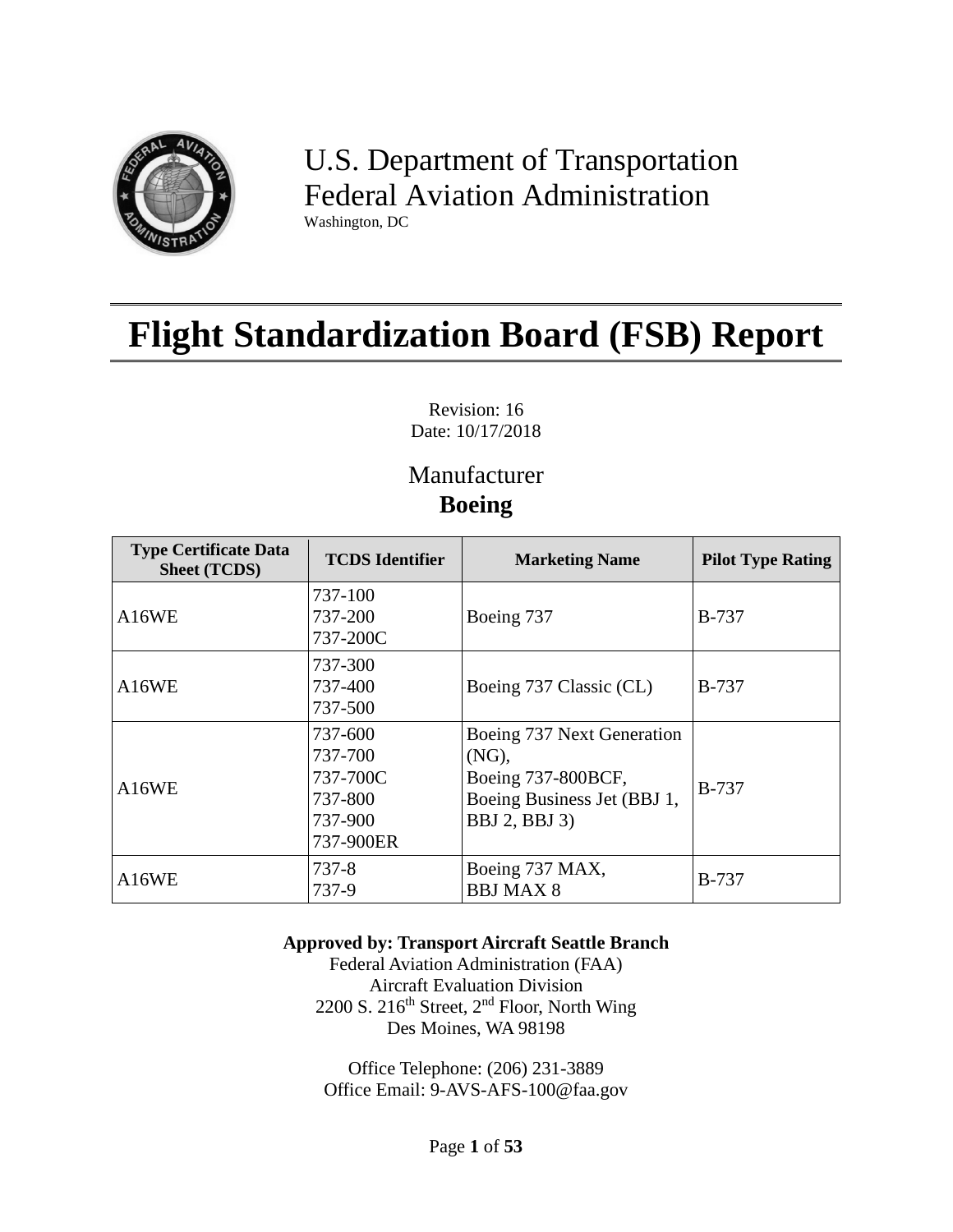U.S. Department of Transportation
Federal Aviation Administration
Washington, DC

# Flight Standardization Board (FSB) Report

Revision: 16
Date: 10/17/2018

Manufacturer
**Boeing**

| Type Certificate Data Sheet (TCDS) | TCDS Identifier | Marketing Name | Pilot Type Rating |
|---|---|---|---|
| A16WE | 737-100<br>737-200<br>737-200C | Boeing 737 | B-737 |
| A16WE | 737-300<br>737-400<br>737-500 | Boeing 737 Classic (CL) | B-737 |
| A16WE | 737-600<br>737-700<br>737-700C<br>737-800<br>737-900<br>737-900ER | Boeing 737 Next Generation (NG),<br>Boeing 737-800BCF,<br>Boeing Business Jet (BBJ 1, BBJ 2, BBJ 3) | B-737 |
| A16WE | 737-8<br>737-9 | Boeing 737 MAX,<br>BBJ MAX 8 | B-737 |

**Approved by: Transport Aircraft Seattle Branch**
Federal Aviation Administration (FAA)
Aircraft Evaluation Division
2200 S. 216th Street, 2nd Floor, North Wing
Des Moines, WA 98198

Office Telephone: (206) 231-3889
Office Email: 9-AVS-AFS-100@faa.gov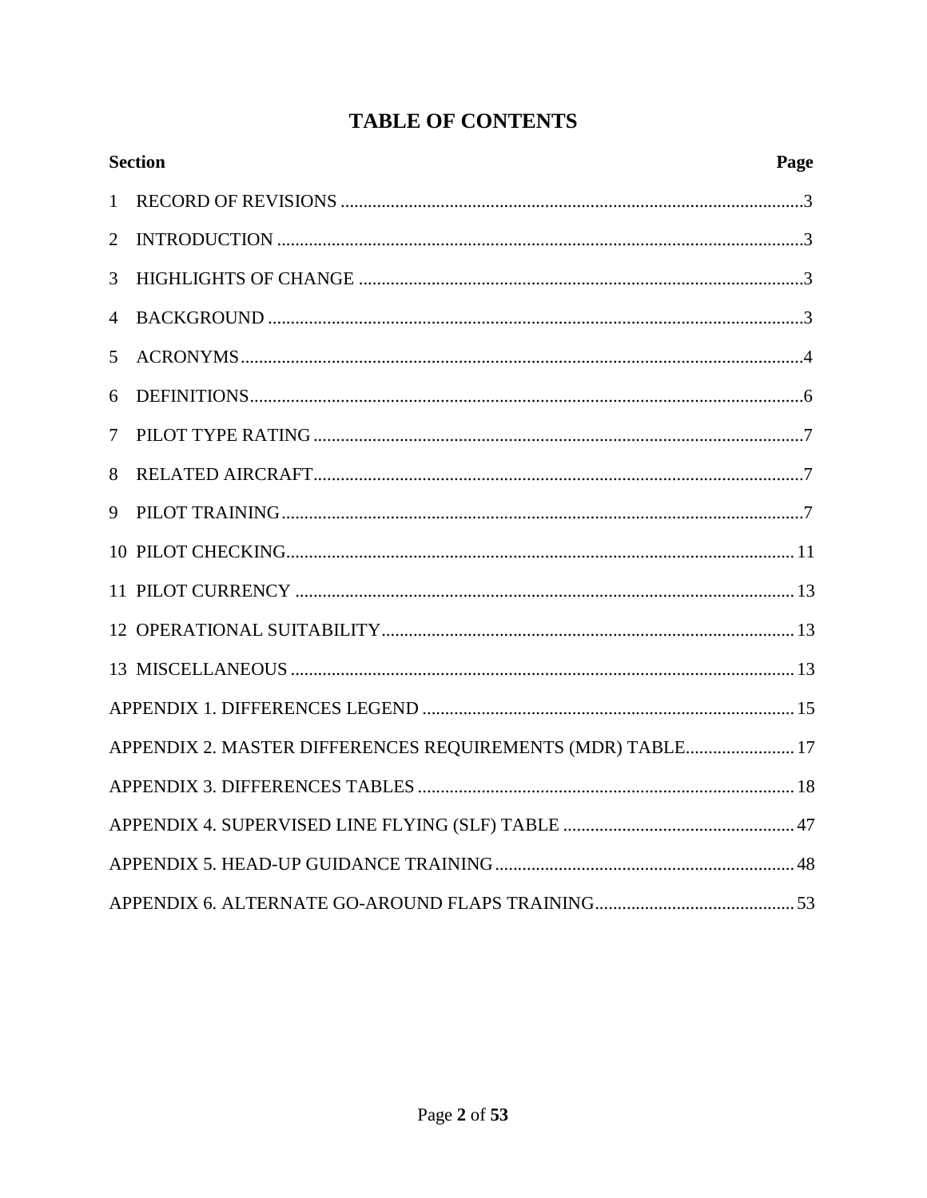# TABLE OF CONTENTS

| Section | Page |
|---|---|
| 1 RECORD OF REVISIONS | 3 |
| 2 INTRODUCTION | 3 |
| 3 HIGHLIGHTS OF CHANGE | 3 |
| 4 BACKGROUND | 3 |
| 5 ACRONYMS | 4 |
| 6 DEFINITIONS | 6 |
| 7 PILOT TYPE RATING | 7 |
| 8 RELATED AIRCRAFT | 7 |
| 9 PILOT TRAINING | 7 |
| 10 PILOT CHECKING | 11 |
| 11 PILOT CURRENCY | 13 |
| 12 OPERATIONAL SUITABILITY | 13 |
| 13 MISCELLANEOUS | 13 |
| APPENDIX 1. DIFFERENCES LEGEND | 15 |
| APPENDIX 2. MASTER DIFFERENCES REQUIREMENTS (MDR) TABLE | 17 |
| APPENDIX 3. DIFFERENCES TABLES | 18 |
| APPENDIX 4. SUPERVISED LINE FLYING (SLF) TABLE | 47 |
| APPENDIX 5. HEAD-UP GUIDANCE TRAINING | 48 |
| APPENDIX 6. ALTERNATE GO-AROUND FLAPS TRAINING | 53 |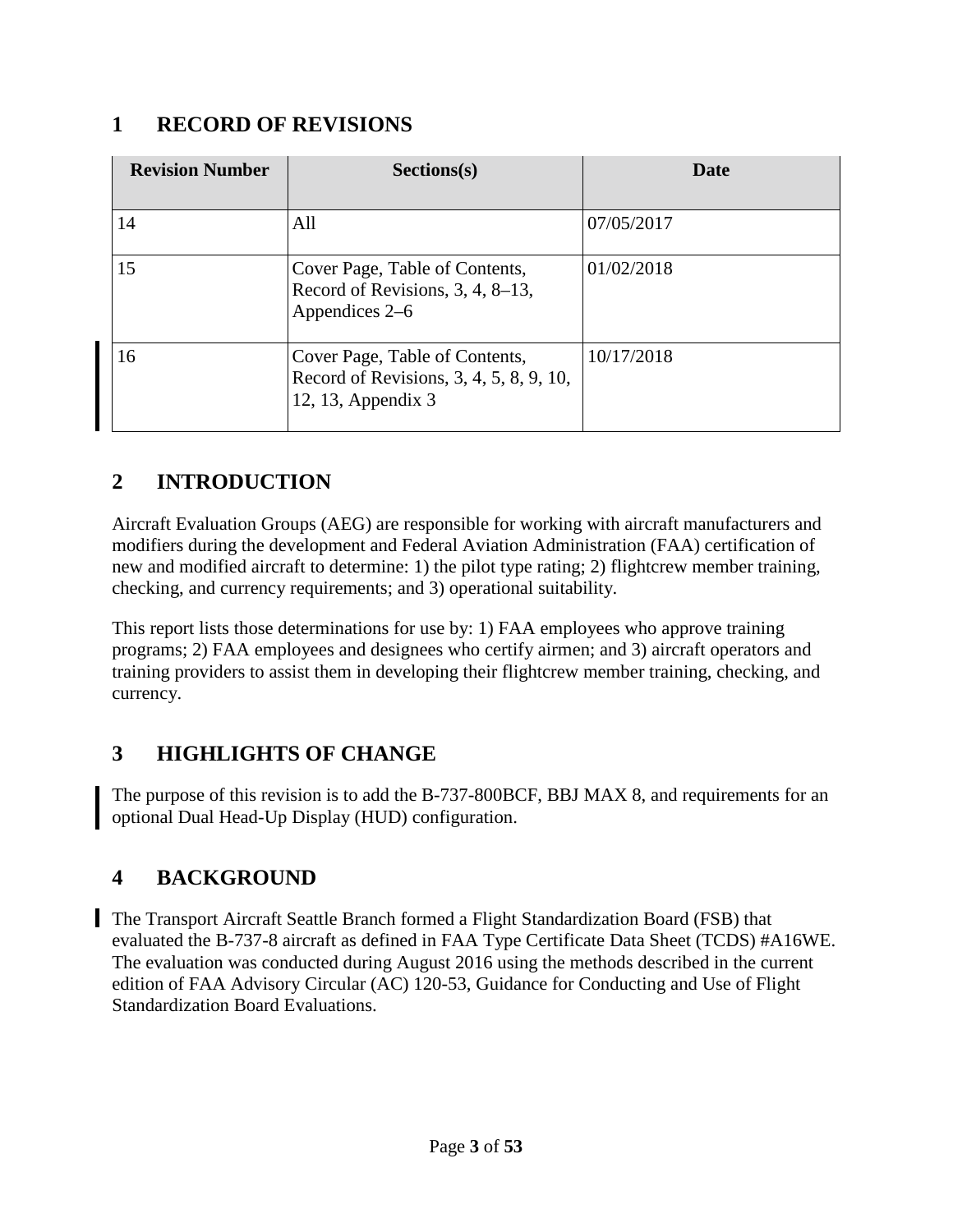## 1 RECORD OF REVISIONS

| Revision Number | Sections(s) | Date |
|---|---|---|
| 14 | All | 07/05/2017 |
| 15 | Cover Page, Table of Contents, Record of Revisions, 3, 4, 8–13, Appendices 2–6 | 01/02/2018 |
| 16 | Cover Page, Table of Contents, Record of Revisions, 3, 4, 5, 8, 9, 10, 12, 13, Appendix 3 | 10/17/2018 |

## 2 INTRODUCTION

Aircraft Evaluation Groups (AEG) are responsible for working with aircraft manufacturers and modifiers during the development and Federal Aviation Administration (FAA) certification of new and modified aircraft to determine: 1) the pilot type rating; 2) flightcrew member training, checking, and currency requirements; and 3) operational suitability.

This report lists those determinations for use by: 1) FAA employees who approve training programs; 2) FAA employees and designees who certify airmen; and 3) aircraft operators and training providers to assist them in developing their flightcrew member training, checking, and currency.

## 3 HIGHLIGHTS OF CHANGE

The purpose of this revision is to add the B-737-800BCF, BBJ MAX 8, and requirements for an optional Dual Head-Up Display (HUD) configuration.

## 4 BACKGROUND

The Transport Aircraft Seattle Branch formed a Flight Standardization Board (FSB) that evaluated the B-737-8 aircraft as defined in FAA Type Certificate Data Sheet (TCDS) #A16WE. The evaluation was conducted during August 2016 using the methods described in the current edition of FAA Advisory Circular (AC) 120-53, Guidance for Conducting and Use of Flight Standardization Board Evaluations.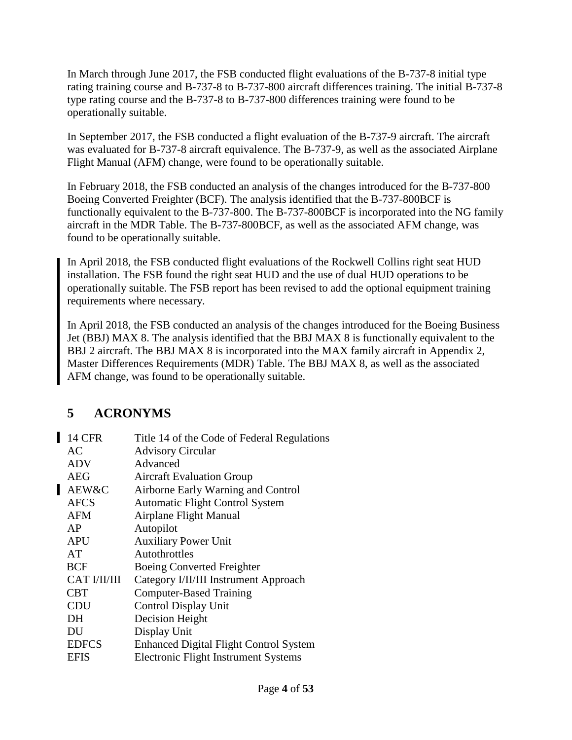In March through June 2017, the FSB conducted flight evaluations of the B-737-8 initial type rating training course and B-737-8 to B-737-800 aircraft differences training. The initial B-737-8 type rating course and the B-737-8 to B-737-800 differences training were found to be operationally suitable.

In September 2017, the FSB conducted a flight evaluation of the B-737-9 aircraft. The aircraft was evaluated for B-737-8 aircraft equivalence. The B-737-9, as well as the associated Airplane Flight Manual (AFM) change, were found to be operationally suitable.

In February 2018, the FSB conducted an analysis of the changes introduced for the B-737-800 Boeing Converted Freighter (BCF). The analysis identified that the B-737-800BCF is functionally equivalent to the B-737-800. The B-737-800BCF is incorporated into the NG family aircraft in the MDR Table. The B-737-800BCF, as well as the associated AFM change, was found to be operationally suitable.

In April 2018, the FSB conducted flight evaluations of the Rockwell Collins right seat HUD installation. The FSB found the right seat HUD and the use of dual HUD operations to be operationally suitable. The FSB report has been revised to add the optional equipment training requirements where necessary.

In April 2018, the FSB conducted an analysis of the changes introduced for the Boeing Business Jet (BBJ) MAX 8. The analysis identified that the BBJ MAX 8 is functionally equivalent to the BBJ 2 aircraft. The BBJ MAX 8 is incorporated into the MAX family aircraft in Appendix 2, Master Differences Requirements (MDR) Table. The BBJ MAX 8, as well as the associated AFM change, was found to be operationally suitable.

## 5 ACRONYMS

| | |
|---|---|
| 14 CFR | Title 14 of the Code of Federal Regulations |
| AC | Advisory Circular |
| ADV | Advanced |
| AEG | Aircraft Evaluation Group |
| AEW&C | Airborne Early Warning and Control |
| AFCS | Automatic Flight Control System |
| AFM | Airplane Flight Manual |
| AP | Autopilot |
| APU | Auxiliary Power Unit |
| AT | Autothrottles |
| BCF | Boeing Converted Freighter |
| CAT I/II/III | Category I/II/III Instrument Approach |
| CBT | Computer-Based Training |
| CDU | Control Display Unit |
| DH | Decision Height |
| DU | Display Unit |
| EDFCS | Enhanced Digital Flight Control System |
| EFIS | Electronic Flight Instrument Systems |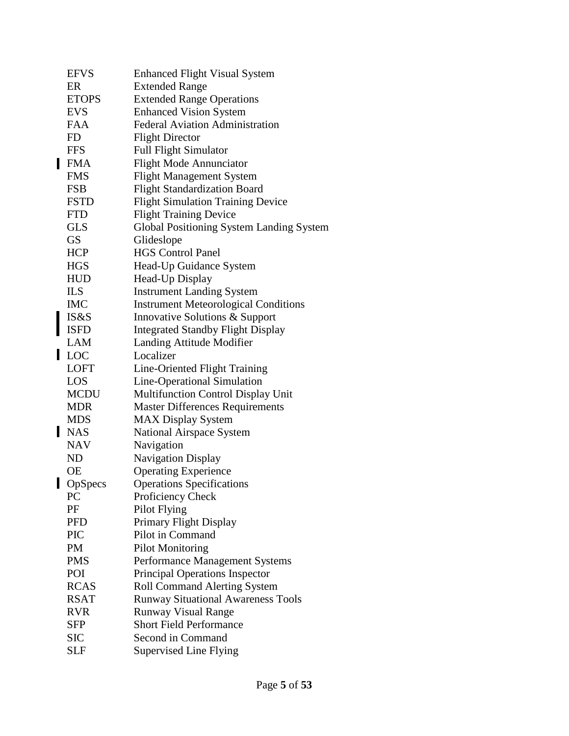| | |
|---|---|
| EFVS | Enhanced Flight Visual System |
| ER | Extended Range |
| ETOPS | Extended Range Operations |
| EVS | Enhanced Vision System |
| FAA | Federal Aviation Administration |
| FD | Flight Director |
| FFS | Full Flight Simulator |
| FMA | Flight Mode Annunciator |
| FMS | Flight Management System |
| FSB | Flight Standardization Board |
| FSTD | Flight Simulation Training Device |
| FTD | Flight Training Device |
| GLS | Global Positioning System Landing System |
| GS | Glideslope |
| HCP | HGS Control Panel |
| HGS | Head-Up Guidance System |
| HUD | Head-Up Display |
| ILS | Instrument Landing System |
| IMC | Instrument Meteorological Conditions |
| IS&S | Innovative Solutions & Support |
| ISFD | Integrated Standby Flight Display |
| LAM | Landing Attitude Modifier |
| LOC | Localizer |
| LOFT | Line-Oriented Flight Training |
| LOS | Line-Operational Simulation |
| MCDU | Multifunction Control Display Unit |
| MDR | Master Differences Requirements |
| MDS | MAX Display System |
| NAS | National Airspace System |
| NAV | Navigation |
| ND | Navigation Display |
| OE | Operating Experience |
| OpSpecs | Operations Specifications |
| PC | Proficiency Check |
| PF | Pilot Flying |
| PFD | Primary Flight Display |
| PIC | Pilot in Command |
| PM | Pilot Monitoring |
| PMS | Performance Management Systems |
| POI | Principal Operations Inspector |
| RCAS | Roll Command Alerting System |
| RSAT | Runway Situational Awareness Tools |
| RVR | Runway Visual Range |
| SFP | Short Field Performance |
| SIC | Second in Command |
| SLF | Supervised Line Flying |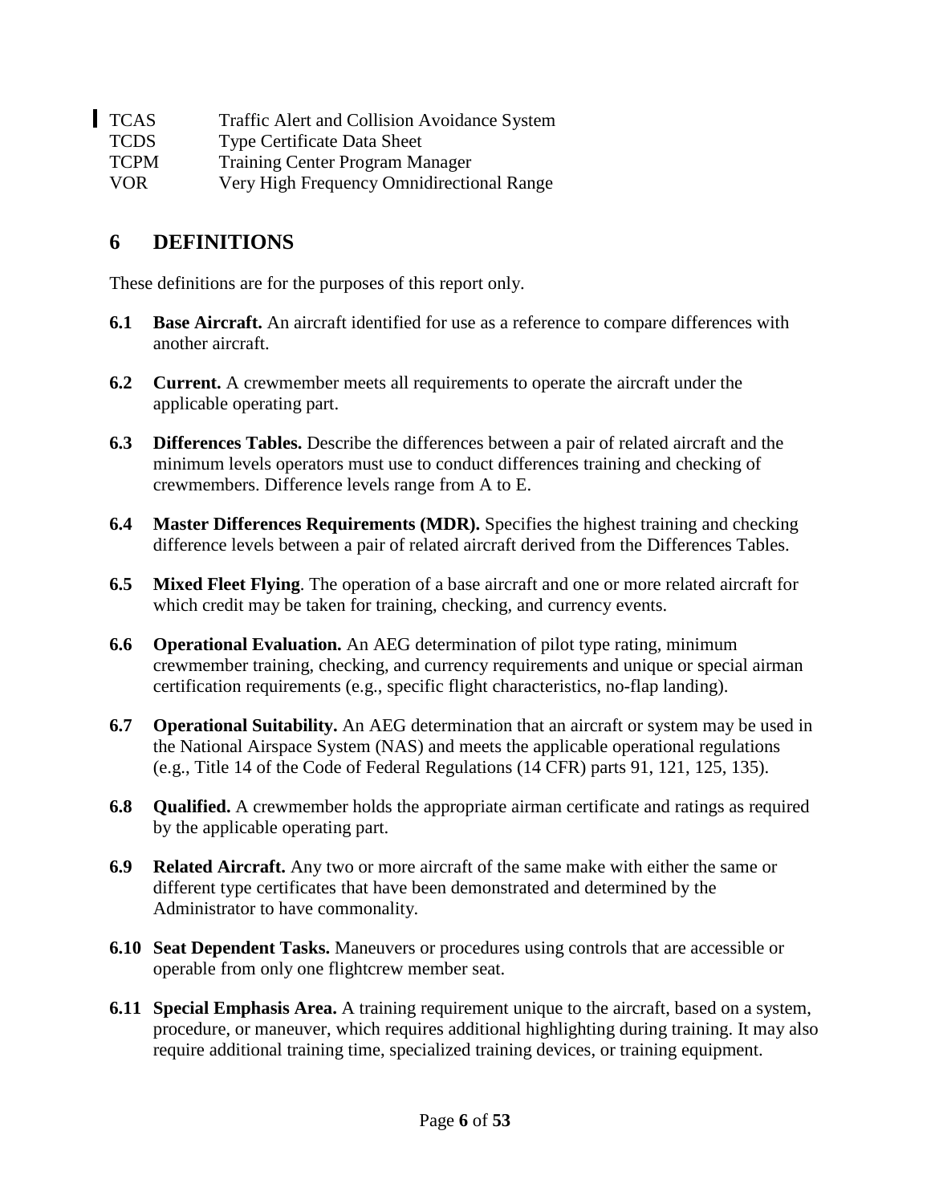| | |
|---|---|
| TCAS | Traffic Alert and Collision Avoidance System |
| TCDS | Type Certificate Data Sheet |
| TCPM | Training Center Program Manager |
| VOR | Very High Frequency Omnidirectional Range |

# 6 DEFINITIONS

These definitions are for the purposes of this report only.

**6.1 Base Aircraft.** An aircraft identified for use as a reference to compare differences with another aircraft.

**6.2 Current.** A crewmember meets all requirements to operate the aircraft under the applicable operating part.

**6.3 Differences Tables.** Describe the differences between a pair of related aircraft and the minimum levels operators must use to conduct differences training and checking of crewmembers. Difference levels range from A to E.

**6.4 Master Differences Requirements (MDR).** Specifies the highest training and checking difference levels between a pair of related aircraft derived from the Differences Tables.

**6.5 Mixed Fleet Flying**. The operation of a base aircraft and one or more related aircraft for which credit may be taken for training, checking, and currency events.

**6.6 Operational Evaluation.** An AEG determination of pilot type rating, minimum crewmember training, checking, and currency requirements and unique or special airman certification requirements (e.g., specific flight characteristics, no-flap landing).

**6.7 Operational Suitability.** An AEG determination that an aircraft or system may be used in the National Airspace System (NAS) and meets the applicable operational regulations (e.g., Title 14 of the Code of Federal Regulations (14 CFR) parts 91, 121, 125, 135).

**6.8 Qualified.** A crewmember holds the appropriate airman certificate and ratings as required by the applicable operating part.

**6.9 Related Aircraft.** Any two or more aircraft of the same make with either the same or different type certificates that have been demonstrated and determined by the Administrator to have commonality.

**6.10 Seat Dependent Tasks.** Maneuvers or procedures using controls that are accessible or operable from only one flightcrew member seat.

**6.11 Special Emphasis Area.** A training requirement unique to the aircraft, based on a system, procedure, or maneuver, which requires additional highlighting during training. It may also require additional training time, specialized training devices, or training equipment.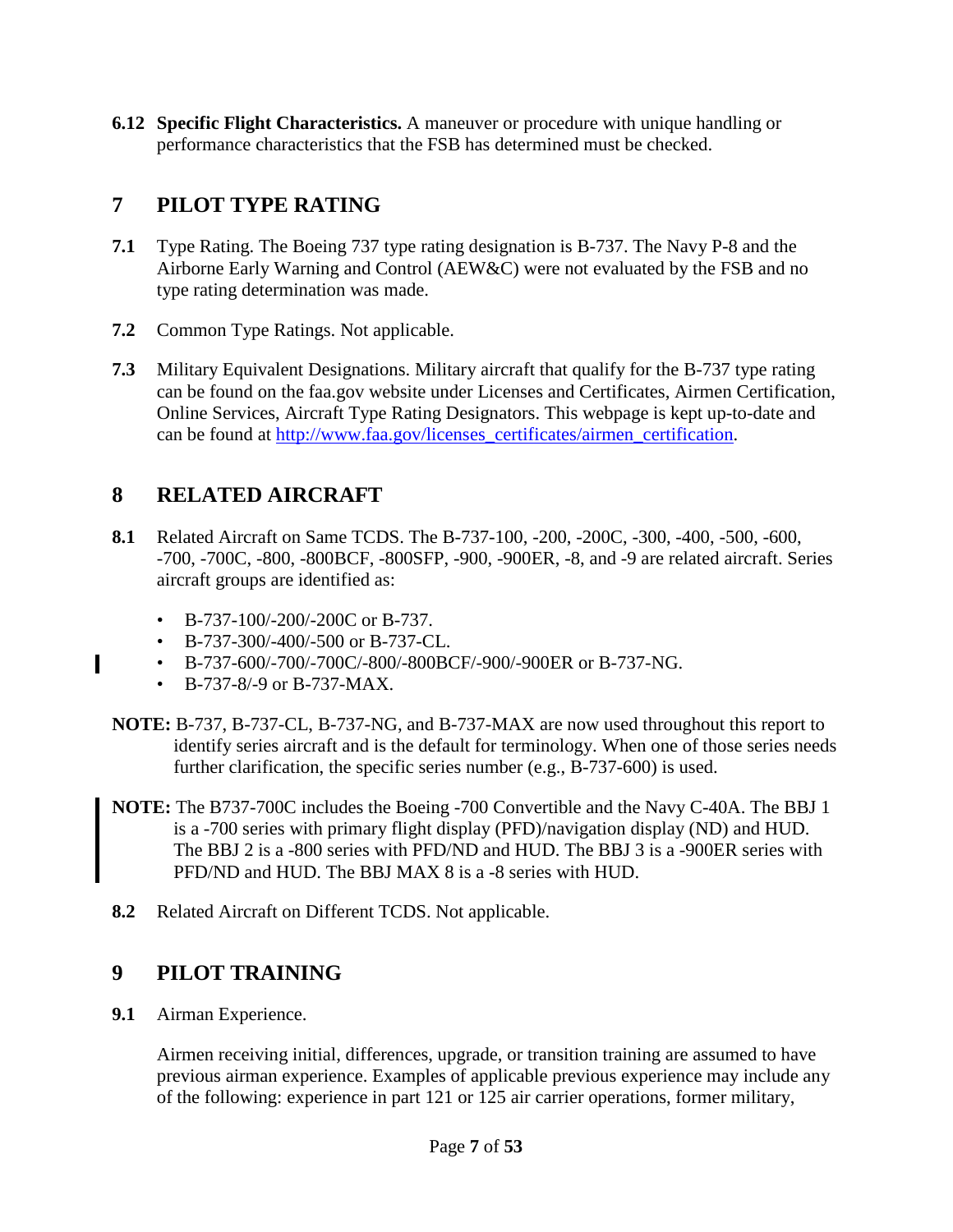**6.12 Specific Flight Characteristics.** A maneuver or procedure with unique handling or performance characteristics that the FSB has determined must be checked.

# 7 PILOT TYPE RATING

**7.1** Type Rating. The Boeing 737 type rating designation is B-737. The Navy P-8 and the Airborne Early Warning and Control (AEW&C) were not evaluated by the FSB and no type rating determination was made.

**7.2** Common Type Ratings. Not applicable.

**7.3** Military Equivalent Designations. Military aircraft that qualify for the B-737 type rating can be found on the faa.gov website under Licenses and Certificates, Airmen Certification, Online Services, Aircraft Type Rating Designators. This webpage is kept up-to-date and can be found at http://www.faa.gov/licenses_certificates/airmen_certification.

# 8 RELATED AIRCRAFT

**8.1** Related Aircraft on Same TCDS. The B-737-100, -200, -200C, -300, -400, -500, -600, -700, -700C, -800, -800BCF, -800SFP, -900, -900ER, -8, and -9 are related aircraft. Series aircraft groups are identified as:

- B-737-100/-200/-200C or B-737.
- B-737-300/-400/-500 or B-737-CL.
- B-737-600/-700/-700C/-800/-800BCF/-900/-900ER or B-737-NG.
- B-737-8/-9 or B-737-MAX.

**NOTE:** B-737, B-737-CL, B-737-NG, and B-737-MAX are now used throughout this report to identify series aircraft and is the default for terminology. When one of those series needs further clarification, the specific series number (e.g., B-737-600) is used.

**NOTE:** The B737-700C includes the Boeing -700 Convertible and the Navy C-40A. The BBJ 1 is a -700 series with primary flight display (PFD)/navigation display (ND) and HUD. The BBJ 2 is a -800 series with PFD/ND and HUD. The BBJ 3 is a -900ER series with PFD/ND and HUD. The BBJ MAX 8 is a -8 series with HUD.

**8.2** Related Aircraft on Different TCDS. Not applicable.

# 9 PILOT TRAINING

**9.1** Airman Experience.

Airmen receiving initial, differences, upgrade, or transition training are assumed to have previous airman experience. Examples of applicable previous experience may include any of the following: experience in part 121 or 125 air carrier operations, former military,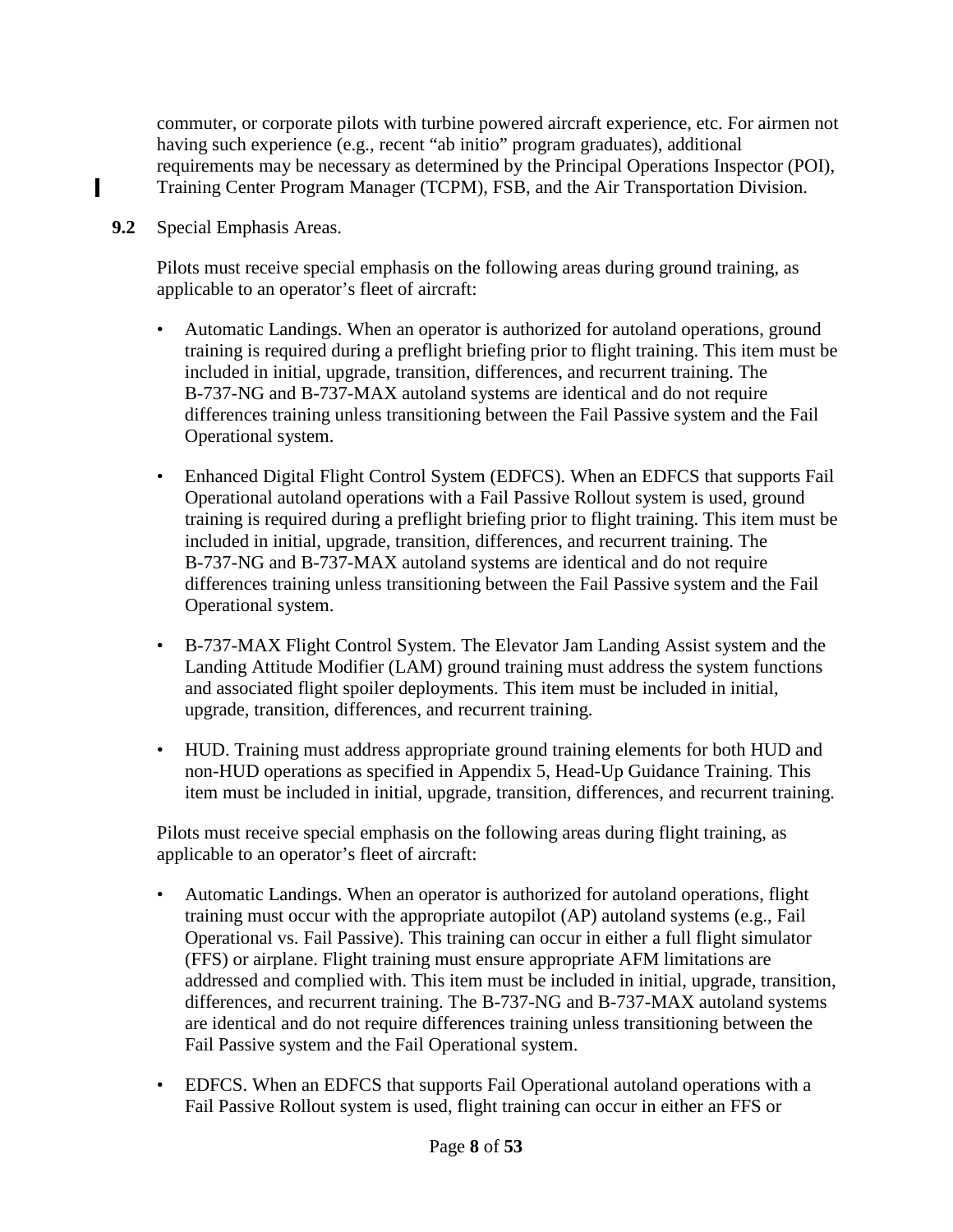commuter, or corporate pilots with turbine powered aircraft experience, etc. For airmen not having such experience (e.g., recent "ab initio" program graduates), additional requirements may be necessary as determined by the Principal Operations Inspector (POI), Training Center Program Manager (TCPM), FSB, and the Air Transportation Division.

**9.2** Special Emphasis Areas.

Pilots must receive special emphasis on the following areas during ground training, as applicable to an operator's fleet of aircraft:

- Automatic Landings. When an operator is authorized for autoland operations, ground training is required during a preflight briefing prior to flight training. This item must be included in initial, upgrade, transition, differences, and recurrent training. The B-737-NG and B-737-MAX autoland systems are identical and do not require differences training unless transitioning between the Fail Passive system and the Fail Operational system.
- Enhanced Digital Flight Control System (EDFCS). When an EDFCS that supports Fail Operational autoland operations with a Fail Passive Rollout system is used, ground training is required during a preflight briefing prior to flight training. This item must be included in initial, upgrade, transition, differences, and recurrent training. The B-737-NG and B-737-MAX autoland systems are identical and do not require differences training unless transitioning between the Fail Passive system and the Fail Operational system.
- B-737-MAX Flight Control System. The Elevator Jam Landing Assist system and the Landing Attitude Modifier (LAM) ground training must address the system functions and associated flight spoiler deployments. This item must be included in initial, upgrade, transition, differences, and recurrent training.
- HUD. Training must address appropriate ground training elements for both HUD and non-HUD operations as specified in Appendix 5, Head-Up Guidance Training. This item must be included in initial, upgrade, transition, differences, and recurrent training.

Pilots must receive special emphasis on the following areas during flight training, as applicable to an operator's fleet of aircraft:

- Automatic Landings. When an operator is authorized for autoland operations, flight training must occur with the appropriate autopilot (AP) autoland systems (e.g., Fail Operational vs. Fail Passive). This training can occur in either a full flight simulator (FFS) or airplane. Flight training must ensure appropriate AFM limitations are addressed and complied with. This item must be included in initial, upgrade, transition, differences, and recurrent training. The B-737-NG and B-737-MAX autoland systems are identical and do not require differences training unless transitioning between the Fail Passive system and the Fail Operational system.
- EDFCS. When an EDFCS that supports Fail Operational autoland operations with a Fail Passive Rollout system is used, flight training can occur in either an FFS or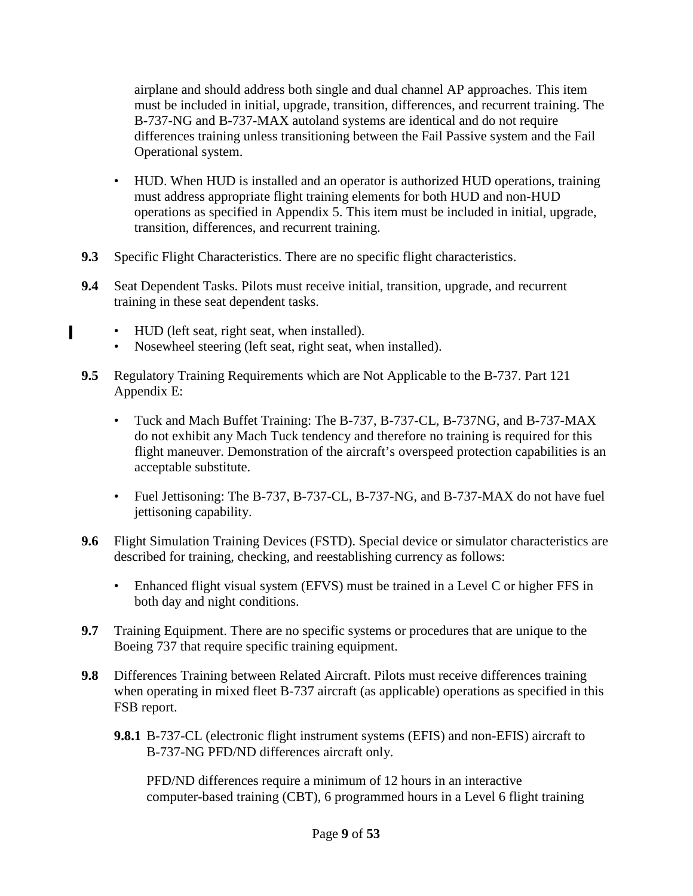airplane and should address both single and dual channel AP approaches. This item must be included in initial, upgrade, transition, differences, and recurrent training. The B-737-NG and B-737-MAX autoland systems are identical and do not require differences training unless transitioning between the Fail Passive system and the Fail Operational system.

- HUD. When HUD is installed and an operator is authorized HUD operations, training must address appropriate flight training elements for both HUD and non-HUD operations as specified in Appendix 5. This item must be included in initial, upgrade, transition, differences, and recurrent training.

**9.3** Specific Flight Characteristics. There are no specific flight characteristics.

**9.4** Seat Dependent Tasks. Pilots must receive initial, transition, upgrade, and recurrent training in these seat dependent tasks.

- HUD (left seat, right seat, when installed).
- Nosewheel steering (left seat, right seat, when installed).

**9.5** Regulatory Training Requirements which are Not Applicable to the B-737. Part 121 Appendix E:

- Tuck and Mach Buffet Training: The B-737, B-737-CL, B-737NG, and B-737-MAX do not exhibit any Mach Tuck tendency and therefore no training is required for this flight maneuver. Demonstration of the aircraft's overspeed protection capabilities is an acceptable substitute.

- Fuel Jettisoning: The B-737, B-737-CL, B-737-NG, and B-737-MAX do not have fuel jettisoning capability.

**9.6** Flight Simulation Training Devices (FSTD). Special device or simulator characteristics are described for training, checking, and reestablishing currency as follows:

- Enhanced flight visual system (EFVS) must be trained in a Level C or higher FFS in both day and night conditions.

**9.7** Training Equipment. There are no specific systems or procedures that are unique to the Boeing 737 that require specific training equipment.

**9.8** Differences Training between Related Aircraft. Pilots must receive differences training when operating in mixed fleet B-737 aircraft (as applicable) operations as specified in this FSB report.

**9.8.1** B-737-CL (electronic flight instrument systems (EFIS) and non-EFIS) aircraft to B-737-NG PFD/ND differences aircraft only.

PFD/ND differences require a minimum of 12 hours in an interactive computer-based training (CBT), 6 programmed hours in a Level 6 flight training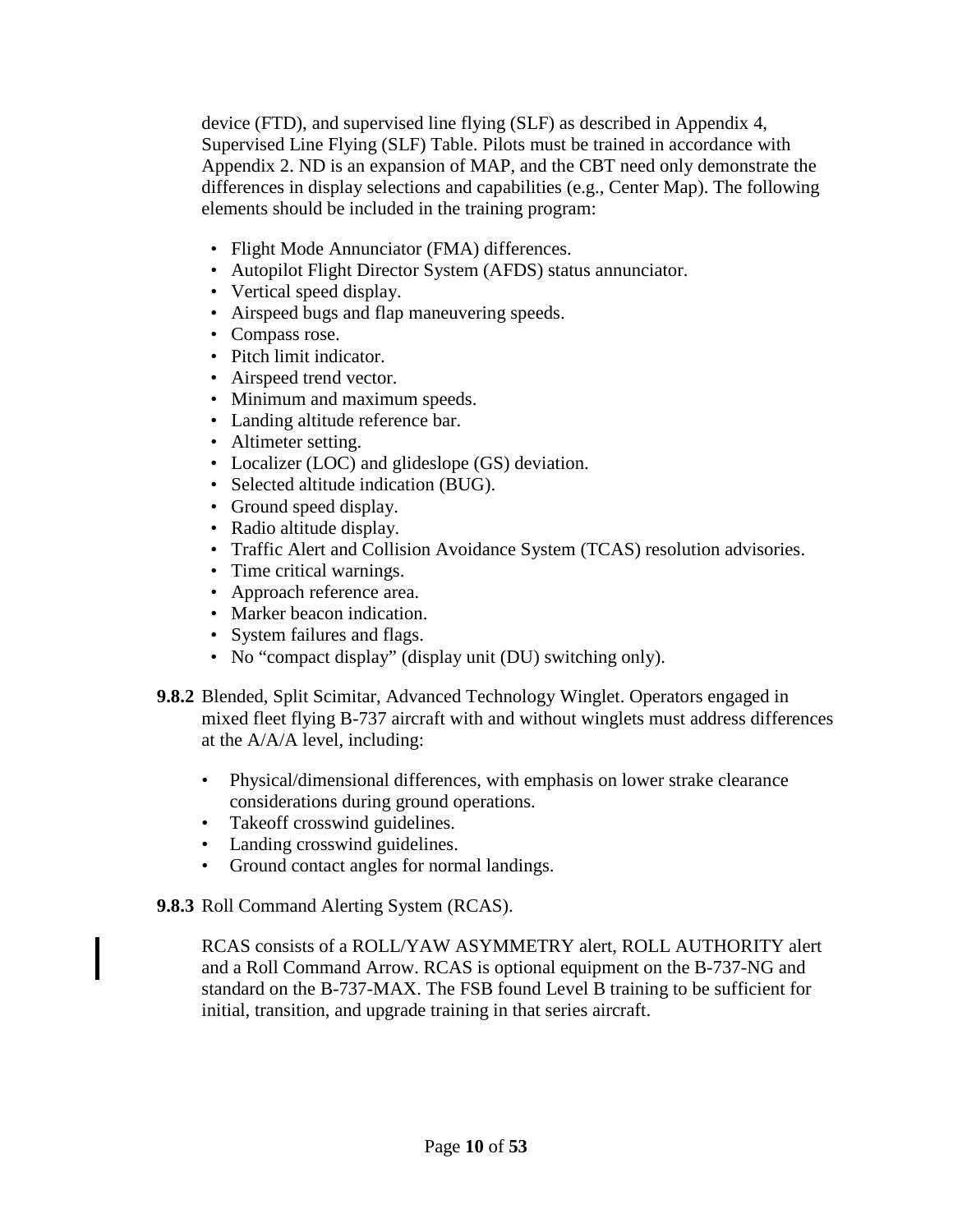device (FTD), and supervised line flying (SLF) as described in Appendix 4, Supervised Line Flying (SLF) Table. Pilots must be trained in accordance with Appendix 2. ND is an expansion of MAP, and the CBT need only demonstrate the differences in display selections and capabilities (e.g., Center Map). The following elements should be included in the training program:

- Flight Mode Annunciator (FMA) differences.
- Autopilot Flight Director System (AFDS) status annunciator.
- Vertical speed display.
- Airspeed bugs and flap maneuvering speeds.
- Compass rose.
- Pitch limit indicator.
- Airspeed trend vector.
- Minimum and maximum speeds.
- Landing altitude reference bar.
- Altimeter setting.
- Localizer (LOC) and glideslope (GS) deviation.
- Selected altitude indication (BUG).
- Ground speed display.
- Radio altitude display.
- Traffic Alert and Collision Avoidance System (TCAS) resolution advisories.
- Time critical warnings.
- Approach reference area.
- Marker beacon indication.
- System failures and flags.
- No "compact display" (display unit (DU) switching only).

**9.8.2** Blended, Split Scimitar, Advanced Technology Winglet. Operators engaged in mixed fleet flying B-737 aircraft with and without winglets must address differences at the A/A/A level, including:

- Physical/dimensional differences, with emphasis on lower strake clearance considerations during ground operations.
- Takeoff crosswind guidelines.
- Landing crosswind guidelines.
- Ground contact angles for normal landings.

**9.8.3** Roll Command Alerting System (RCAS).

RCAS consists of a ROLL/YAW ASYMMETRY alert, ROLL AUTHORITY alert and a Roll Command Arrow. RCAS is optional equipment on the B-737-NG and standard on the B-737-MAX. The FSB found Level B training to be sufficient for initial, transition, and upgrade training in that series aircraft.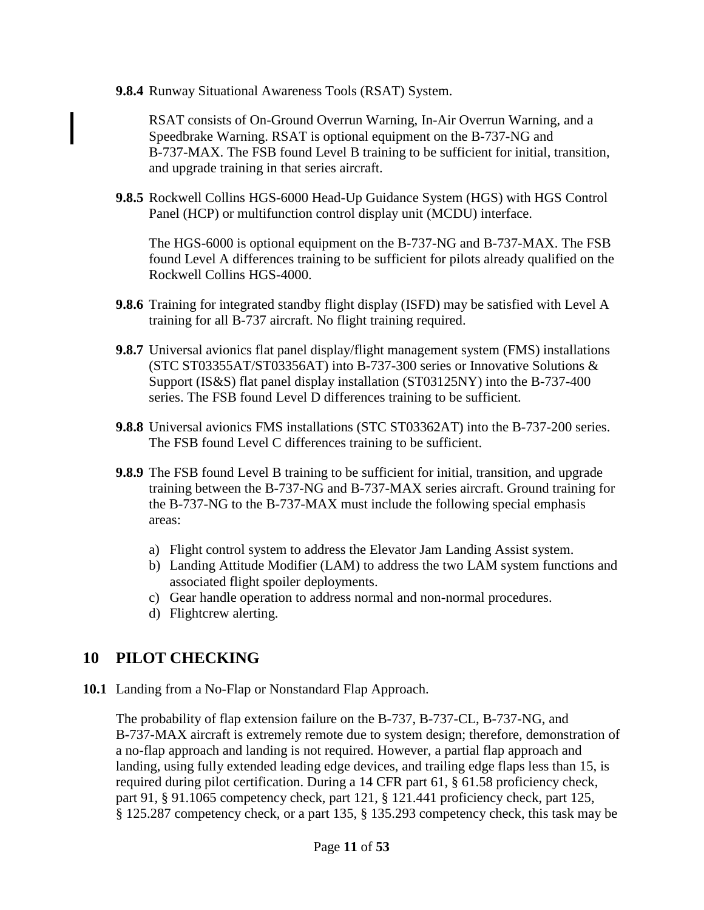**9.8.4** Runway Situational Awareness Tools (RSAT) System.

RSAT consists of On-Ground Overrun Warning, In-Air Overrun Warning, and a Speedbrake Warning. RSAT is optional equipment on the B-737-NG and B-737-MAX. The FSB found Level B training to be sufficient for initial, transition, and upgrade training in that series aircraft.

**9.8.5** Rockwell Collins HGS-6000 Head-Up Guidance System (HGS) with HGS Control Panel (HCP) or multifunction control display unit (MCDU) interface.

The HGS-6000 is optional equipment on the B-737-NG and B-737-MAX. The FSB found Level A differences training to be sufficient for pilots already qualified on the Rockwell Collins HGS-4000.

**9.8.6** Training for integrated standby flight display (ISFD) may be satisfied with Level A training for all B-737 aircraft. No flight training required.

**9.8.7** Universal avionics flat panel display/flight management system (FMS) installations (STC ST03355AT/ST03356AT) into B-737-300 series or Innovative Solutions & Support (IS&S) flat panel display installation (ST03125NY) into the B-737-400 series. The FSB found Level D differences training to be sufficient.

**9.8.8** Universal avionics FMS installations (STC ST03362AT) into the B-737-200 series. The FSB found Level C differences training to be sufficient.

**9.8.9** The FSB found Level B training to be sufficient for initial, transition, and upgrade training between the B-737-NG and B-737-MAX series aircraft. Ground training for the B-737-NG to the B-737-MAX must include the following special emphasis areas:

a) Flight control system to address the Elevator Jam Landing Assist system.
b) Landing Attitude Modifier (LAM) to address the two LAM system functions and associated flight spoiler deployments.
c) Gear handle operation to address normal and non-normal procedures.
d) Flightcrew alerting.

# 10 PILOT CHECKING

**10.1** Landing from a No-Flap or Nonstandard Flap Approach.

The probability of flap extension failure on the B-737, B-737-CL, B-737-NG, and B-737-MAX aircraft is extremely remote due to system design; therefore, demonstration of a no-flap approach and landing is not required. However, a partial flap approach and landing, using fully extended leading edge devices, and trailing edge flaps less than 15, is required during pilot certification. During a 14 CFR part 61, § 61.58 proficiency check, part 91, § 91.1065 competency check, part 121, § 121.441 proficiency check, part 125, § 125.287 competency check, or a part 135, § 135.293 competency check, this task may be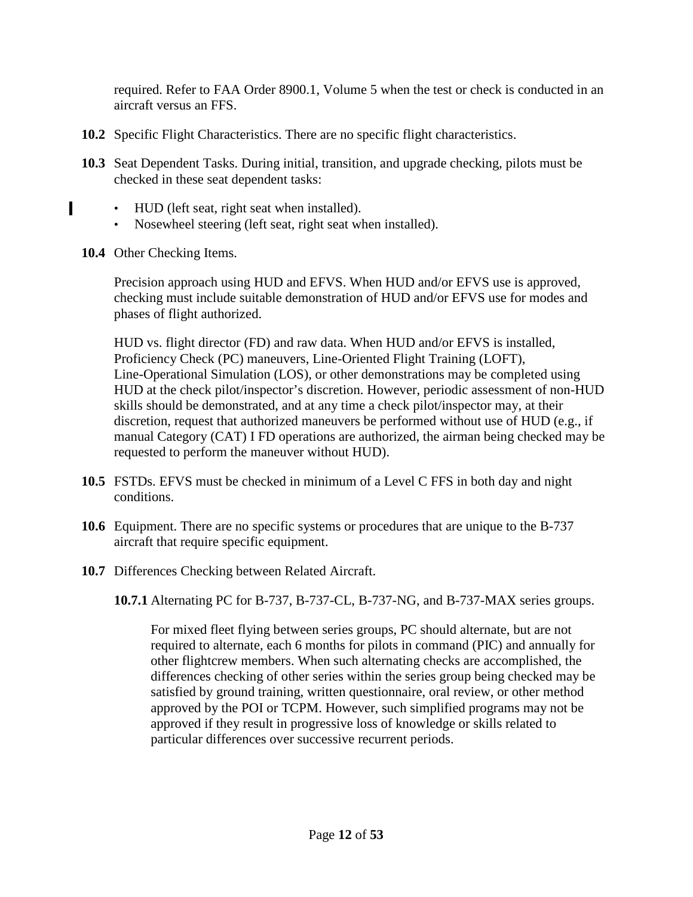required. Refer to FAA Order 8900.1, Volume 5 when the test or check is conducted in an aircraft versus an FFS.

**10.2** Specific Flight Characteristics. There are no specific flight characteristics.

**10.3** Seat Dependent Tasks. During initial, transition, and upgrade checking, pilots must be checked in these seat dependent tasks:

- HUD (left seat, right seat when installed).
- Nosewheel steering (left seat, right seat when installed).

**10.4** Other Checking Items.

Precision approach using HUD and EFVS. When HUD and/or EFVS use is approved, checking must include suitable demonstration of HUD and/or EFVS use for modes and phases of flight authorized.

HUD vs. flight director (FD) and raw data. When HUD and/or EFVS is installed, Proficiency Check (PC) maneuvers, Line-Oriented Flight Training (LOFT), Line-Operational Simulation (LOS), or other demonstrations may be completed using HUD at the check pilot/inspector's discretion. However, periodic assessment of non-HUD skills should be demonstrated, and at any time a check pilot/inspector may, at their discretion, request that authorized maneuvers be performed without use of HUD (e.g., if manual Category (CAT) I FD operations are authorized, the airman being checked may be requested to perform the maneuver without HUD).

**10.5** FSTDs. EFVS must be checked in minimum of a Level C FFS in both day and night conditions.

**10.6** Equipment. There are no specific systems or procedures that are unique to the B-737 aircraft that require specific equipment.

**10.7** Differences Checking between Related Aircraft.

**10.7.1** Alternating PC for B-737, B-737-CL, B-737-NG, and B-737-MAX series groups.

For mixed fleet flying between series groups, PC should alternate, but are not required to alternate, each 6 months for pilots in command (PIC) and annually for other flightcrew members. When such alternating checks are accomplished, the differences checking of other series within the series group being checked may be satisfied by ground training, written questionnaire, oral review, or other method approved by the POI or TCPM. However, such simplified programs may not be approved if they result in progressive loss of knowledge or skills related to particular differences over successive recurrent periods.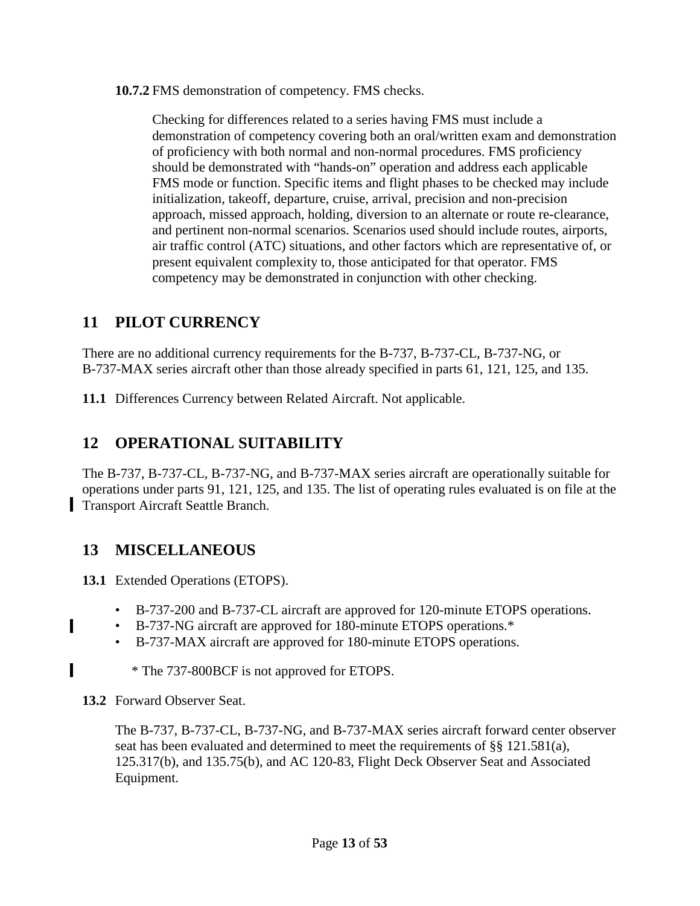**10.7.2** FMS demonstration of competency. FMS checks.

Checking for differences related to a series having FMS must include a demonstration of competency covering both an oral/written exam and demonstration of proficiency with both normal and non-normal procedures. FMS proficiency should be demonstrated with "hands-on" operation and address each applicable FMS mode or function. Specific items and flight phases to be checked may include initialization, takeoff, departure, cruise, arrival, precision and non-precision approach, missed approach, holding, diversion to an alternate or route re-clearance, and pertinent non-normal scenarios. Scenarios used should include routes, airports, air traffic control (ATC) situations, and other factors which are representative of, or present equivalent complexity to, those anticipated for that operator. FMS competency may be demonstrated in conjunction with other checking.

## 11 PILOT CURRENCY

There are no additional currency requirements for the B-737, B-737-CL, B-737-NG, or B-737-MAX series aircraft other than those already specified in parts 61, 121, 125, and 135.

**11.1** Differences Currency between Related Aircraft. Not applicable.

## 12 OPERATIONAL SUITABILITY

The B-737, B-737-CL, B-737-NG, and B-737-MAX series aircraft are operationally suitable for operations under parts 91, 121, 125, and 135. The list of operating rules evaluated is on file at the Transport Aircraft Seattle Branch.

## 13 MISCELLANEOUS

**13.1** Extended Operations (ETOPS).

- B-737-200 and B-737-CL aircraft are approved for 120-minute ETOPS operations.
- B-737-NG aircraft are approved for 180-minute ETOPS operations.*
- B-737-MAX aircraft are approved for 180-minute ETOPS operations.

\* The 737-800BCF is not approved for ETOPS.

**13.2** Forward Observer Seat.

The B-737, B-737-CL, B-737-NG, and B-737-MAX series aircraft forward center observer seat has been evaluated and determined to meet the requirements of §§ 121.581(a), 125.317(b), and 135.75(b), and AC 120-83, Flight Deck Observer Seat and Associated Equipment.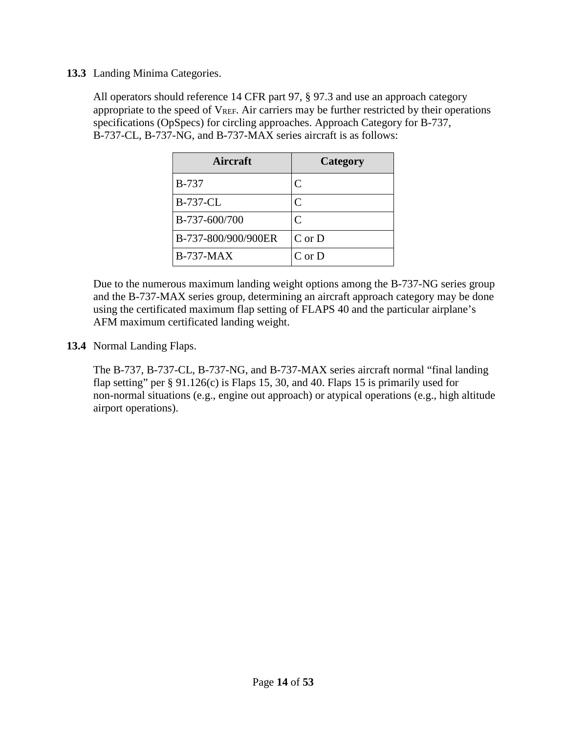**13.3** Landing Minima Categories.

All operators should reference 14 CFR part 97, § 97.3 and use an approach category appropriate to the speed of $V_{REF}$. Air carriers may be further restricted by their operations specifications (OpSpecs) for circling approaches. Approach Category for B-737, B-737-CL, B-737-NG, and B-737-MAX series aircraft is as follows:

| Aircraft | Category |
|---|---|
| B-737 | C |
| B-737-CL | C |
| B-737-600/700 | C |
| B-737-800/900/900ER | C or D |
| B-737-MAX | C or D |

Due to the numerous maximum landing weight options among the B-737-NG series group and the B-737-MAX series group, determining an aircraft approach category may be done using the certificated maximum flap setting of FLAPS 40 and the particular airplane's AFM maximum certificated landing weight.

**13.4** Normal Landing Flaps.

The B-737, B-737-CL, B-737-NG, and B-737-MAX series aircraft normal "final landing flap setting" per § 91.126(c) is Flaps 15, 30, and 40. Flaps 15 is primarily used for non-normal situations (e.g., engine out approach) or atypical operations (e.g., high altitude airport operations).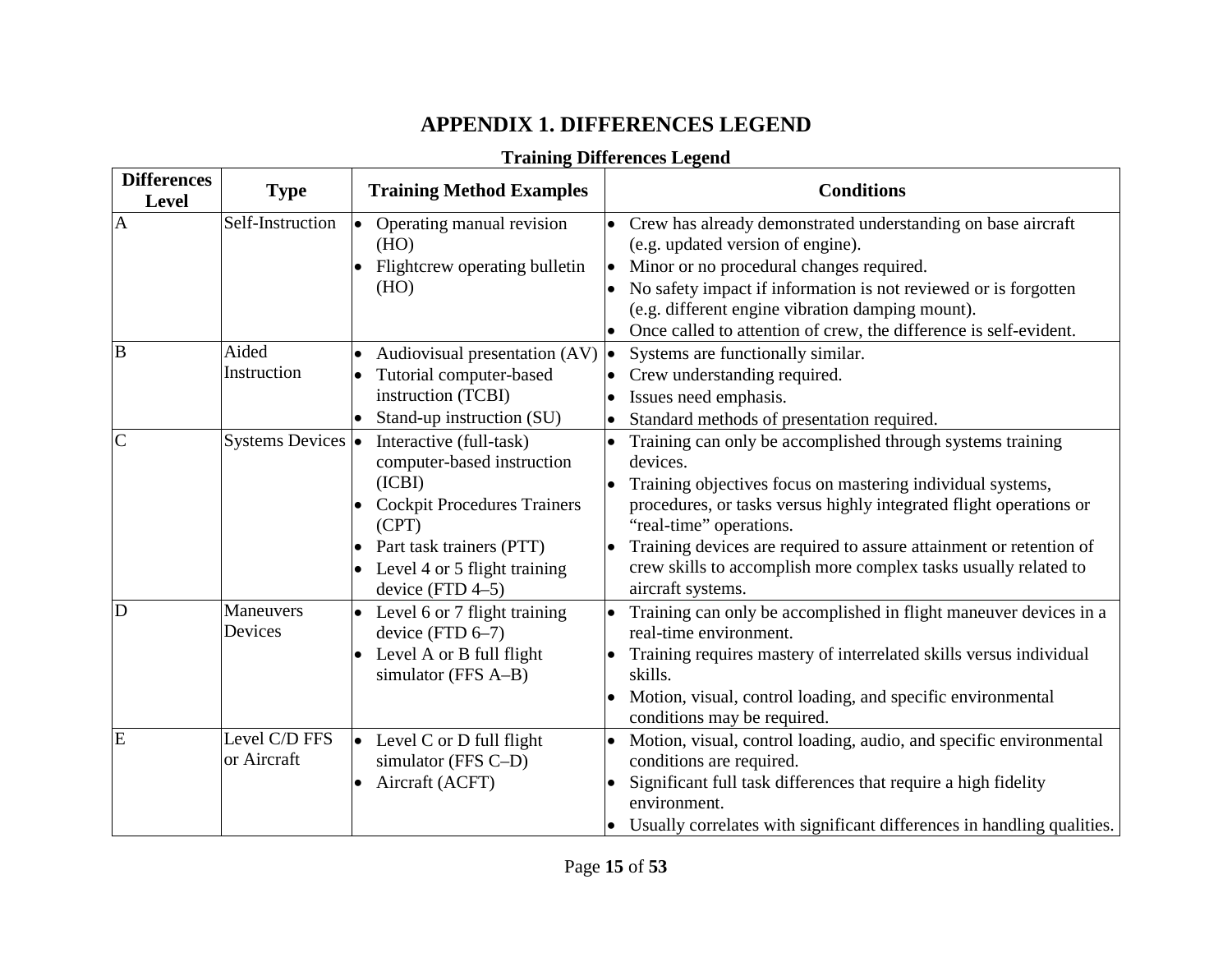# APPENDIX 1. DIFFERENCES LEGEND

**Training Differences Legend**

| Differences Level | Type | Training Method Examples | Conditions |
|---|---|---|---|
| A | Self-Instruction | • Operating manual revision (HO)<br>• Flightcrew operating bulletin (HO) | • Crew has already demonstrated understanding on base aircraft (e.g. updated version of engine).<br>• Minor or no procedural changes required.<br>• No safety impact if information is not reviewed or is forgotten (e.g. different engine vibration damping mount).<br>• Once called to attention of crew, the difference is self-evident. |
| B | Aided Instruction | • Audiovisual presentation (AV)<br>• Tutorial computer-based instruction (TCBI)<br>• Stand-up instruction (SU) | • Systems are functionally similar.<br>• Crew understanding required.<br>• Issues need emphasis.<br>• Standard methods of presentation required. |
| C | Systems Devices | • Interactive (full-task) computer-based instruction (ICBI)<br>• Cockpit Procedures Trainers (CPT)<br>• Part task trainers (PTT)<br>• Level 4 or 5 flight training device (FTD 4–5) | • Training can only be accomplished through systems training devices.<br>• Training objectives focus on mastering individual systems, procedures, or tasks versus highly integrated flight operations or "real-time" operations.<br>• Training devices are required to assure attainment or retention of crew skills to accomplish more complex tasks usually related to aircraft systems. |
| D | Maneuvers Devices | • Level 6 or 7 flight training device (FTD 6–7)<br>• Level A or B full flight simulator (FFS A–B) | • Training can only be accomplished in flight maneuver devices in a real-time environment.<br>• Training requires mastery of interrelated skills versus individual skills.<br>• Motion, visual, control loading, and specific environmental conditions may be required. |
| E | Level C/D FFS or Aircraft | • Level C or D full flight simulator (FFS C–D)<br>• Aircraft (ACFT) | • Motion, visual, control loading, audio, and specific environmental conditions are required.<br>• Significant full task differences that require a high fidelity environment.<br>• Usually correlates with significant differences in handling qualities. |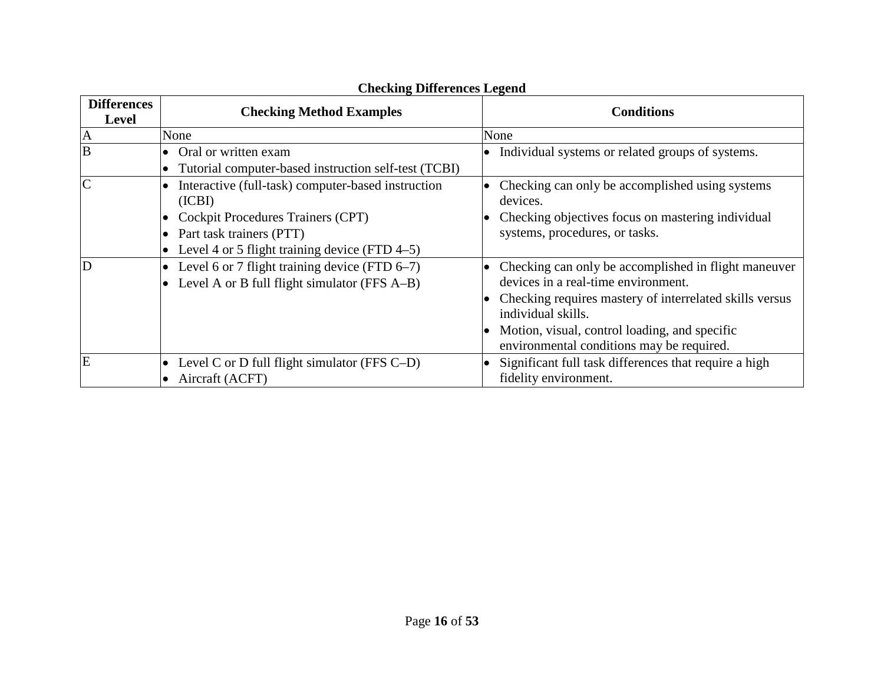**Checking Differences Legend**

| Differences Level | Checking Method Examples | Conditions |
| --- | --- | --- |
| A | None | None |
| B | • Oral or written exam<br>• Tutorial computer-based instruction self-test (TCBI) | • Individual systems or related groups of systems. |
| C | • Interactive (full-task) computer-based instruction (ICBI)<br>• Cockpit Procedures Trainers (CPT)<br>• Part task trainers (PTT)<br>• Level 4 or 5 flight training device (FTD 4–5) | • Checking can only be accomplished using systems devices.<br>• Checking objectives focus on mastering individual systems, procedures, or tasks. |
| D | • Level 6 or 7 flight training device (FTD 6–7)<br>• Level A or B full flight simulator (FFS A–B) | • Checking can only be accomplished in flight maneuver devices in a real-time environment.<br>• Checking requires mastery of interrelated skills versus individual skills.<br>• Motion, visual, control loading, and specific environmental conditions may be required. |
| E | • Level C or D full flight simulator (FFS C–D)<br>• Aircraft (ACFT) | • Significant full task differences that require a high fidelity environment. |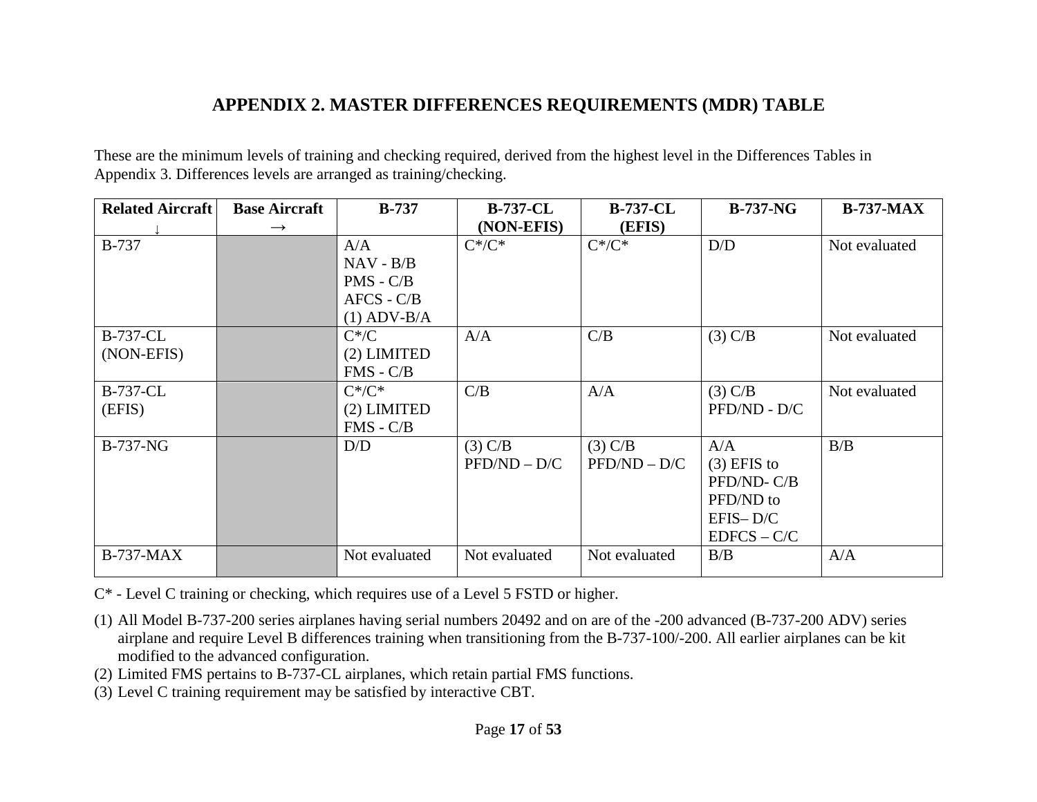# APPENDIX 2. MASTER DIFFERENCES REQUIREMENTS (MDR) TABLE

These are the minimum levels of training and checking required, derived from the highest level in the Differences Tables in Appendix 3. Differences levels are arranged as training/checking.

| Related Aircraft ↓ | Base Aircraft → | B-737 | B-737-CL (NON-EFIS) | B-737-CL (EFIS) | B-737-NG | B-737-MAX |
|---|---|---|---|---|---|---|
| B-737 | | A/A<br>NAV - B/B<br>PMS - C/B<br>AFCS - C/B<br>(1) ADV-B/A | C*/C* | C*/C* | D/D | Not evaluated |
| B-737-CL (NON-EFIS) | | C*/C<br>(2) LIMITED FMS - C/B | A/A | C/B | (3) C/B | Not evaluated |
| B-737-CL (EFIS) | | C*/C*<br>(2) LIMITED FMS - C/B | C/B | A/A | (3) C/B<br>PFD/ND - D/C | Not evaluated |
| B-737-NG | | D/D | (3) C/B<br>PFD/ND – D/C | (3) C/B<br>PFD/ND – D/C | A/A<br>(3) EFIS to PFD/ND- C/B<br>PFD/ND to EFIS– D/C<br>EDFCS – C/C | B/B |
| B-737-MAX | | Not evaluated | Not evaluated | Not evaluated | B/B | A/A |

C* - Level C training or checking, which requires use of a Level 5 FSTD or higher.

(1) All Model B-737-200 series airplanes having serial numbers 20492 and on are of the -200 advanced (B-737-200 ADV) series airplane and require Level B differences training when transitioning from the B-737-100/-200. All earlier airplanes can be kit modified to the advanced configuration.

(2) Limited FMS pertains to B-737-CL airplanes, which retain partial FMS functions.

(3) Level C training requirement may be satisfied by interactive CBT.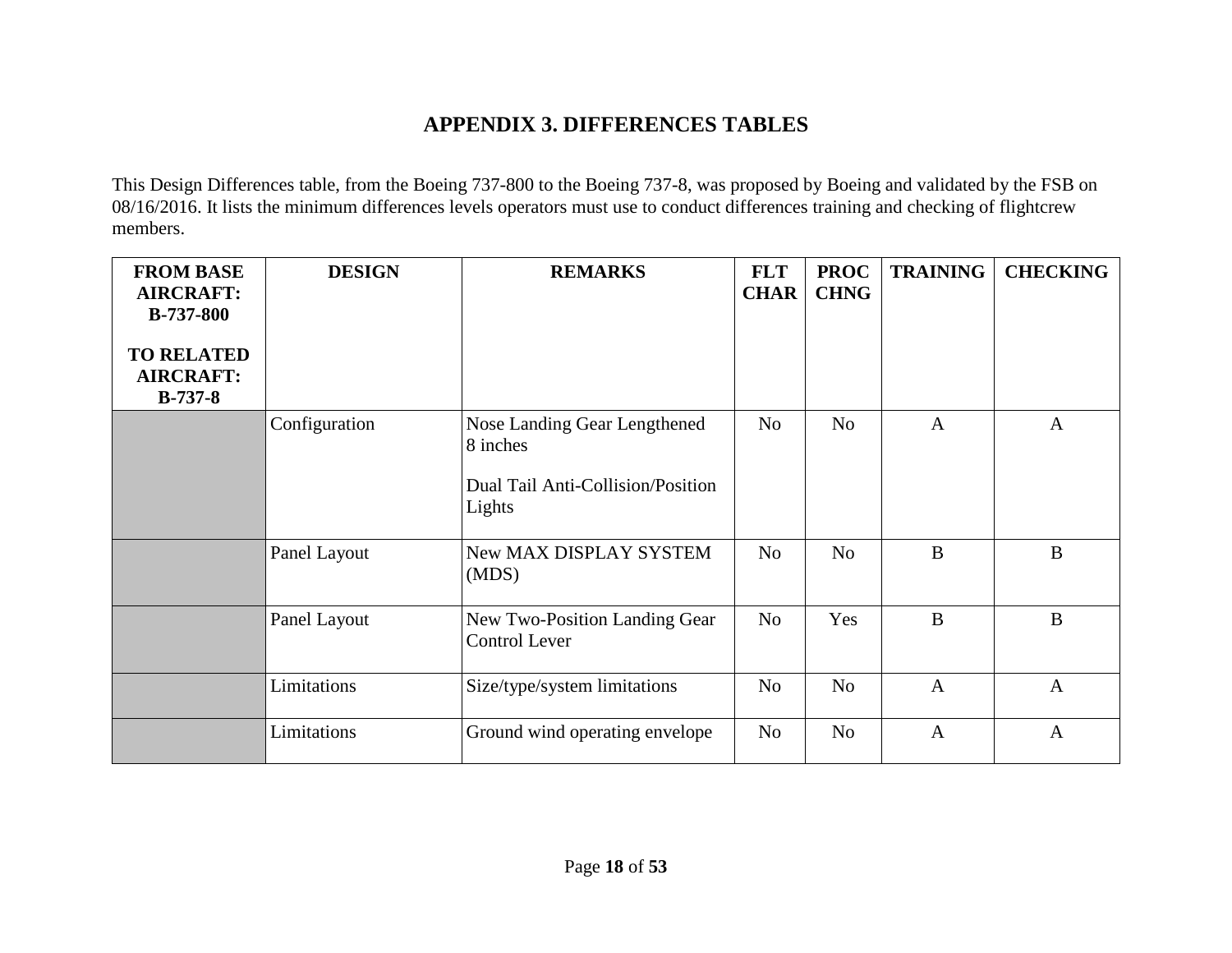# APPENDIX 3. DIFFERENCES TABLES

This Design Differences table, from the Boeing 737-800 to the Boeing 737-8, was proposed by Boeing and validated by the FSB on 08/16/2016. It lists the minimum differences levels operators must use to conduct differences training and checking of flightcrew members.

| FROM BASE AIRCRAFT: B-737-800<br><br>TO RELATED AIRCRAFT: B-737-8 | DESIGN | REMARKS | FLT CHAR | PROC CHNG | TRAINING | CHECKING |
|---|---|---|---|---|---|---|
| | Configuration | Nose Landing Gear Lengthened 8 inches<br><br>Dual Tail Anti-Collision/Position Lights | No | No | A | A |
| | Panel Layout | New MAX DISPLAY SYSTEM (MDS) | No | No | B | B |
| | Panel Layout | New Two-Position Landing Gear Control Lever | No | Yes | B | B |
| | Limitations | Size/type/system limitations | No | No | A | A |
| | Limitations | Ground wind operating envelope | No | No | A | A |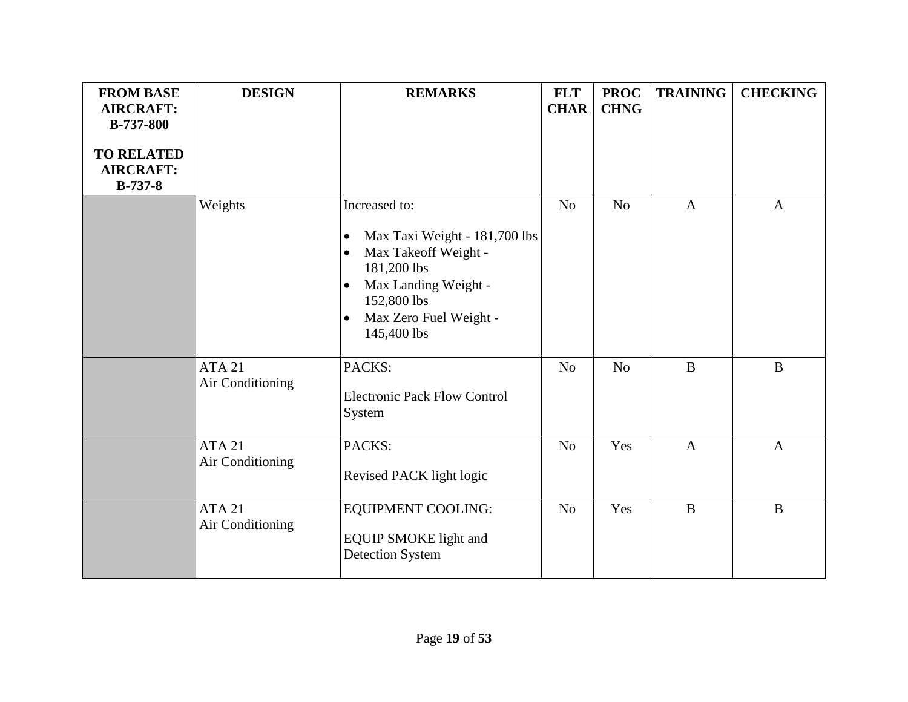| FROM BASE AIRCRAFT: B-737-800 TO RELATED AIRCRAFT: B-737-8 | DESIGN | REMARKS | FLT CHAR | PROC CHNG | TRAINING | CHECKING |
|---|---|---|---|---|---|---|
| | Weights | Increased to: <br>• Max Taxi Weight - 181,700 lbs <br>• Max Takeoff Weight - 181,200 lbs <br>• Max Landing Weight - 152,800 lbs <br>• Max Zero Fuel Weight - 145,400 lbs | No | No | A | A |
| | ATA 21 Air Conditioning | PACKS: <br>Electronic Pack Flow Control System | No | No | B | B |
| | ATA 21 Air Conditioning | PACKS: <br>Revised PACK light logic | No | Yes | A | A |
| | ATA 21 Air Conditioning | EQUIPMENT COOLING: <br>EQUIP SMOKE light and Detection System | No | Yes | B | B |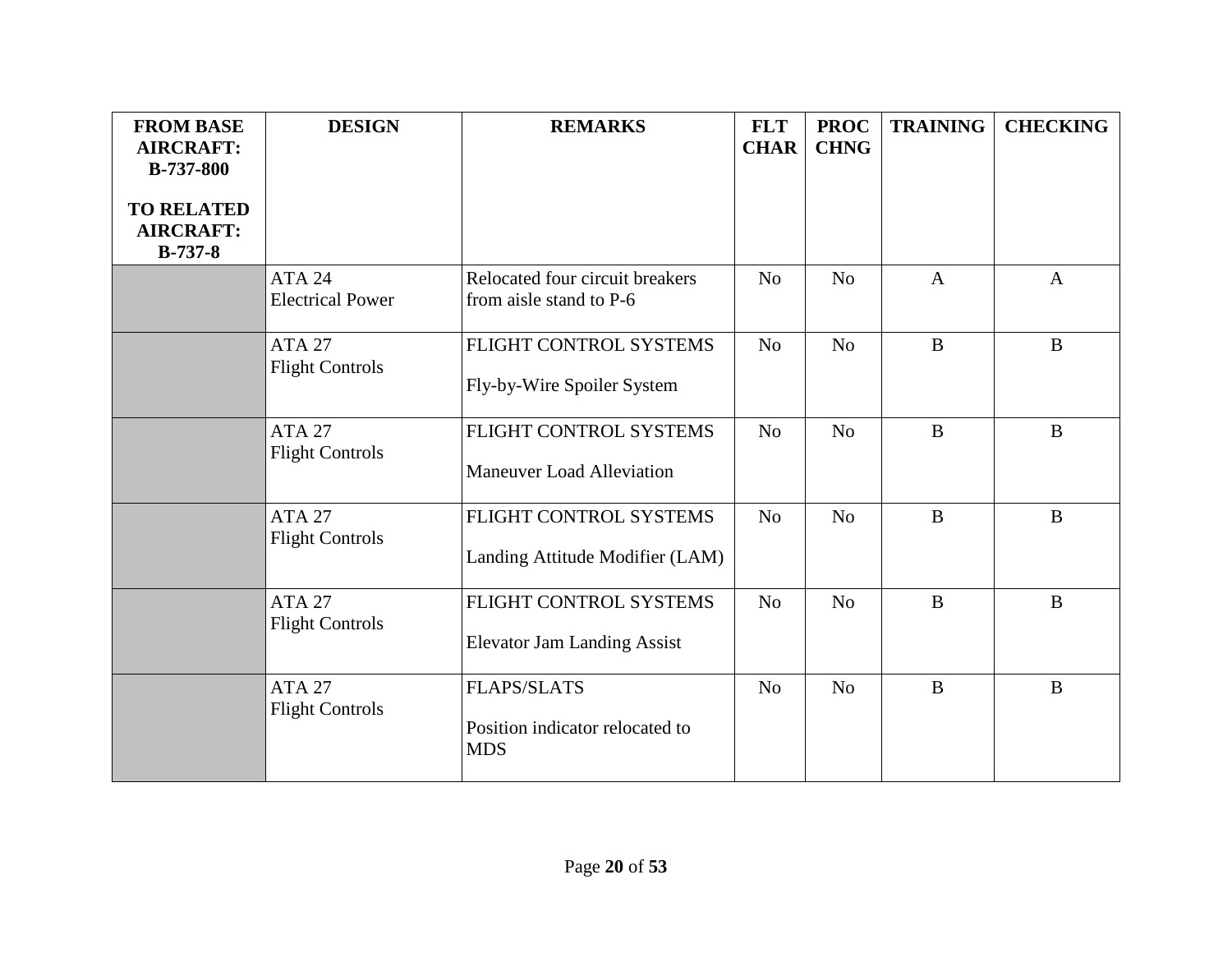| FROM BASE AIRCRAFT: B-737-800<br><br>TO RELATED AIRCRAFT: B-737-8 | DESIGN | REMARKS | FLT CHAR | PROC CHNG | TRAINING | CHECKING |
|---|---|---|---|---|---|---|
| | ATA 24<br>Electrical Power | Relocated four circuit breakers from aisle stand to P-6 | No | No | A | A |
| | ATA 27<br>Flight Controls | FLIGHT CONTROL SYSTEMS<br><br>Fly-by-Wire Spoiler System | No | No | B | B |
| | ATA 27<br>Flight Controls | FLIGHT CONTROL SYSTEMS<br><br>Maneuver Load Alleviation | No | No | B | B |
| | ATA 27<br>Flight Controls | FLIGHT CONTROL SYSTEMS<br><br>Landing Attitude Modifier (LAM) | No | No | B | B |
| | ATA 27<br>Flight Controls | FLIGHT CONTROL SYSTEMS<br><br>Elevator Jam Landing Assist | No | No | B | B |
| | ATA 27<br>Flight Controls | FLAPS/SLATS<br><br>Position indicator relocated to MDS | No | No | B | B |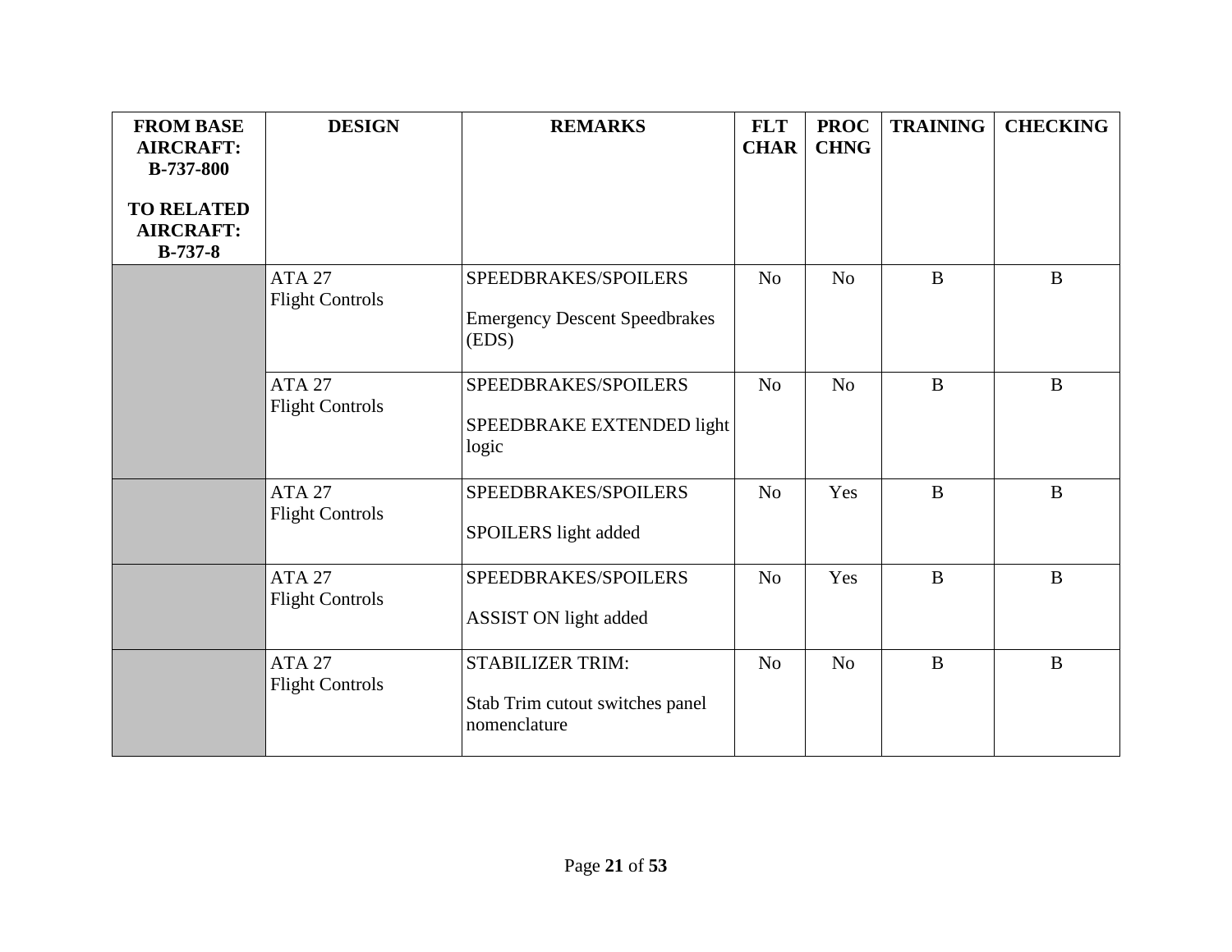| FROM BASE AIRCRAFT: B-737-800<br><br>TO RELATED AIRCRAFT: B-737-8 | DESIGN | REMARKS | FLT CHAR | PROC CHNG | TRAINING | CHECKING |
|---|---|---|---|---|---|---|
| | ATA 27 Flight Controls | SPEEDBRAKES/SPOILERS<br><br>Emergency Descent Speedbrakes (EDS) | No | No | B | B |
| | ATA 27 Flight Controls | SPEEDBRAKES/SPOILERS<br><br>SPEEDBRAKE EXTENDED light logic | No | No | B | B |
| | ATA 27 Flight Controls | SPEEDBRAKES/SPOILERS<br><br>SPOILERS light added | No | Yes | B | B |
| | ATA 27 Flight Controls | SPEEDBRAKES/SPOILERS<br><br>ASSIST ON light added | No | Yes | B | B |
| | ATA 27 Flight Controls | STABILIZER TRIM:<br><br>Stab Trim cutout switches panel nomenclature | No | No | B | B |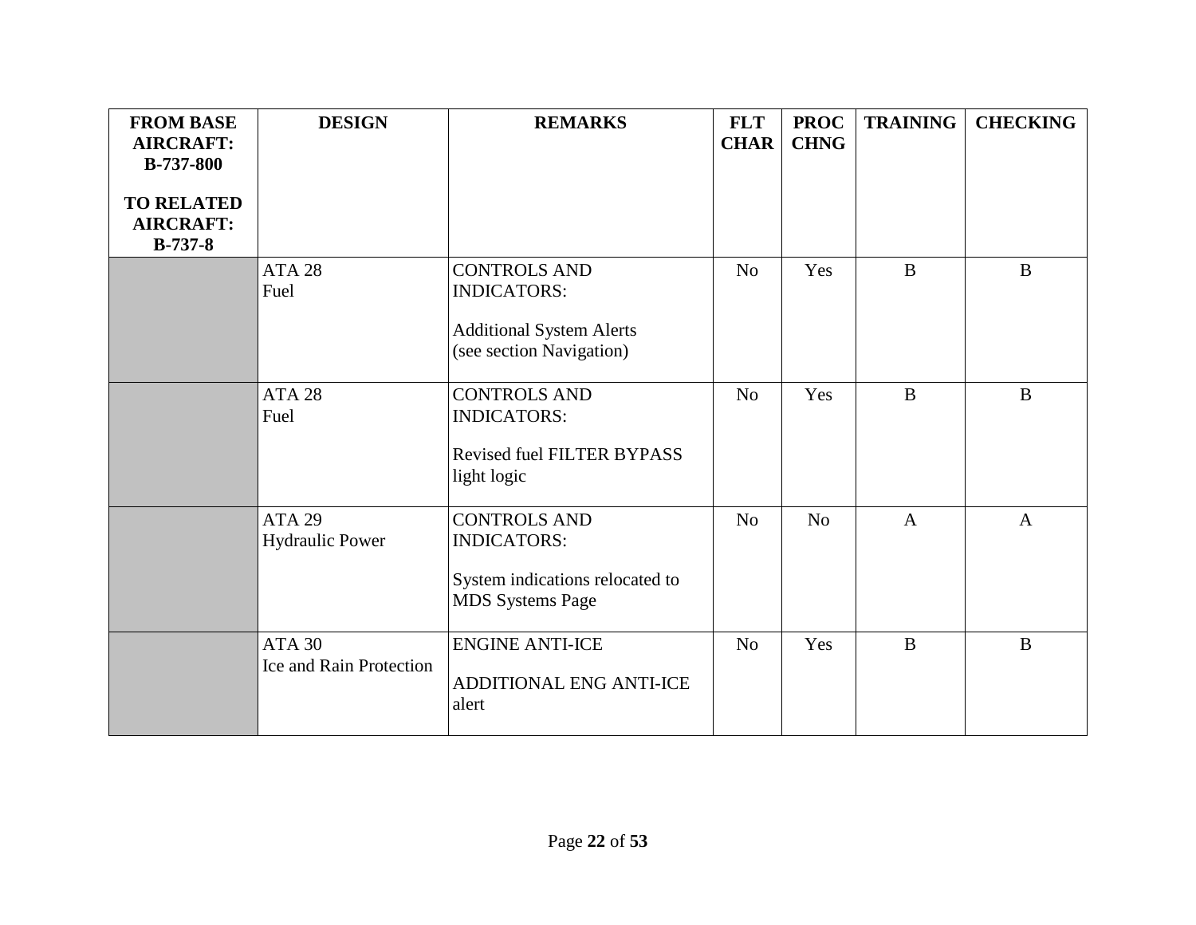| FROM BASE AIRCRAFT: B-737-800<br><br>TO RELATED AIRCRAFT: B-737-8 | DESIGN | REMARKS | FLT CHAR | PROC CHNG | TRAINING | CHECKING |
|---|---|---|---|---|---|---|
| | ATA 28<br>Fuel | CONTROLS AND INDICATORS:<br><br>Additional System Alerts (see section Navigation) | No | Yes | B | B |
| | ATA 28<br>Fuel | CONTROLS AND INDICATORS:<br><br>Revised fuel FILTER BYPASS light logic | No | Yes | B | B |
| | ATA 29<br>Hydraulic Power | CONTROLS AND INDICATORS:<br><br>System indications relocated to MDS Systems Page | No | No | A | A |
| | ATA 30<br>Ice and Rain Protection | ENGINE ANTI-ICE<br><br>ADDITIONAL ENG ANTI-ICE alert | No | Yes | B | B |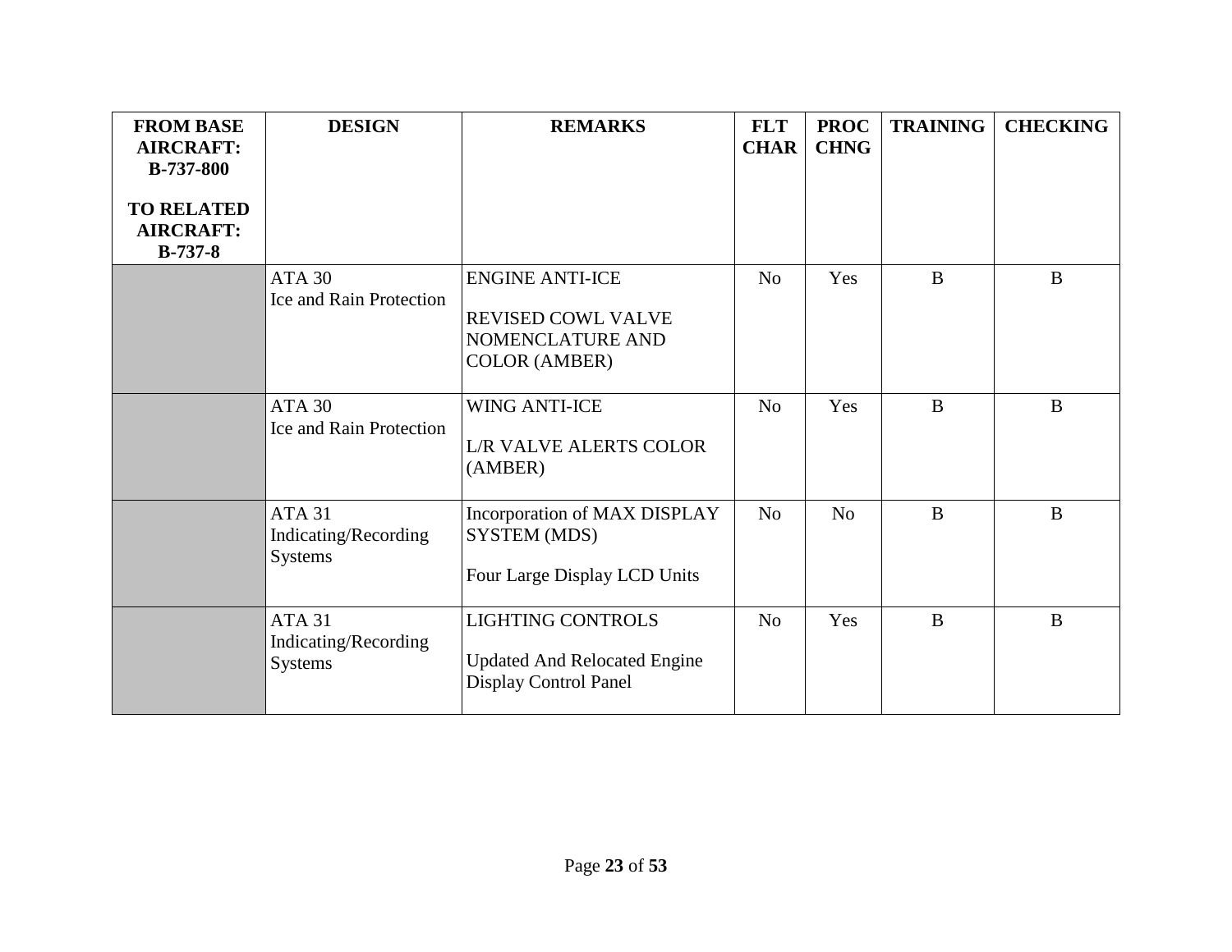| FROM BASE AIRCRAFT: B-737-800<br><br>TO RELATED AIRCRAFT: B-737-8 | DESIGN | REMARKS | FLT CHAR | PROC CHNG | TRAINING | CHECKING |
|---|---|---|---|---|---|---|
| | ATA 30<br>Ice and Rain Protection | ENGINE ANTI-ICE<br><br>REVISED COWL VALVE NOMENCLATURE AND COLOR (AMBER) | No | Yes | B | B |
| | ATA 30<br>Ice and Rain Protection | WING ANTI-ICE<br><br>L/R VALVE ALERTS COLOR (AMBER) | No | Yes | B | B |
| | ATA 31<br>Indicating/Recording Systems | Incorporation of MAX DISPLAY SYSTEM (MDS)<br><br>Four Large Display LCD Units | No | No | B | B |
| | ATA 31<br>Indicating/Recording Systems | LIGHTING CONTROLS<br><br>Updated And Relocated Engine Display Control Panel | No | Yes | B | B |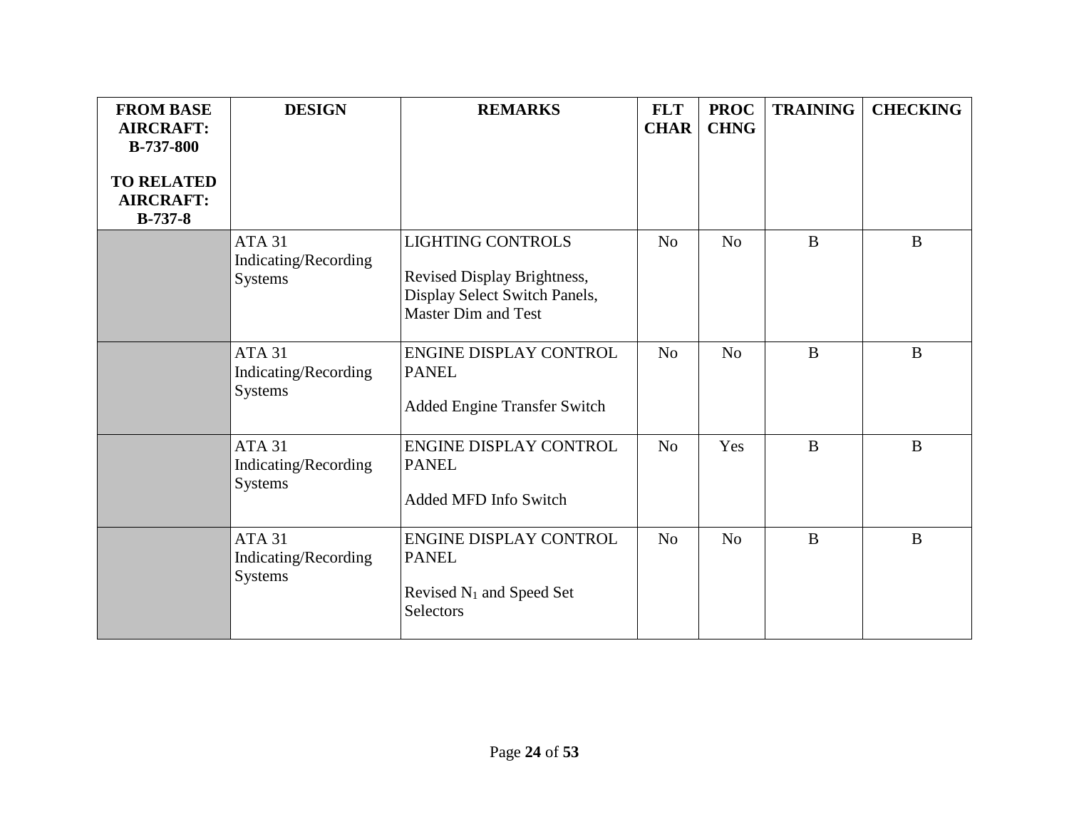| FROM BASE AIRCRAFT: B-737-800<br><br>TO RELATED AIRCRAFT: B-737-8 | DESIGN | REMARKS | FLT CHAR | PROC CHNG | TRAINING | CHECKING |
|---|---|---|---|---|---|---|
| | ATA 31 Indicating/Recording Systems | LIGHTING CONTROLS<br><br>Revised Display Brightness, Display Select Switch Panels, Master Dim and Test | No | No | B | B |
| | ATA 31 Indicating/Recording Systems | ENGINE DISPLAY CONTROL PANEL<br><br>Added Engine Transfer Switch | No | No | B | B |
| | ATA 31 Indicating/Recording Systems | ENGINE DISPLAY CONTROL PANEL<br><br>Added MFD Info Switch | No | Yes | B | B |
| | ATA 31 Indicating/Recording Systems | ENGINE DISPLAY CONTROL PANEL<br><br>Revised $N_1$ and Speed Set Selectors | No | No | B | B |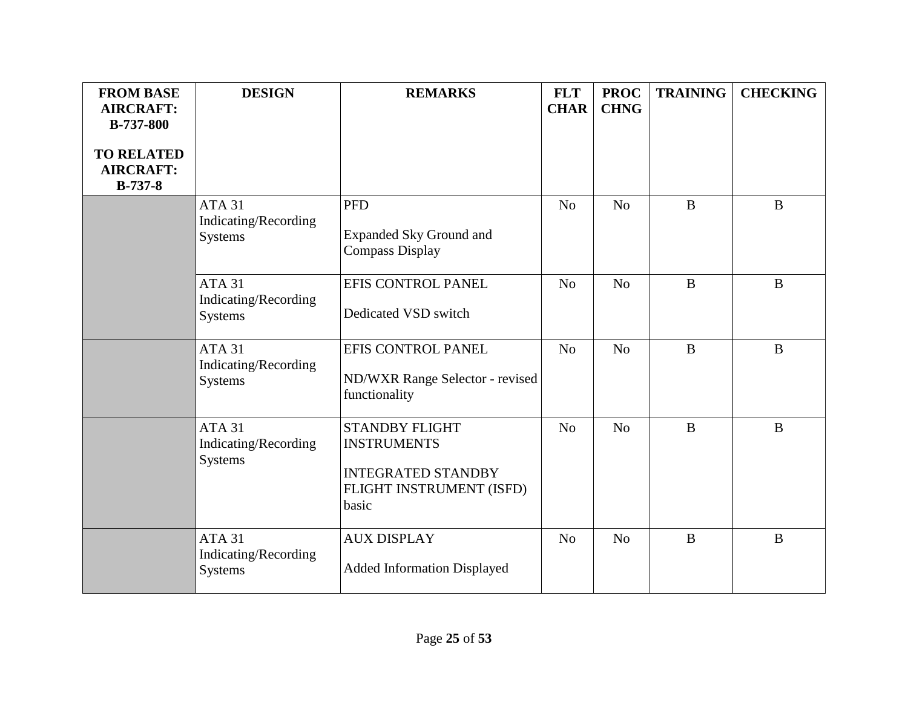| FROM BASE AIRCRAFT: B-737-800<br><br>TO RELATED AIRCRAFT: B-737-8 | DESIGN | REMARKS | FLT CHAR | PROC CHNG | TRAINING | CHECKING |
|---|---|---|---|---|---|---|
| | ATA 31 Indicating/Recording Systems | PFD<br><br>Expanded Sky Ground and Compass Display | No | No | B | B |
| | ATA 31 Indicating/Recording Systems | EFIS CONTROL PANEL<br><br>Dedicated VSD switch | No | No | B | B |
| | ATA 31 Indicating/Recording Systems | EFIS CONTROL PANEL<br><br>ND/WXR Range Selector - revised functionality | No | No | B | B |
| | ATA 31 Indicating/Recording Systems | STANDBY FLIGHT INSTRUMENTS<br><br>INTEGRATED STANDBY FLIGHT INSTRUMENT (ISFD) basic | No | No | B | B |
| | ATA 31 Indicating/Recording Systems | AUX DISPLAY<br><br>Added Information Displayed | No | No | B | B |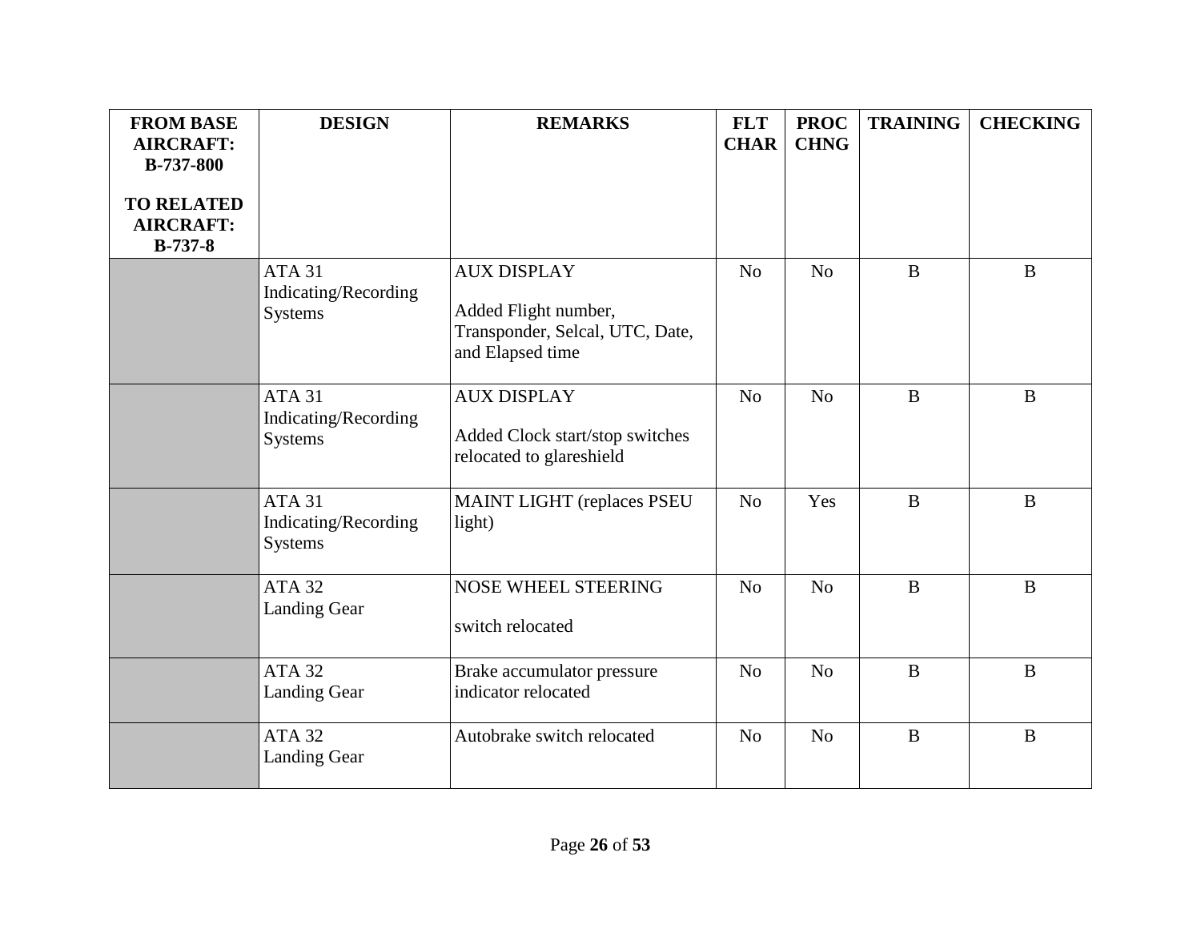| FROM BASE AIRCRAFT: B-737-800<br><br>TO RELATED AIRCRAFT: B-737-8 | DESIGN | REMARKS | FLT CHAR | PROC CHNG | TRAINING | CHECKING |
|---|---|---|---|---|---|---|
| | ATA 31 Indicating/Recording Systems | AUX DISPLAY<br><br>Added Flight number, Transponder, Selcal, UTC, Date, and Elapsed time | No | No | B | B |
| | ATA 31 Indicating/Recording Systems | AUX DISPLAY<br><br>Added Clock start/stop switches relocated to glareshield | No | No | B | B |
| | ATA 31 Indicating/Recording Systems | MAINT LIGHT (replaces PSEU light) | No | Yes | B | B |
| | ATA 32 Landing Gear | NOSE WHEEL STEERING<br><br>switch relocated | No | No | B | B |
| | ATA 32 Landing Gear | Brake accumulator pressure indicator relocated | No | No | B | B |
| | ATA 32 Landing Gear | Autobrake switch relocated | No | No | B | B |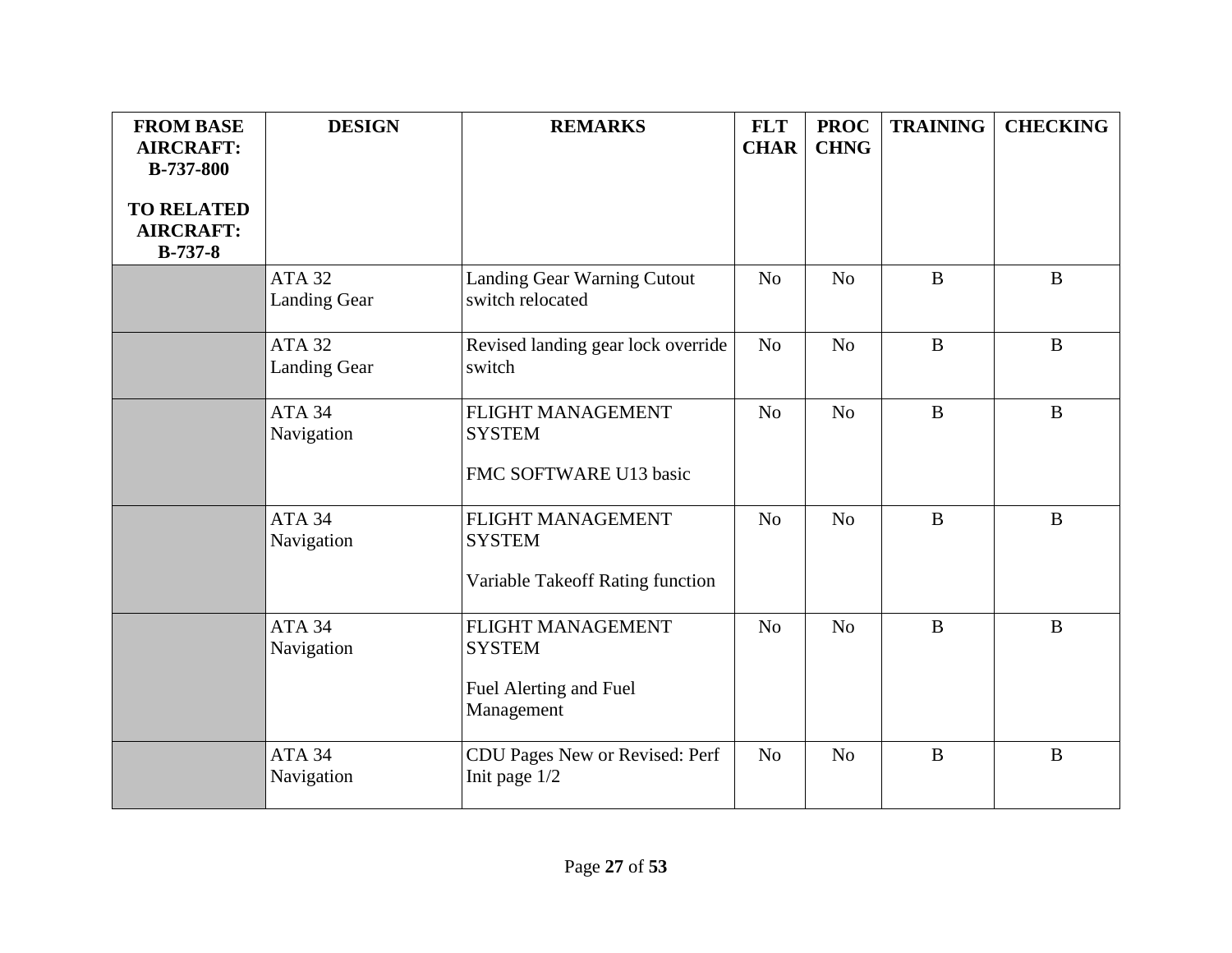| FROM BASE AIRCRAFT: B-737-800<br><br>TO RELATED AIRCRAFT: B-737-8 | DESIGN | REMARKS | FLT CHAR | PROC CHNG | TRAINING | CHECKING |
|---|---|---|---|---|---|---|
| | ATA 32<br>Landing Gear | Landing Gear Warning Cutout switch relocated | No | No | B | B |
| | ATA 32<br>Landing Gear | Revised landing gear lock override switch | No | No | B | B |
| | ATA 34<br>Navigation | FLIGHT MANAGEMENT SYSTEM<br><br>FMC SOFTWARE U13 basic | No | No | B | B |
| | ATA 34<br>Navigation | FLIGHT MANAGEMENT SYSTEM<br><br>Variable Takeoff Rating function | No | No | B | B |
| | ATA 34<br>Navigation | FLIGHT MANAGEMENT SYSTEM<br><br>Fuel Alerting and Fuel Management | No | No | B | B |
| | ATA 34<br>Navigation | CDU Pages New or Revised: Perf Init page 1/2 | No | No | B | B |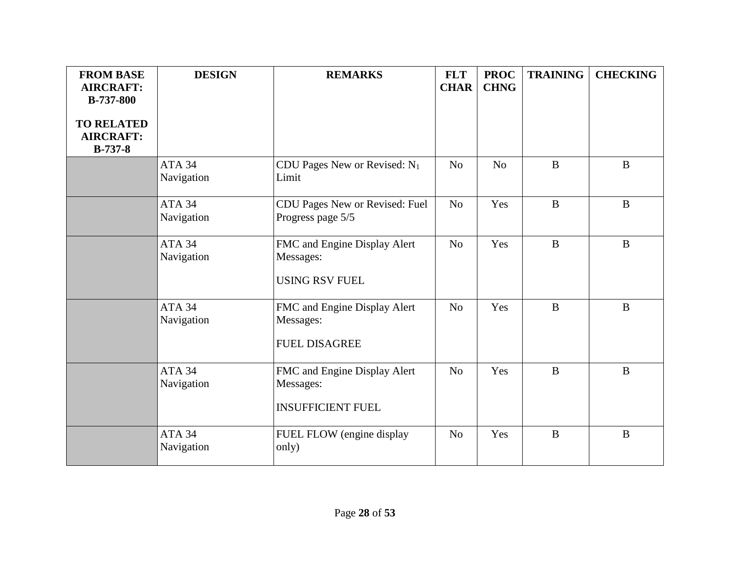| FROM BASE AIRCRAFT: B-737-800<br><br>TO RELATED AIRCRAFT: B-737-8 | DESIGN | REMARKS | FLT CHAR | PROC CHNG | TRAINING | CHECKING |
|---|---|---|---|---|---|---|
| | ATA 34 Navigation | CDU Pages New or Revised: $N_1$ Limit | No | No | B | B |
| | ATA 34 Navigation | CDU Pages New or Revised: Fuel Progress page 5/5 | No | Yes | B | B |
| | ATA 34 Navigation | FMC and Engine Display Alert Messages:<br><br>USING RSV FUEL | No | Yes | B | B |
| | ATA 34 Navigation | FMC and Engine Display Alert Messages:<br><br>FUEL DISAGREE | No | Yes | B | B |
| | ATA 34 Navigation | FMC and Engine Display Alert Messages:<br><br>INSUFFICIENT FUEL | No | Yes | B | B |
| | ATA 34 Navigation | FUEL FLOW (engine display only) | No | Yes | B | B |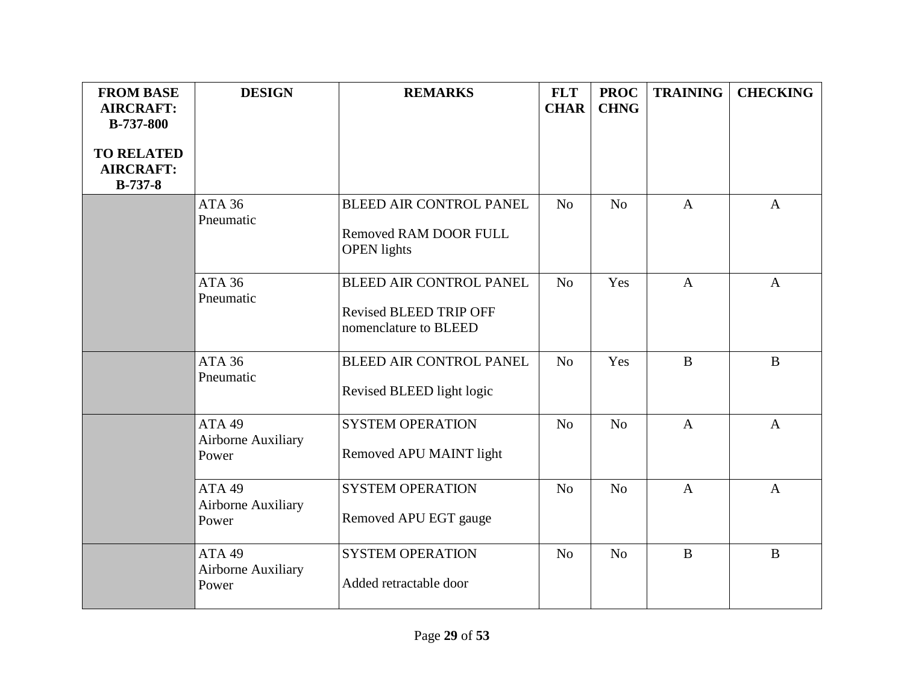| FROM BASE AIRCRAFT: B-737-800<br><br>TO RELATED AIRCRAFT: B-737-8 | DESIGN | REMARKS | FLT CHAR | PROC CHNG | TRAINING | CHECKING |
|---|---|---|---|---|---|---|
| | ATA 36 Pneumatic | BLEED AIR CONTROL PANEL<br><br>Removed RAM DOOR FULL OPEN lights | No | No | A | A |
| | ATA 36 Pneumatic | BLEED AIR CONTROL PANEL<br><br>Revised BLEED TRIP OFF nomenclature to BLEED | No | Yes | A | A |
| | ATA 36 Pneumatic | BLEED AIR CONTROL PANEL<br><br>Revised BLEED light logic | No | Yes | B | B |
| | ATA 49 Airborne Auxiliary Power | SYSTEM OPERATION<br><br>Removed APU MAINT light | No | No | A | A |
| | ATA 49 Airborne Auxiliary Power | SYSTEM OPERATION<br><br>Removed APU EGT gauge | No | No | A | A |
| | ATA 49 Airborne Auxiliary Power | SYSTEM OPERATION<br><br>Added retractable door | No | No | B | B |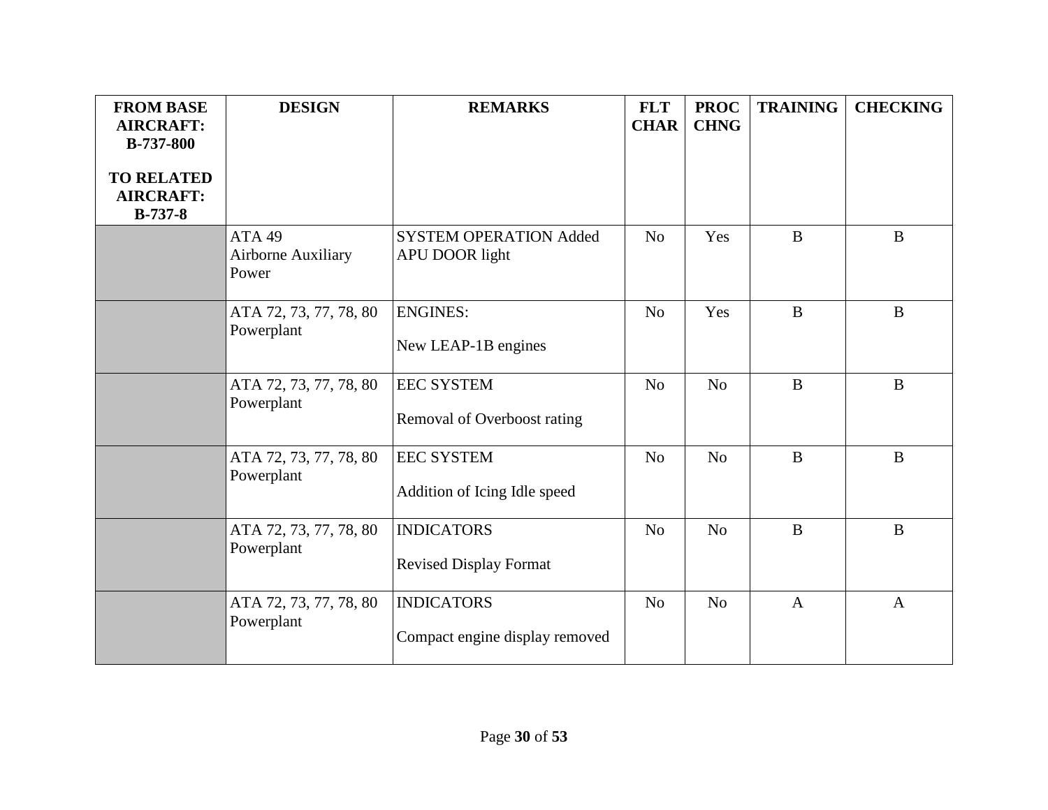| FROM BASE AIRCRAFT: B-737-800<br><br>TO RELATED AIRCRAFT: B-737-8 | DESIGN | REMARKS | FLT CHAR | PROC CHNG | TRAINING | CHECKING |
|---|---|---|---|---|---|---|
| | ATA 49<br>Airborne Auxiliary Power | SYSTEM OPERATION Added APU DOOR light | No | Yes | B | B |
| | ATA 72, 73, 77, 78, 80 Powerplant | ENGINES:<br><br>New LEAP-1B engines | No | Yes | B | B |
| | ATA 72, 73, 77, 78, 80 Powerplant | EEC SYSTEM<br><br>Removal of Overboost rating | No | No | B | B |
| | ATA 72, 73, 77, 78, 80 Powerplant | EEC SYSTEM<br><br>Addition of Icing Idle speed | No | No | B | B |
| | ATA 72, 73, 77, 78, 80 Powerplant | INDICATORS<br><br>Revised Display Format | No | No | B | B |
| | ATA 72, 73, 77, 78, 80 Powerplant | INDICATORS<br><br>Compact engine display removed | No | No | A | A |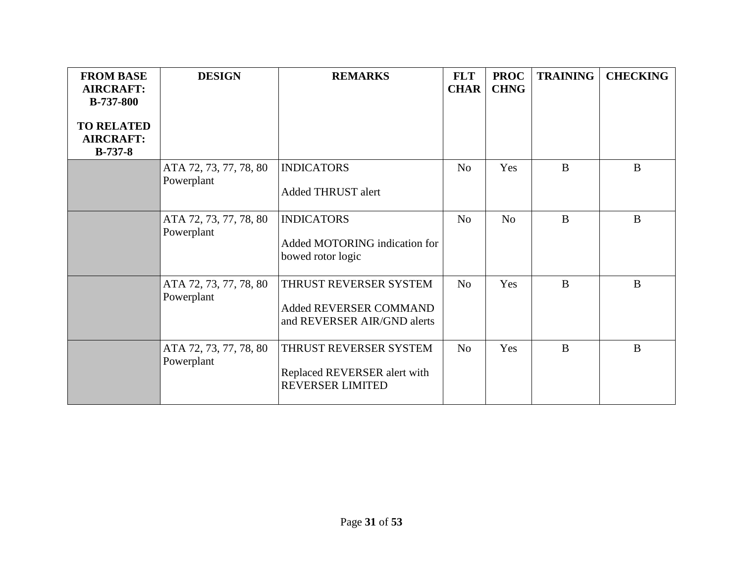| FROM BASE AIRCRAFT: B-737-800<br><br>TO RELATED AIRCRAFT: B-737-8 | DESIGN | REMARKS | FLT CHAR | PROC CHNG | TRAINING | CHECKING |
|---|---|---|---|---|---|---|
| | ATA 72, 73, 77, 78, 80 Powerplant | INDICATORS<br><br>Added THRUST alert | No | Yes | B | B |
| | ATA 72, 73, 77, 78, 80 Powerplant | INDICATORS<br><br>Added MOTORING indication for bowed rotor logic | No | No | B | B |
| | ATA 72, 73, 77, 78, 80 Powerplant | THRUST REVERSER SYSTEM<br><br>Added REVERSER COMMAND and REVERSER AIR/GND alerts | No | Yes | B | B |
| | ATA 72, 73, 77, 78, 80 Powerplant | THRUST REVERSER SYSTEM<br><br>Replaced REVERSER alert with REVERSER LIMITED | No | Yes | B | B |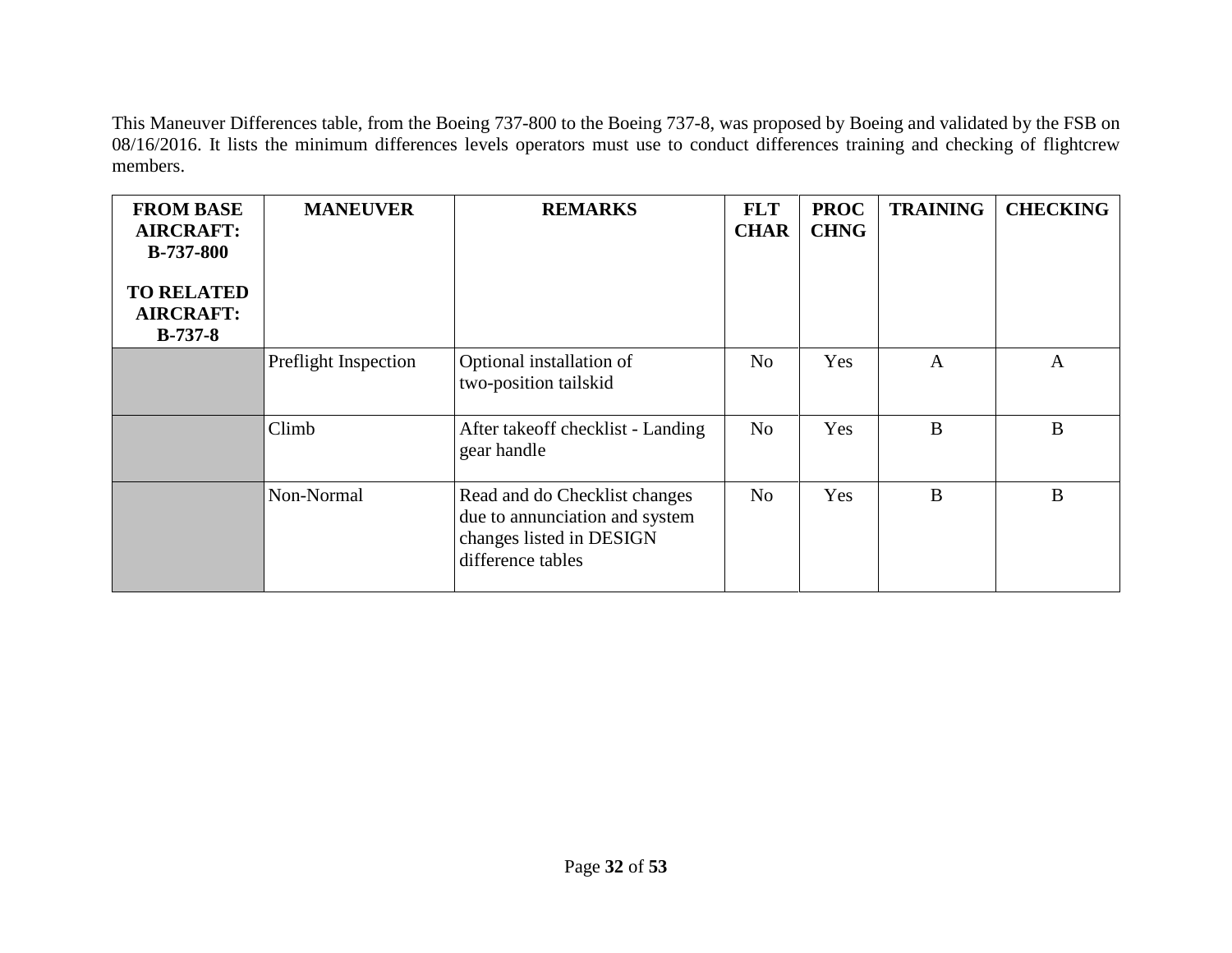This Maneuver Differences table, from the Boeing 737-800 to the Boeing 737-8, was proposed by Boeing and validated by the FSB on 08/16/2016. It lists the minimum differences levels operators must use to conduct differences training and checking of flightcrew members.

| FROM BASE AIRCRAFT: B-737-800 TO RELATED AIRCRAFT: B-737-8 | MANEUVER | REMARKS | FLT CHAR | PROC CHNG | TRAINING | CHECKING |
|---|---|---|---|---|---|---|
| | Preflight Inspection | Optional installation of two-position tailskid | No | Yes | A | A |
| | Climb | After takeoff checklist - Landing gear handle | No | Yes | B | B |
| | Non-Normal | Read and do Checklist changes due to annunciation and system changes listed in DESIGN difference tables | No | Yes | B | B |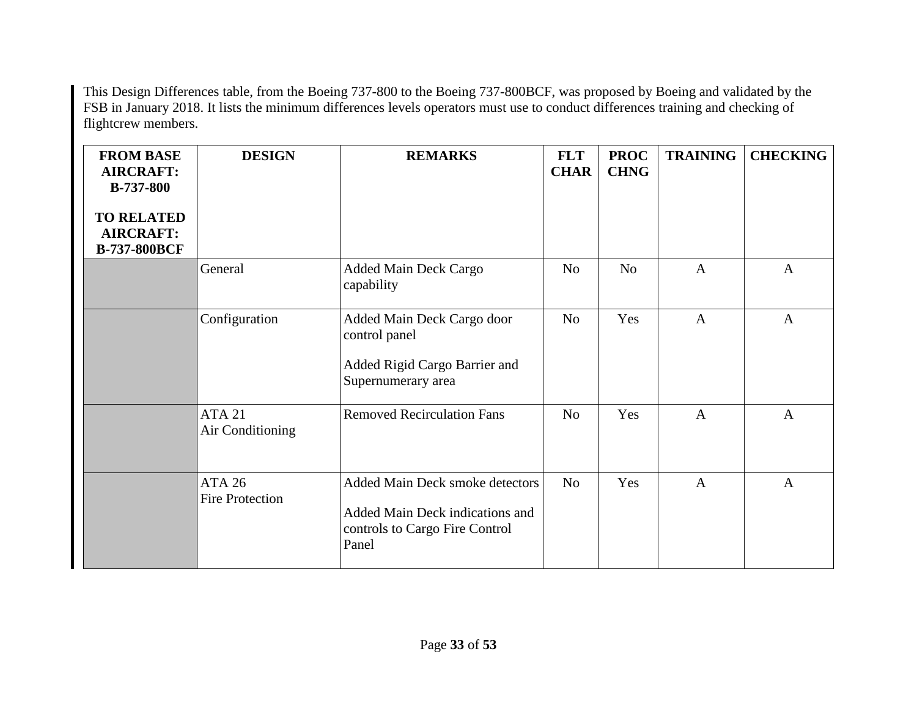This Design Differences table, from the Boeing 737-800 to the Boeing 737-800BCF, was proposed by Boeing and validated by the FSB in January 2018. It lists the minimum differences levels operators must use to conduct differences training and checking of flightcrew members.

| FROM BASE AIRCRAFT: B-737-800<br><br>TO RELATED AIRCRAFT: B-737-800BCF | DESIGN | REMARKS | FLT CHAR | PROC CHNG | TRAINING | CHECKING |
|---|---|---|---|---|---|---|
| | General | Added Main Deck Cargo capability | No | No | A | A |
| | Configuration | Added Main Deck Cargo door control panel<br><br>Added Rigid Cargo Barrier and Supernumerary area | No | Yes | A | A |
| | ATA 21<br>Air Conditioning | Removed Recirculation Fans | No | Yes | A | A |
| | ATA 26<br>Fire Protection | Added Main Deck smoke detectors<br><br>Added Main Deck indications and controls to Cargo Fire Control Panel | No | Yes | A | A |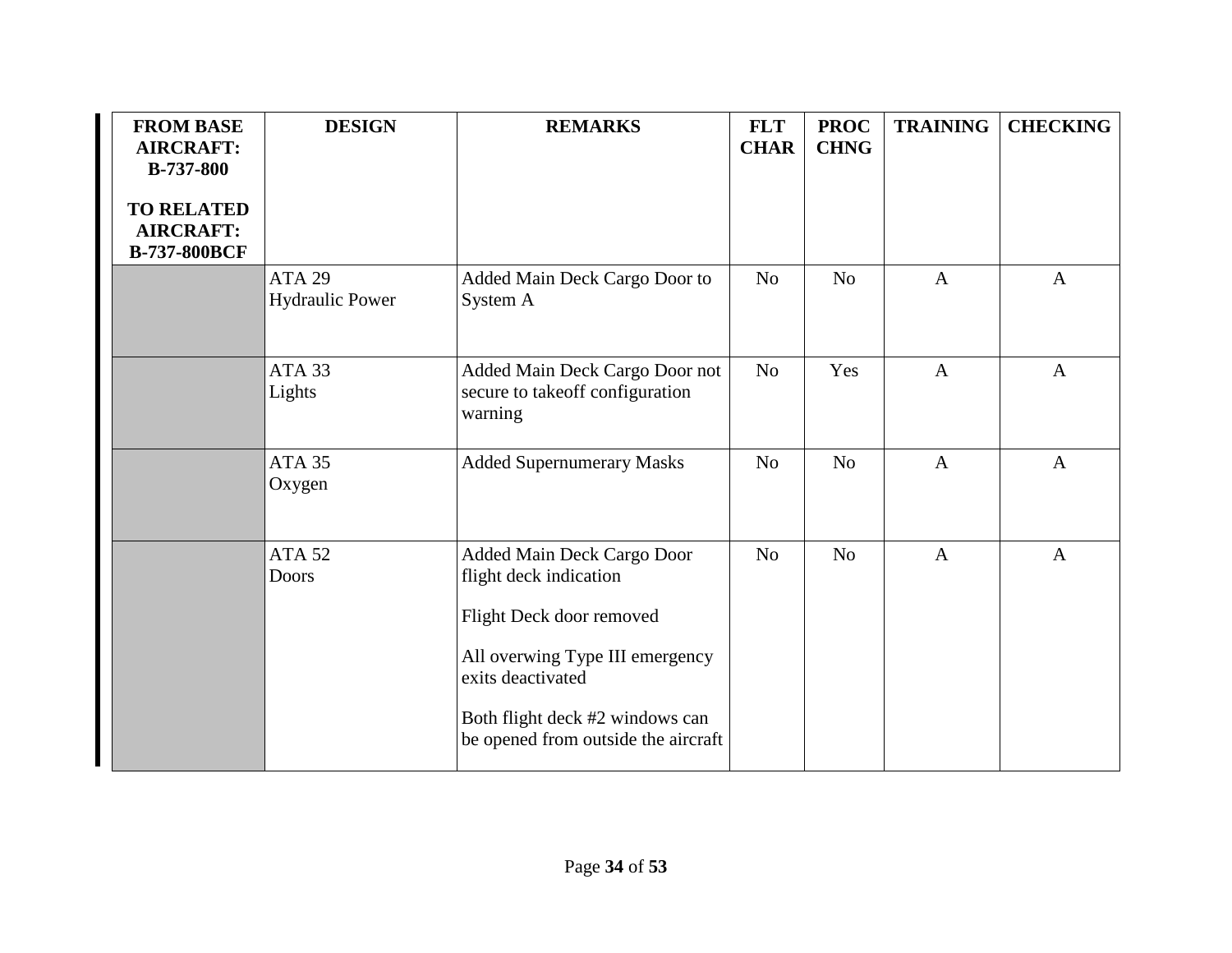| FROM BASE AIRCRAFT: B-737-800<br><br>TO RELATED AIRCRAFT: B-737-800BCF | DESIGN | REMARKS | FLT CHAR | PROC CHNG | TRAINING | CHECKING |
|---|---|---|---|---|---|---|
| | ATA 29<br>Hydraulic Power | Added Main Deck Cargo Door to System A | No | No | A | A |
| | ATA 33<br>Lights | Added Main Deck Cargo Door not secure to takeoff configuration warning | No | Yes | A | A |
| | ATA 35<br>Oxygen | Added Supernumerary Masks | No | No | A | A |
| | ATA 52<br>Doors | Added Main Deck Cargo Door flight deck indication<br><br>Flight Deck door removed<br><br>All overwing Type III emergency exits deactivated<br><br>Both flight deck #2 windows can be opened from outside the aircraft | No | No | A | A |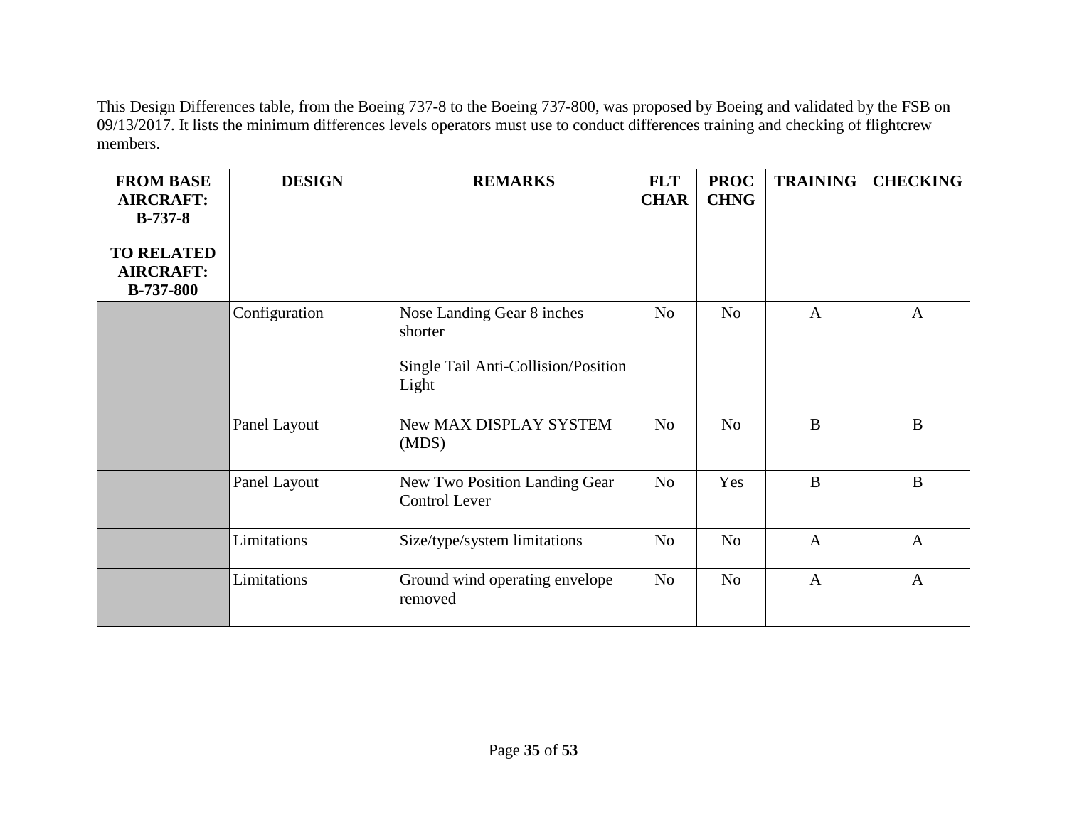This Design Differences table, from the Boeing 737-8 to the Boeing 737-800, was proposed by Boeing and validated by the FSB on 09/13/2017. It lists the minimum differences levels operators must use to conduct differences training and checking of flightcrew members.

| FROM BASE AIRCRAFT: B-737-8<br><br>TO RELATED AIRCRAFT: B-737-800 | DESIGN | REMARKS | FLT CHAR | PROC CHNG | TRAINING | CHECKING |
|---|---|---|---|---|---|---|
| | Configuration | Nose Landing Gear 8 inches shorter<br><br>Single Tail Anti-Collision/Position Light | No | No | A | A |
| | Panel Layout | New MAX DISPLAY SYSTEM (MDS) | No | No | B | B |
| | Panel Layout | New Two Position Landing Gear Control Lever | No | Yes | B | B |
| | Limitations | Size/type/system limitations | No | No | A | A |
| | Limitations | Ground wind operating envelope removed | No | No | A | A |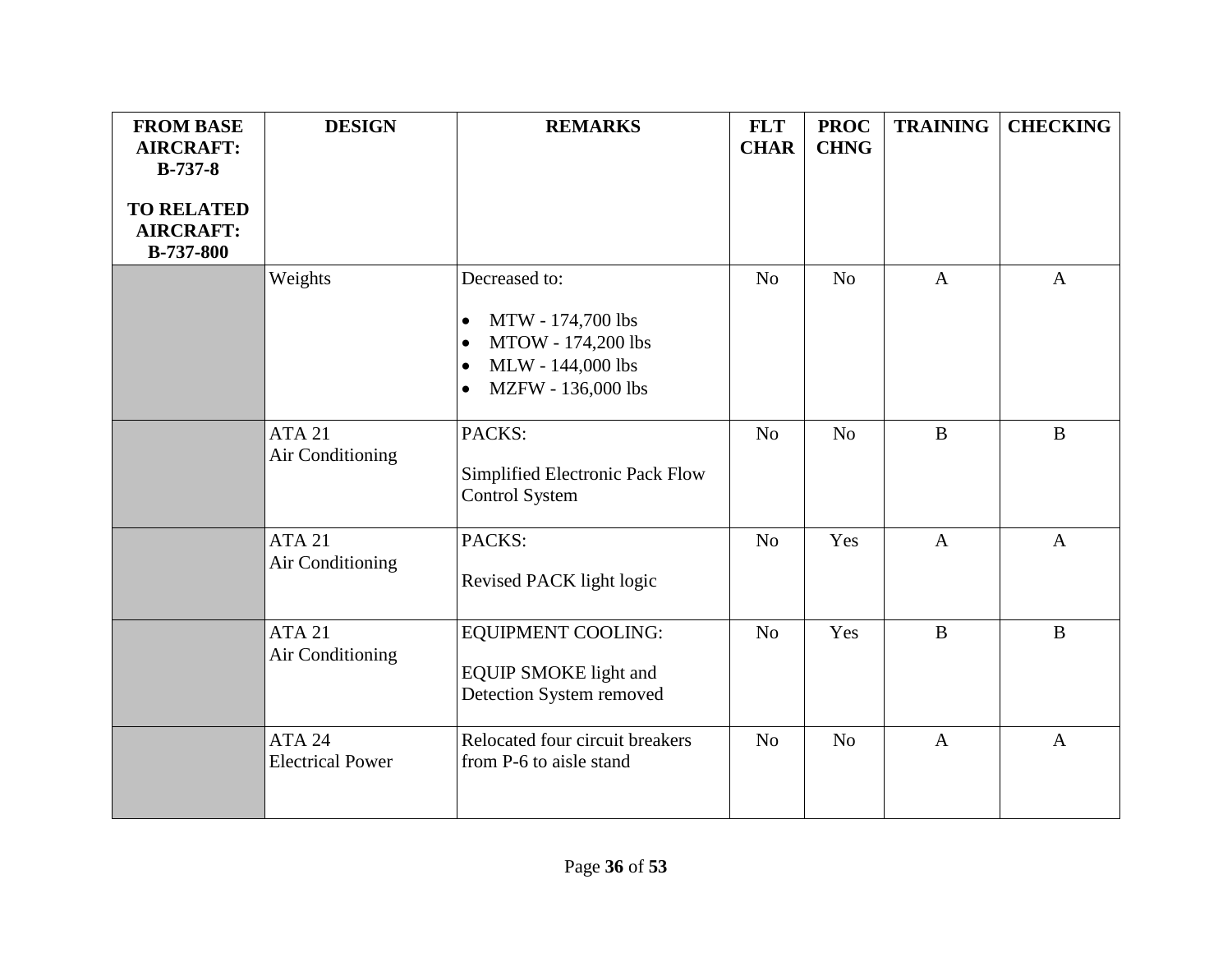| FROM BASE AIRCRAFT: B-737-8<br><br>TO RELATED AIRCRAFT: B-737-800 | DESIGN | REMARKS | FLT CHAR | PROC CHNG | TRAINING | CHECKING |
|---|---|---|---|---|---|---|
| | Weights | Decreased to:<br><br>• MTW - 174,700 lbs<br>• MTOW - 174,200 lbs<br>• MLW - 144,000 lbs<br>• MZFW - 136,000 lbs | No | No | A | A |
| | ATA 21<br>Air Conditioning | PACKS:<br><br>Simplified Electronic Pack Flow Control System | No | No | B | B |
| | ATA 21<br>Air Conditioning | PACKS:<br><br>Revised PACK light logic | No | Yes | A | A |
| | ATA 21<br>Air Conditioning | EQUIPMENT COOLING:<br><br>EQUIP SMOKE light and Detection System removed | No | Yes | B | B |
| | ATA 24<br>Electrical Power | Relocated four circuit breakers from P-6 to aisle stand | No | No | A | A |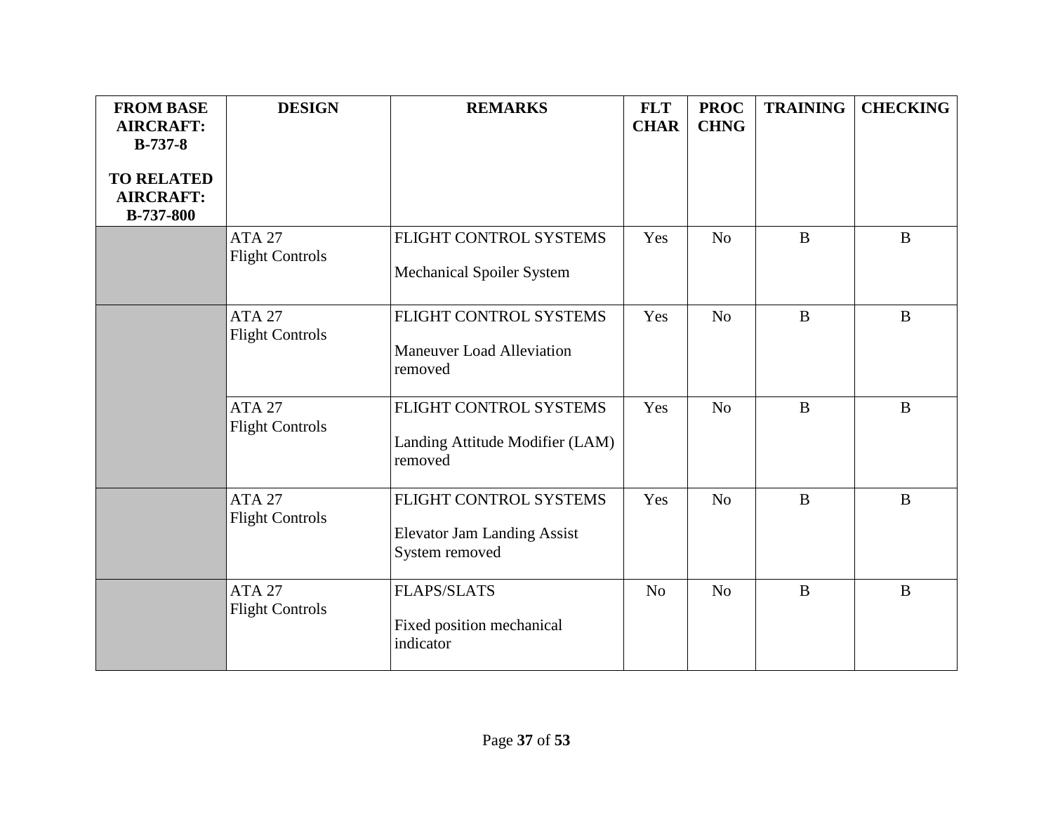| FROM BASE AIRCRAFT: B-737-8<br><br>TO RELATED AIRCRAFT: B-737-800 | DESIGN | REMARKS | FLT CHAR | PROC CHNG | TRAINING | CHECKING |
|---|---|---|---|---|---|---|
| | ATA 27<br>Flight Controls | FLIGHT CONTROL SYSTEMS<br><br>Mechanical Spoiler System | Yes | No | B | B |
| | ATA 27<br>Flight Controls | FLIGHT CONTROL SYSTEMS<br><br>Maneuver Load Alleviation removed | Yes | No | B | B |
| | ATA 27<br>Flight Controls | FLIGHT CONTROL SYSTEMS<br><br>Landing Attitude Modifier (LAM) removed | Yes | No | B | B |
| | ATA 27<br>Flight Controls | FLIGHT CONTROL SYSTEMS<br><br>Elevator Jam Landing Assist System removed | Yes | No | B | B |
| | ATA 27<br>Flight Controls | FLAPS/SLATS<br><br>Fixed position mechanical indicator | No | No | B | B |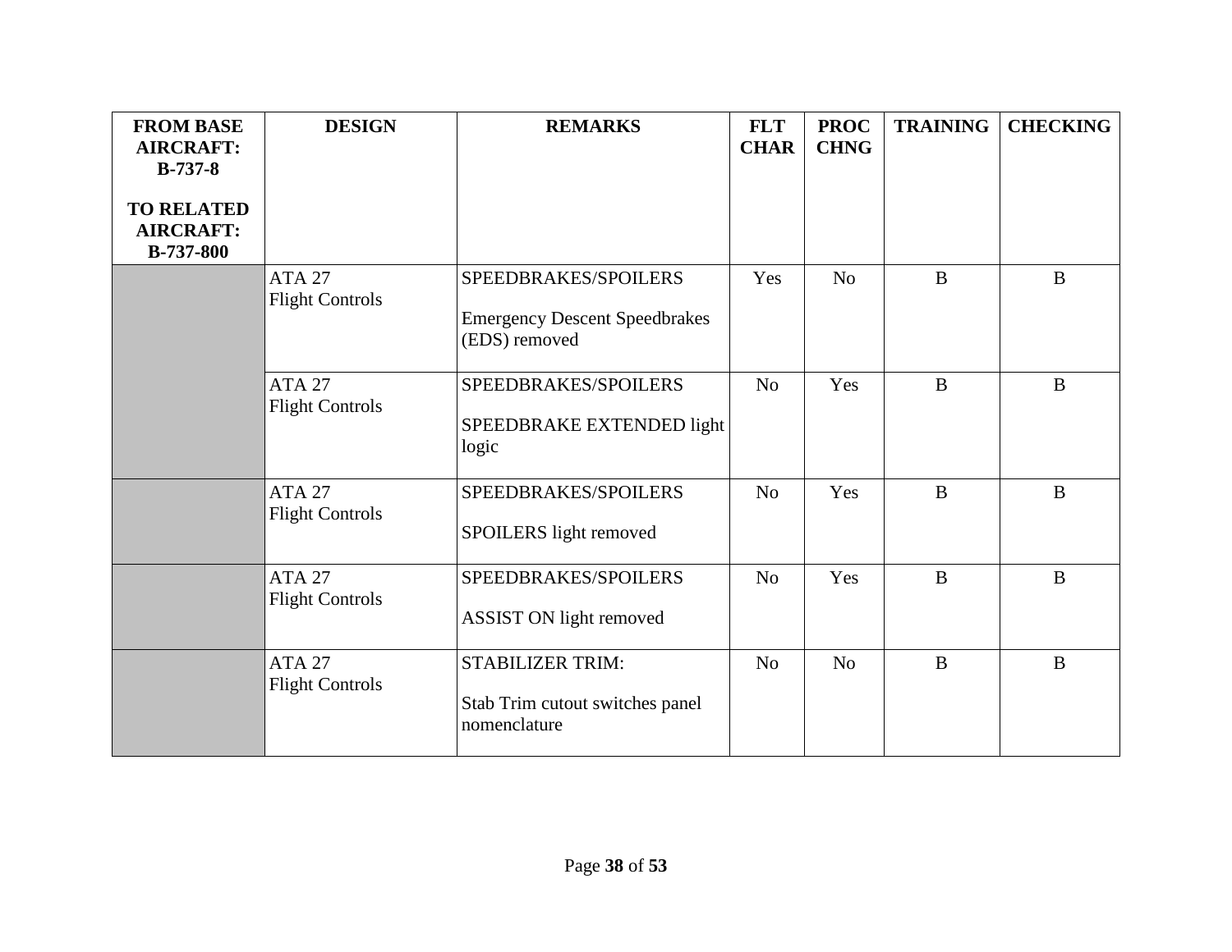| FROM BASE AIRCRAFT: B-737-8<br><br>TO RELATED AIRCRAFT: B-737-800 | DESIGN | REMARKS | FLT CHAR | PROC CHNG | TRAINING | CHECKING |
|---|---|---|---|---|---|---|
| | ATA 27<br>Flight Controls | SPEEDBRAKES/SPOILERS<br><br>Emergency Descent Speedbrakes (EDS) removed | Yes | No | B | B |
| | ATA 27<br>Flight Controls | SPEEDBRAKES/SPOILERS<br><br>SPEEDBRAKE EXTENDED light logic | No | Yes | B | B |
| | ATA 27<br>Flight Controls | SPEEDBRAKES/SPOILERS<br><br>SPOILERS light removed | No | Yes | B | B |
| | ATA 27<br>Flight Controls | SPEEDBRAKES/SPOILERS<br><br>ASSIST ON light removed | No | Yes | B | B |
| | ATA 27<br>Flight Controls | STABILIZER TRIM:<br><br>Stab Trim cutout switches panel nomenclature | No | No | B | B |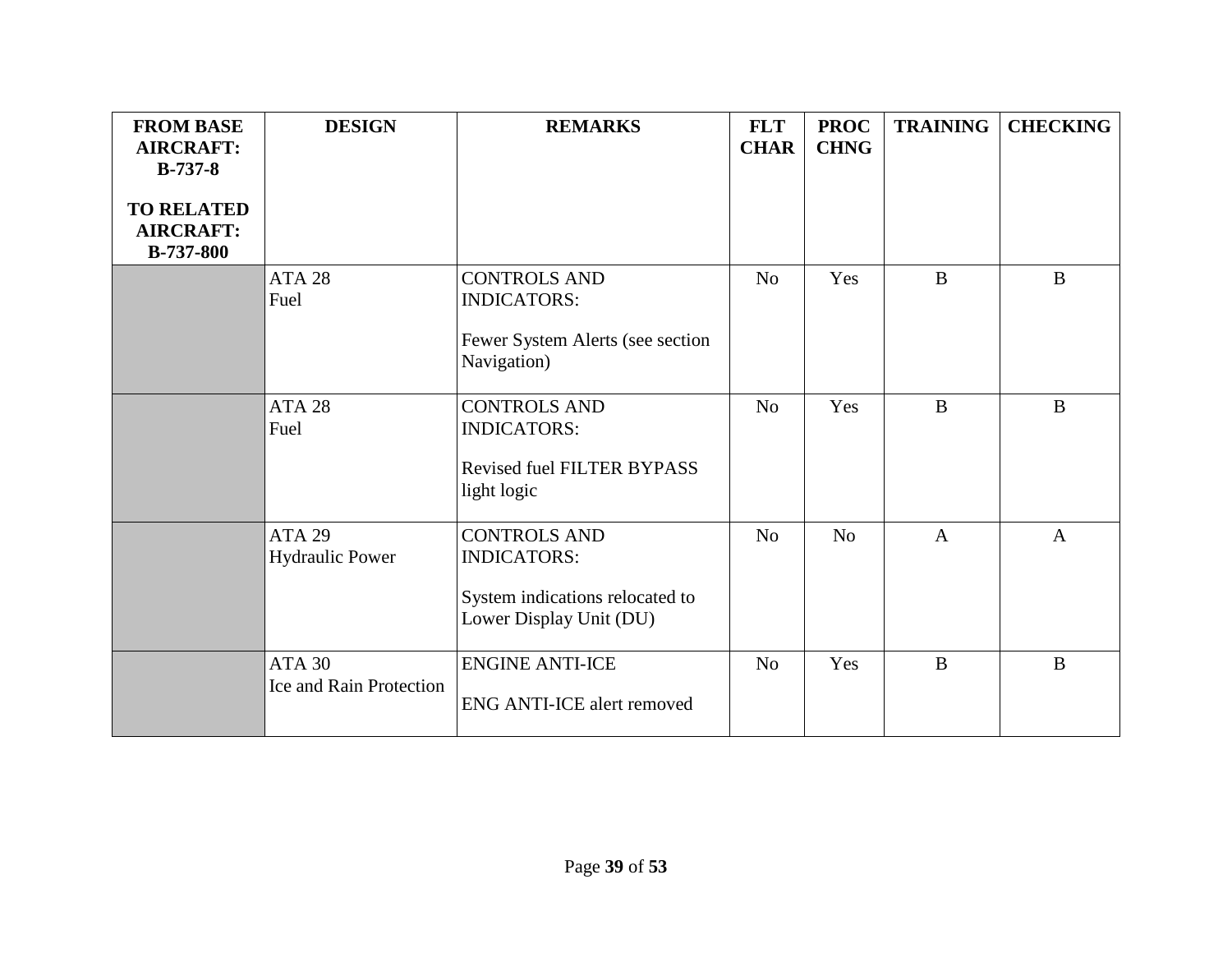| FROM BASE AIRCRAFT: B-737-8<br><br>TO RELATED AIRCRAFT: B-737-800 | DESIGN | REMARKS | FLT CHAR | PROC CHNG | TRAINING | CHECKING |
|---|---|---|---|---|---|---|
| | ATA 28<br>Fuel | CONTROLS AND INDICATORS:<br><br>Fewer System Alerts (see section Navigation) | No | Yes | B | B |
| | ATA 28<br>Fuel | CONTROLS AND INDICATORS:<br><br>Revised fuel FILTER BYPASS light logic | No | Yes | B | B |
| | ATA 29<br>Hydraulic Power | CONTROLS AND INDICATORS:<br><br>System indications relocated to Lower Display Unit (DU) | No | No | A | A |
| | ATA 30<br>Ice and Rain Protection | ENGINE ANTI-ICE<br><br>ENG ANTI-ICE alert removed | No | Yes | B | B |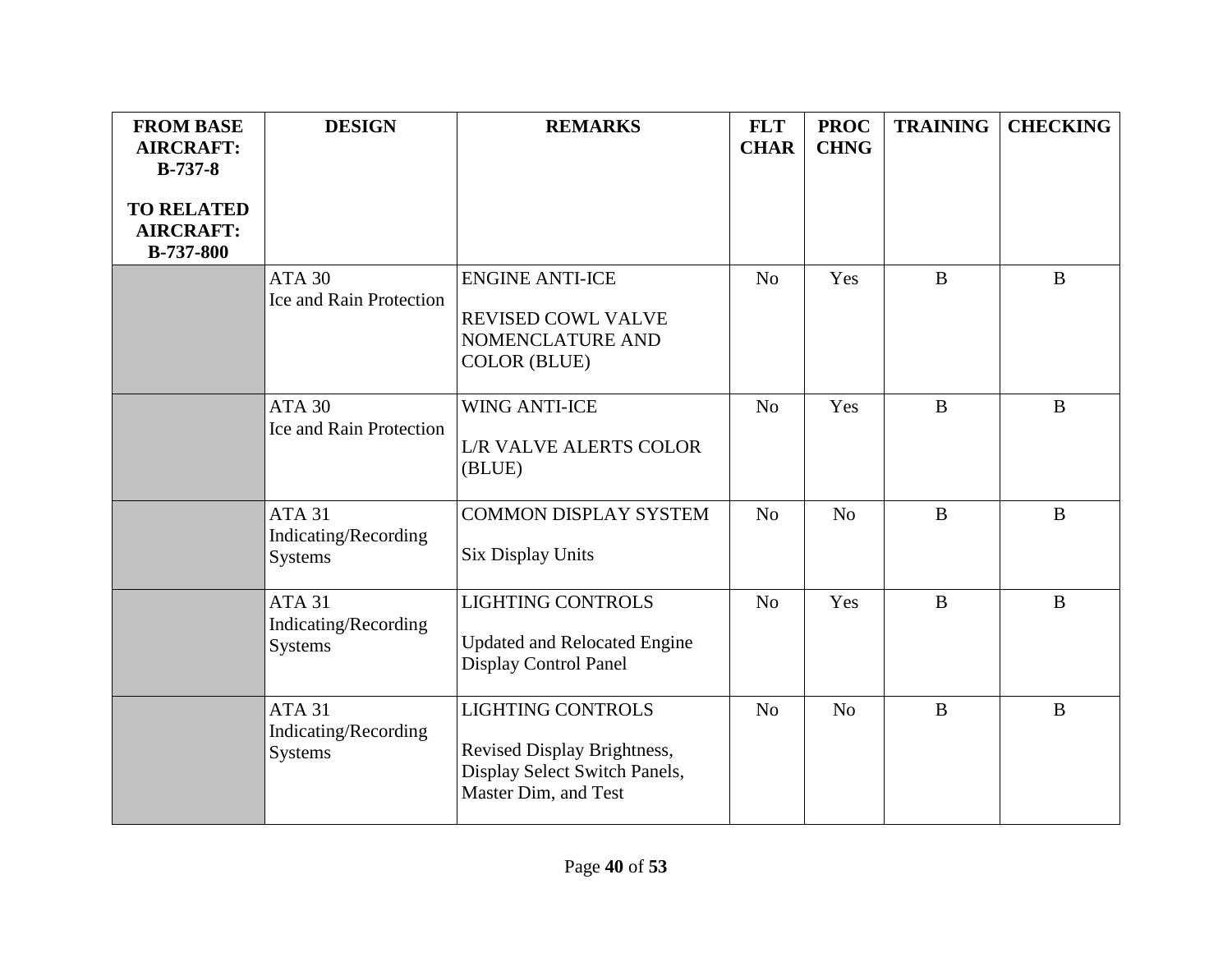| FROM BASE AIRCRAFT: B-737-8<br><br>TO RELATED AIRCRAFT: B-737-800 | DESIGN | REMARKS | FLT CHAR | PROC CHNG | TRAINING | CHECKING |
|---|---|---|---|---|---|---|
| | ATA 30<br>Ice and Rain Protection | ENGINE ANTI-ICE<br><br>REVISED COWL VALVE NOMENCLATURE AND COLOR (BLUE) | No | Yes | B | B |
| | ATA 30<br>Ice and Rain Protection | WING ANTI-ICE<br><br>L/R VALVE ALERTS COLOR (BLUE) | No | Yes | B | B |
| | ATA 31<br>Indicating/Recording Systems | COMMON DISPLAY SYSTEM<br><br>Six Display Units | No | No | B | B |
| | ATA 31<br>Indicating/Recording Systems | LIGHTING CONTROLS<br><br>Updated and Relocated Engine Display Control Panel | No | Yes | B | B |
| | ATA 31<br>Indicating/Recording Systems | LIGHTING CONTROLS<br><br>Revised Display Brightness, Display Select Switch Panels, Master Dim, and Test | No | No | B | B |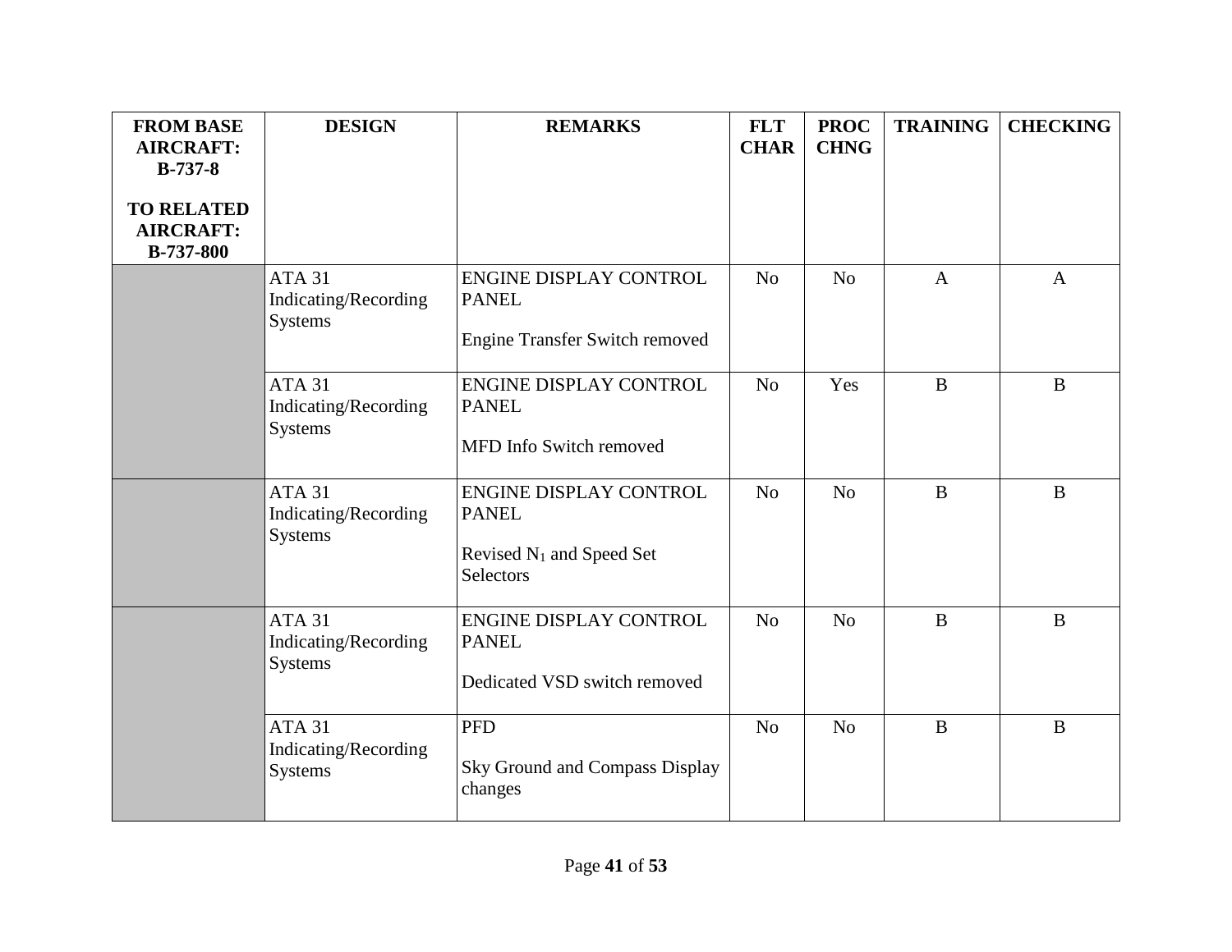| FROM BASE AIRCRAFT: B-737-8<br><br>TO RELATED AIRCRAFT: B-737-800 | DESIGN | REMARKS | FLT CHAR | PROC CHNG | TRAINING | CHECKING |
|---|---|---|---|---|---|---|
| | ATA 31 Indicating/Recording Systems | ENGINE DISPLAY CONTROL PANEL<br><br>Engine Transfer Switch removed | No | No | A | A |
| | ATA 31 Indicating/Recording Systems | ENGINE DISPLAY CONTROL PANEL<br><br>MFD Info Switch removed | No | Yes | B | B |
| | ATA 31 Indicating/Recording Systems | ENGINE DISPLAY CONTROL PANEL<br><br>Revised $N_1$ and Speed Set Selectors | No | No | B | B |
| | ATA 31 Indicating/Recording Systems | ENGINE DISPLAY CONTROL PANEL<br><br>Dedicated VSD switch removed | No | No | B | B |
| | ATA 31 Indicating/Recording Systems | PFD<br><br>Sky Ground and Compass Display changes | No | No | B | B |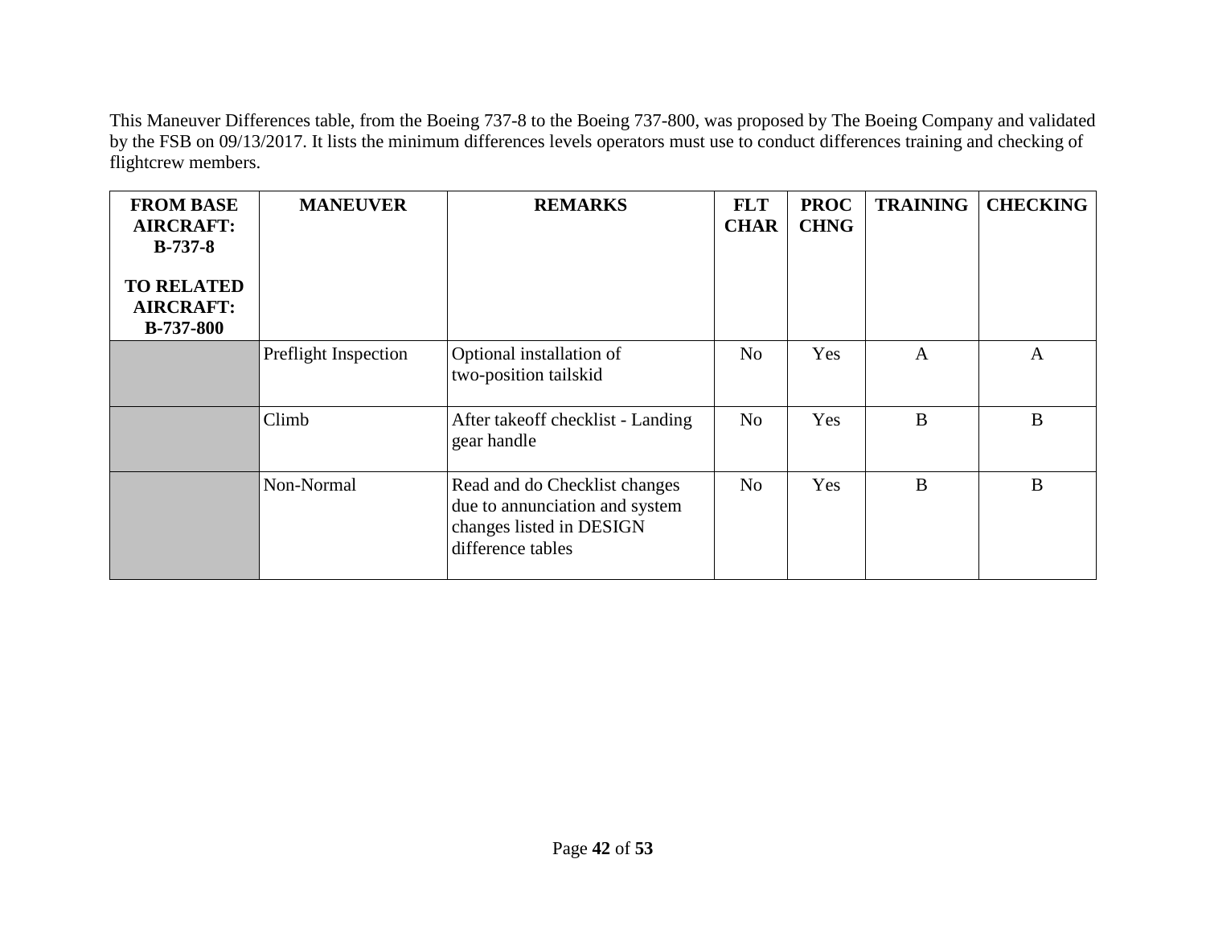This Maneuver Differences table, from the Boeing 737-8 to the Boeing 737-800, was proposed by The Boeing Company and validated by the FSB on 09/13/2017. It lists the minimum differences levels operators must use to conduct differences training and checking of flightcrew members.

| FROM BASE AIRCRAFT: B-737-8 TO RELATED AIRCRAFT: B-737-800 | MANEUVER | REMARKS | FLT CHAR | PROC CHNG | TRAINING | CHECKING |
|---|---|---|---|---|---|---|
| | Preflight Inspection | Optional installation of two-position tailskid | No | Yes | A | A |
| | Climb | After takeoff checklist - Landing gear handle | No | Yes | B | B |
| | Non-Normal | Read and do Checklist changes due to annunciation and system changes listed in DESIGN difference tables | No | Yes | B | B |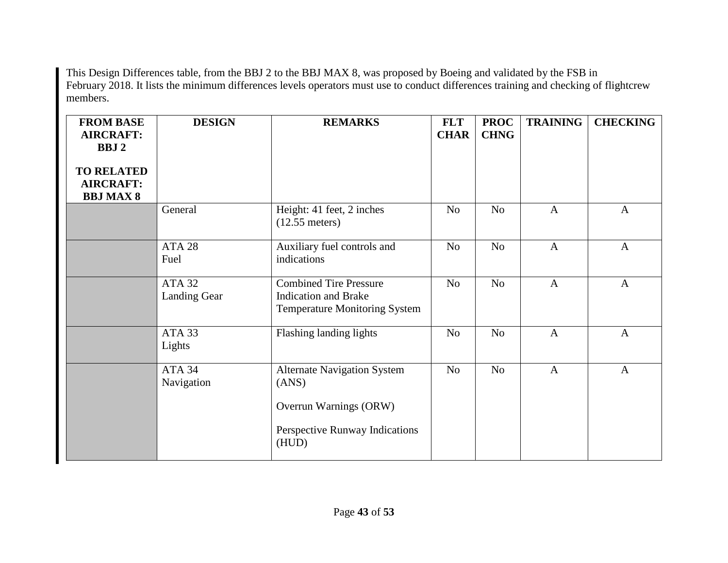This Design Differences table, from the BBJ 2 to the BBJ MAX 8, was proposed by Boeing and validated by the FSB in February 2018. It lists the minimum differences levels operators must use to conduct differences training and checking of flightcrew members.

| **FROM BASE AIRCRAFT: BBJ 2** <br><br> **TO RELATED AIRCRAFT: BBJ MAX 8** | **DESIGN** | **REMARKS** | **FLT CHAR** | **PROC CHNG** | **TRAINING** | **CHECKING** |
|---|---|---|---|---|---|---|
| | General | Height: 41 feet, 2 inches (12.55 meters) | No | No | A | A |
| | ATA 28 Fuel | Auxiliary fuel controls and indications | No | No | A | A |
| | ATA 32 Landing Gear | Combined Tire Pressure Indication and Brake Temperature Monitoring System | No | No | A | A |
| | ATA 33 Lights | Flashing landing lights | No | No | A | A |
| | ATA 34 Navigation | Alternate Navigation System (ANS) <br><br> Overrun Warnings (ORW) <br><br> Perspective Runway Indications (HUD) | No | No | A | A |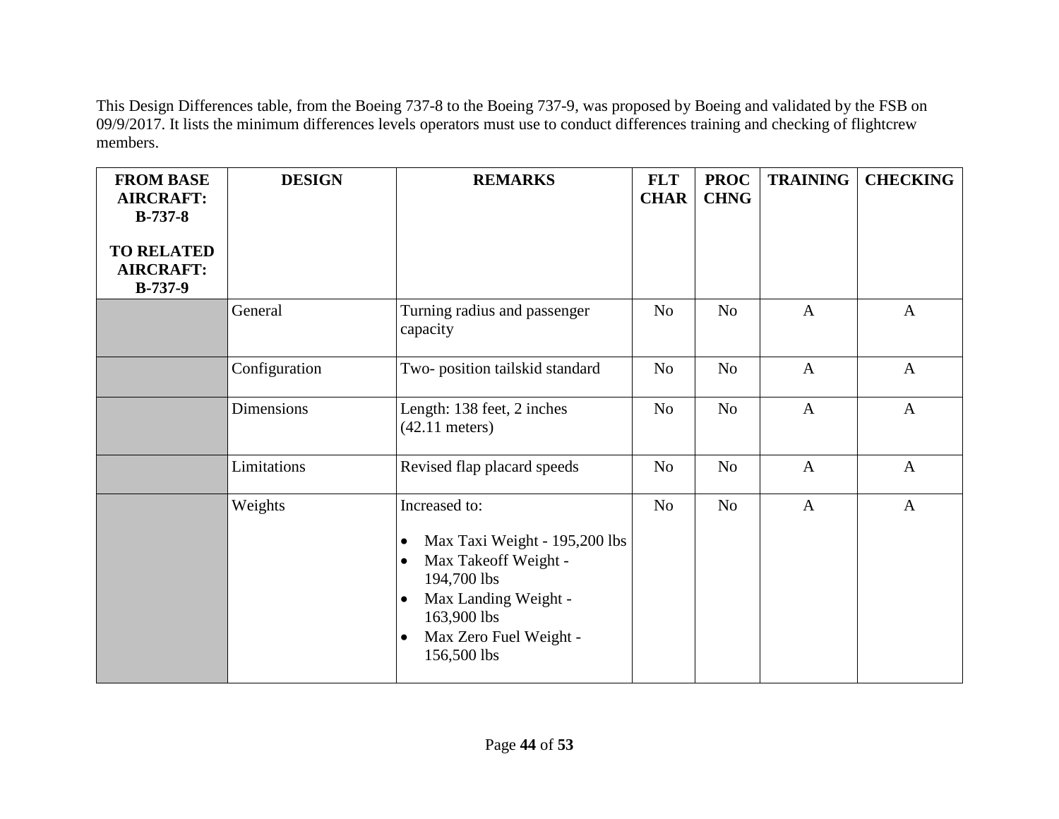This Design Differences table, from the Boeing 737-8 to the Boeing 737-9, was proposed by Boeing and validated by the FSB on 09/9/2017. It lists the minimum differences levels operators must use to conduct differences training and checking of flightcrew members.

| FROM BASE AIRCRAFT: B-737-8<br><br>TO RELATED AIRCRAFT: B-737-9 | DESIGN | REMARKS | FLT CHAR | PROC CHNG | TRAINING | CHECKING |
|---|---|---|---|---|---|---|
| | General | Turning radius and passenger capacity | No | No | A | A |
| | Configuration | Two- position tailskid standard | No | No | A | A |
| | Dimensions | Length: 138 feet, 2 inches (42.11 meters) | No | No | A | A |
| | Limitations | Revised flap placard speeds | No | No | A | A |
| | Weights | Increased to:<br>• Max Taxi Weight - 195,200 lbs<br>• Max Takeoff Weight - 194,700 lbs<br>• Max Landing Weight - 163,900 lbs<br>• Max Zero Fuel Weight - 156,500 lbs | No | No | A | A |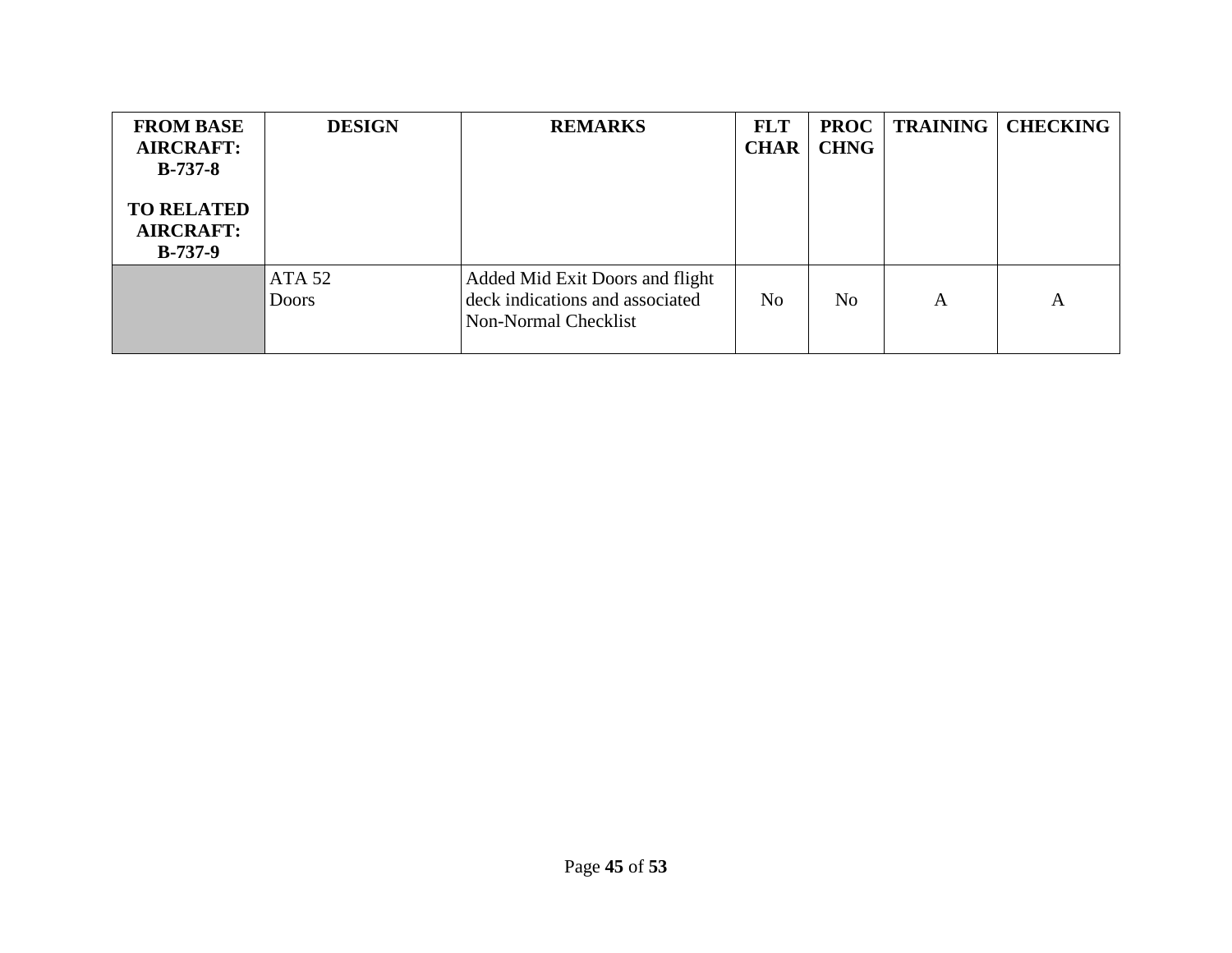| FROM BASE AIRCRAFT: B-737-8<br><br>TO RELATED AIRCRAFT: B-737-9 | DESIGN | REMARKS | FLT CHAR | PROC CHNG | TRAINING | CHECKING |
|---|---|---|---|---|---|---|
| | ATA 52<br>Doors | Added Mid Exit Doors and flight deck indications and associated Non-Normal Checklist | No | No | A | A |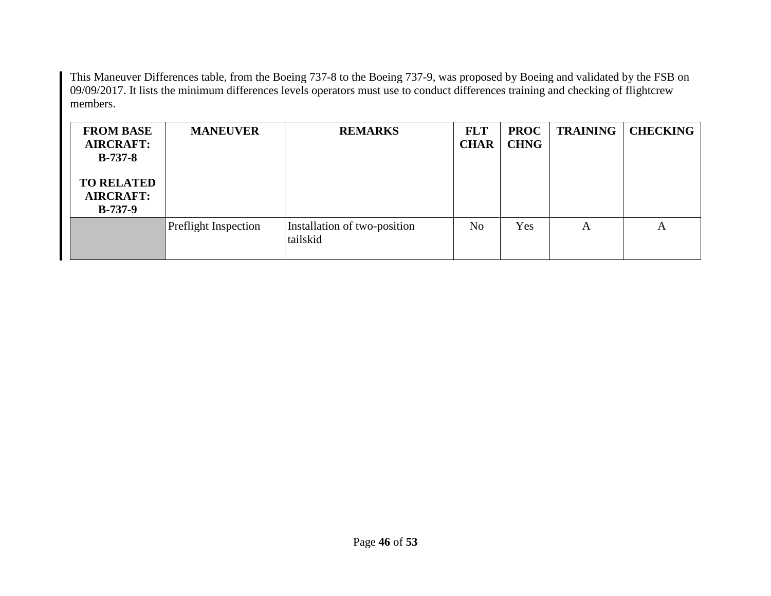This Maneuver Differences table, from the Boeing 737-8 to the Boeing 737-9, was proposed by Boeing and validated by the FSB on 09/09/2017. It lists the minimum differences levels operators must use to conduct differences training and checking of flightcrew members.

| **FROM BASE AIRCRAFT: B-737-8**<br><br>**TO RELATED AIRCRAFT: B-737-9** | **MANEUVER** | **REMARKS** | **FLT CHAR** | **PROC CHNG** | **TRAINING** | **CHECKING** |
|---|---|---|---|---|---|---|
| | Preflight Inspection | Installation of two-position tailskid | No | Yes | A | A |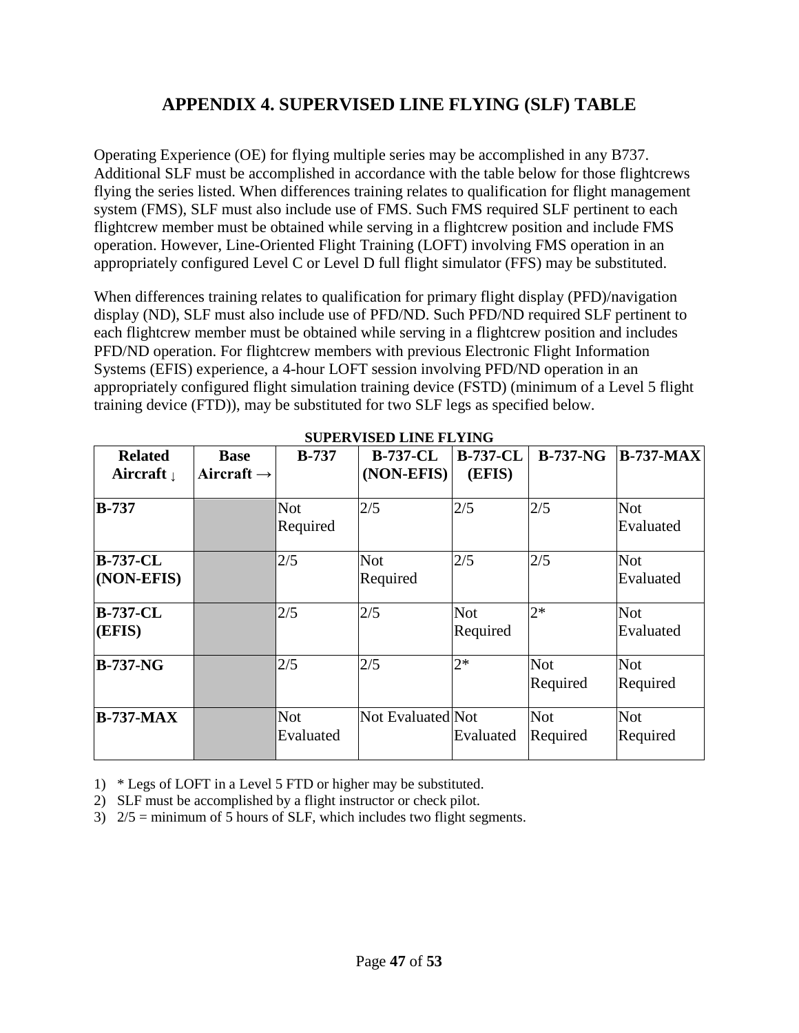# APPENDIX 4. SUPERVISED LINE FLYING (SLF) TABLE

Operating Experience (OE) for flying multiple series may be accomplished in any B737. Additional SLF must be accomplished in accordance with the table below for those flightcrews flying the series listed. When differences training relates to qualification for flight management system (FMS), SLF must also include use of FMS. Such FMS required SLF pertinent to each flightcrew member must be obtained while serving in a flightcrew position and include FMS operation. However, Line-Oriented Flight Training (LOFT) involving FMS operation in an appropriately configured Level C or Level D full flight simulator (FFS) may be substituted.

When differences training relates to qualification for primary flight display (PFD)/navigation display (ND), SLF must also include use of PFD/ND. Such PFD/ND required SLF pertinent to each flightcrew member must be obtained while serving in a flightcrew position and includes PFD/ND operation. For flightcrew members with previous Electronic Flight Information Systems (EFIS) experience, a 4-hour LOFT session involving PFD/ND operation in an appropriately configured flight simulation training device (FSTD) (minimum of a Level 5 flight training device (FTD)), may be substituted for two SLF legs as specified below.

**SUPERVISED LINE FLYING**

| Related Aircraft ↓ | Base Aircraft → | B-737 | B-737-CL (NON-EFIS) | B-737-CL (EFIS) | B-737-NG | B-737-MAX |
|---|---|---|---|---|---|---|
| **B-737** | | Not Required | 2/5 | 2/5 | 2/5 | Not Evaluated |
| **B-737-CL (NON-EFIS)** | | 2/5 | Not Required | 2/5 | 2/5 | Not Evaluated |
| **B-737-CL (EFIS)** | | 2/5 | 2/5 | Not Required | 2* | Not Evaluated |
| **B-737-NG** | | 2/5 | 2/5 | 2* | Not Required | Not Required |
| **B-737-MAX** | | Not Evaluated | Not Evaluated | Not Evaluated | Not Required | Not Required |

1) * Legs of LOFT in a Level 5 FTD or higher may be substituted.
2) SLF must be accomplished by a flight instructor or check pilot.
3) 2/5 = minimum of 5 hours of SLF, which includes two flight segments.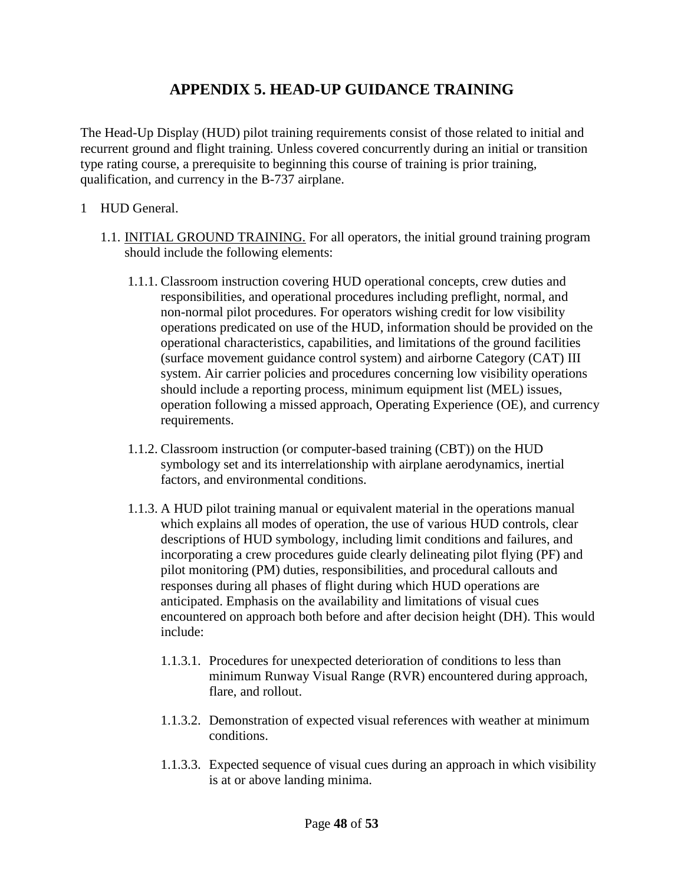# APPENDIX 5. HEAD-UP GUIDANCE TRAINING

The Head-Up Display (HUD) pilot training requirements consist of those related to initial and recurrent ground and flight training. Unless covered concurrently during an initial or transition type rating course, a prerequisite to beginning this course of training is prior training, qualification, and currency in the B-737 airplane.

1 HUD General.

1.1. <u>INITIAL GROUND TRAINING.</u> For all operators, the initial ground training program should include the following elements:

1.1.1. Classroom instruction covering HUD operational concepts, crew duties and responsibilities, and operational procedures including preflight, normal, and non-normal pilot procedures. For operators wishing credit for low visibility operations predicated on use of the HUD, information should be provided on the operational characteristics, capabilities, and limitations of the ground facilities (surface movement guidance control system) and airborne Category (CAT) III system. Air carrier policies and procedures concerning low visibility operations should include a reporting process, minimum equipment list (MEL) issues, operation following a missed approach, Operating Experience (OE), and currency requirements.

1.1.2. Classroom instruction (or computer-based training (CBT)) on the HUD symbology set and its interrelationship with airplane aerodynamics, inertial factors, and environmental conditions.

1.1.3. A HUD pilot training manual or equivalent material in the operations manual which explains all modes of operation, the use of various HUD controls, clear descriptions of HUD symbology, including limit conditions and failures, and incorporating a crew procedures guide clearly delineating pilot flying (PF) and pilot monitoring (PM) duties, responsibilities, and procedural callouts and responses during all phases of flight during which HUD operations are anticipated. Emphasis on the availability and limitations of visual cues encountered on approach both before and after decision height (DH). This would include:

1.1.3.1. Procedures for unexpected deterioration of conditions to less than minimum Runway Visual Range (RVR) encountered during approach, flare, and rollout.

1.1.3.2. Demonstration of expected visual references with weather at minimum conditions.

1.1.3.3. Expected sequence of visual cues during an approach in which visibility is at or above landing minima.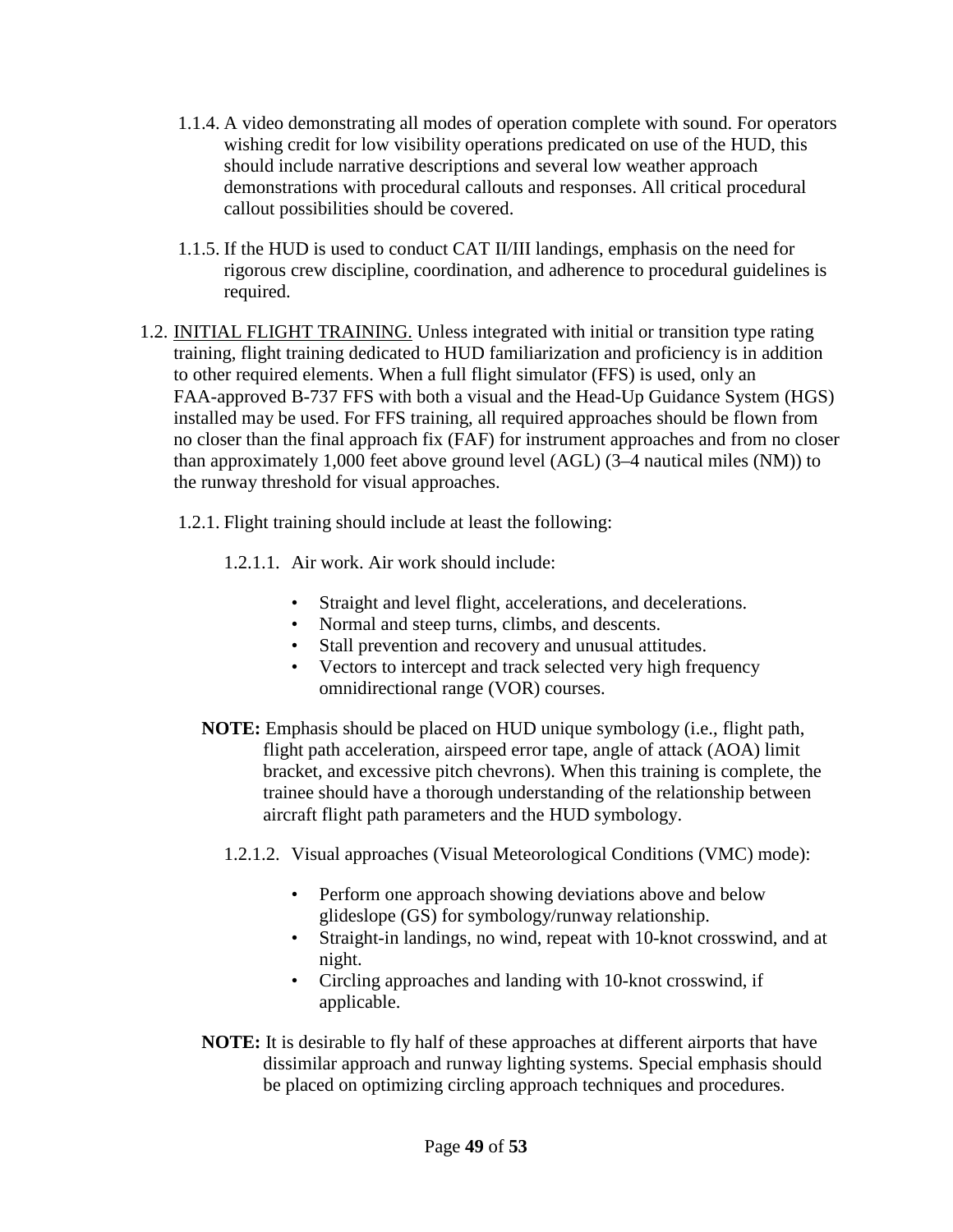1.1.4. A video demonstrating all modes of operation complete with sound. For operators wishing credit for low visibility operations predicated on use of the HUD, this should include narrative descriptions and several low weather approach demonstrations with procedural callouts and responses. All critical procedural callout possibilities should be covered.

1.1.5. If the HUD is used to conduct CAT II/III landings, emphasis on the need for rigorous crew discipline, coordination, and adherence to procedural guidelines is required.

1.2. <u>INITIAL FLIGHT TRAINING.</u> Unless integrated with initial or transition type rating training, flight training dedicated to HUD familiarization and proficiency is in addition to other required elements. When a full flight simulator (FFS) is used, only an FAA-approved B-737 FFS with both a visual and the Head-Up Guidance System (HGS) installed may be used. For FFS training, all required approaches should be flown from no closer than the final approach fix (FAF) for instrument approaches and from no closer than approximately 1,000 feet above ground level (AGL) (3–4 nautical miles (NM)) to the runway threshold for visual approaches.

1.2.1. Flight training should include at least the following:

1.2.1.1. Air work. Air work should include:

- Straight and level flight, accelerations, and decelerations.
- Normal and steep turns, climbs, and descents.
- Stall prevention and recovery and unusual attitudes.
- Vectors to intercept and track selected very high frequency omnidirectional range (VOR) courses.

**NOTE:** Emphasis should be placed on HUD unique symbology (i.e., flight path, flight path acceleration, airspeed error tape, angle of attack (AOA) limit bracket, and excessive pitch chevrons). When this training is complete, the trainee should have a thorough understanding of the relationship between aircraft flight path parameters and the HUD symbology.

1.2.1.2. Visual approaches (Visual Meteorological Conditions (VMC) mode):

- Perform one approach showing deviations above and below glideslope (GS) for symbology/runway relationship.
- Straight-in landings, no wind, repeat with 10-knot crosswind, and at night.
- Circling approaches and landing with 10-knot crosswind, if applicable.

**NOTE:** It is desirable to fly half of these approaches at different airports that have dissimilar approach and runway lighting systems. Special emphasis should be placed on optimizing circling approach techniques and procedures.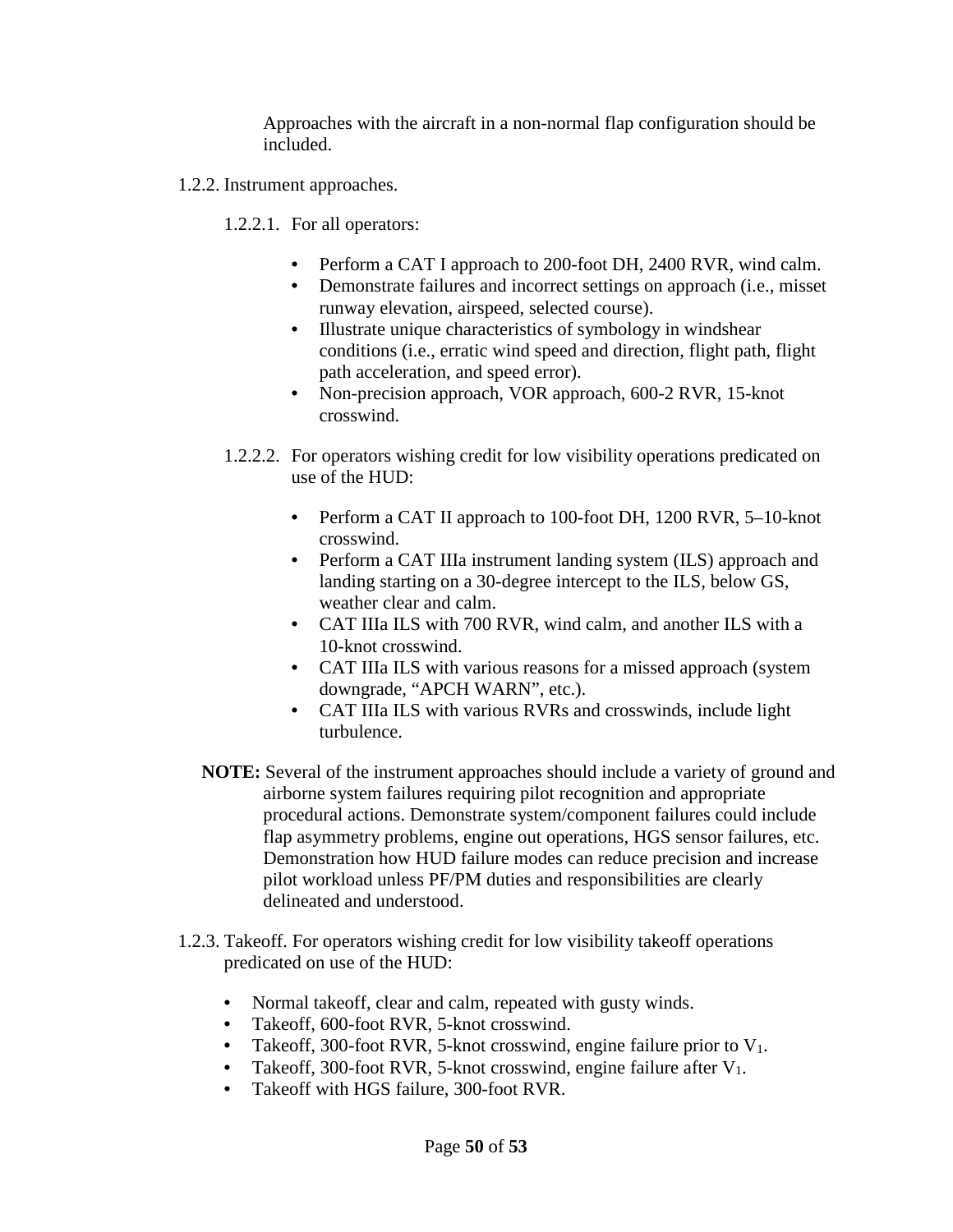Approaches with the aircraft in a non-normal flap configuration should be included.

1.2.2. Instrument approaches.

1.2.2.1. For all operators:

- Perform a CAT I approach to 200-foot DH, 2400 RVR, wind calm.
- Demonstrate failures and incorrect settings on approach (i.e., misset runway elevation, airspeed, selected course).
- Illustrate unique characteristics of symbology in windshear conditions (i.e., erratic wind speed and direction, flight path, flight path acceleration, and speed error).
- Non-precision approach, VOR approach, 600-2 RVR, 15-knot crosswind.

1.2.2.2. For operators wishing credit for low visibility operations predicated on use of the HUD:

- Perform a CAT II approach to 100-foot DH, 1200 RVR, 5–10-knot crosswind.
- Perform a CAT IIIa instrument landing system (ILS) approach and landing starting on a 30-degree intercept to the ILS, below GS, weather clear and calm.
- CAT IIIa ILS with 700 RVR, wind calm, and another ILS with a 10-knot crosswind.
- CAT IIIa ILS with various reasons for a missed approach (system downgrade, “APCH WARN”, etc.).
- CAT IIIa ILS with various RVRs and crosswinds, include light turbulence.

**NOTE:** Several of the instrument approaches should include a variety of ground and airborne system failures requiring pilot recognition and appropriate procedural actions. Demonstrate system/component failures could include flap asymmetry problems, engine out operations, HGS sensor failures, etc. Demonstration how HUD failure modes can reduce precision and increase pilot workload unless PF/PM duties and responsibilities are clearly delineated and understood.

1.2.3. Takeoff. For operators wishing credit for low visibility takeoff operations predicated on use of the HUD:

- Normal takeoff, clear and calm, repeated with gusty winds.
- Takeoff, 600-foot RVR, 5-knot crosswind.
- Takeoff, 300-foot RVR, 5-knot crosswind, engine failure prior to $V_1$.
- Takeoff, 300-foot RVR, 5-knot crosswind, engine failure after $V_1$.
- Takeoff with HGS failure, 300-foot RVR.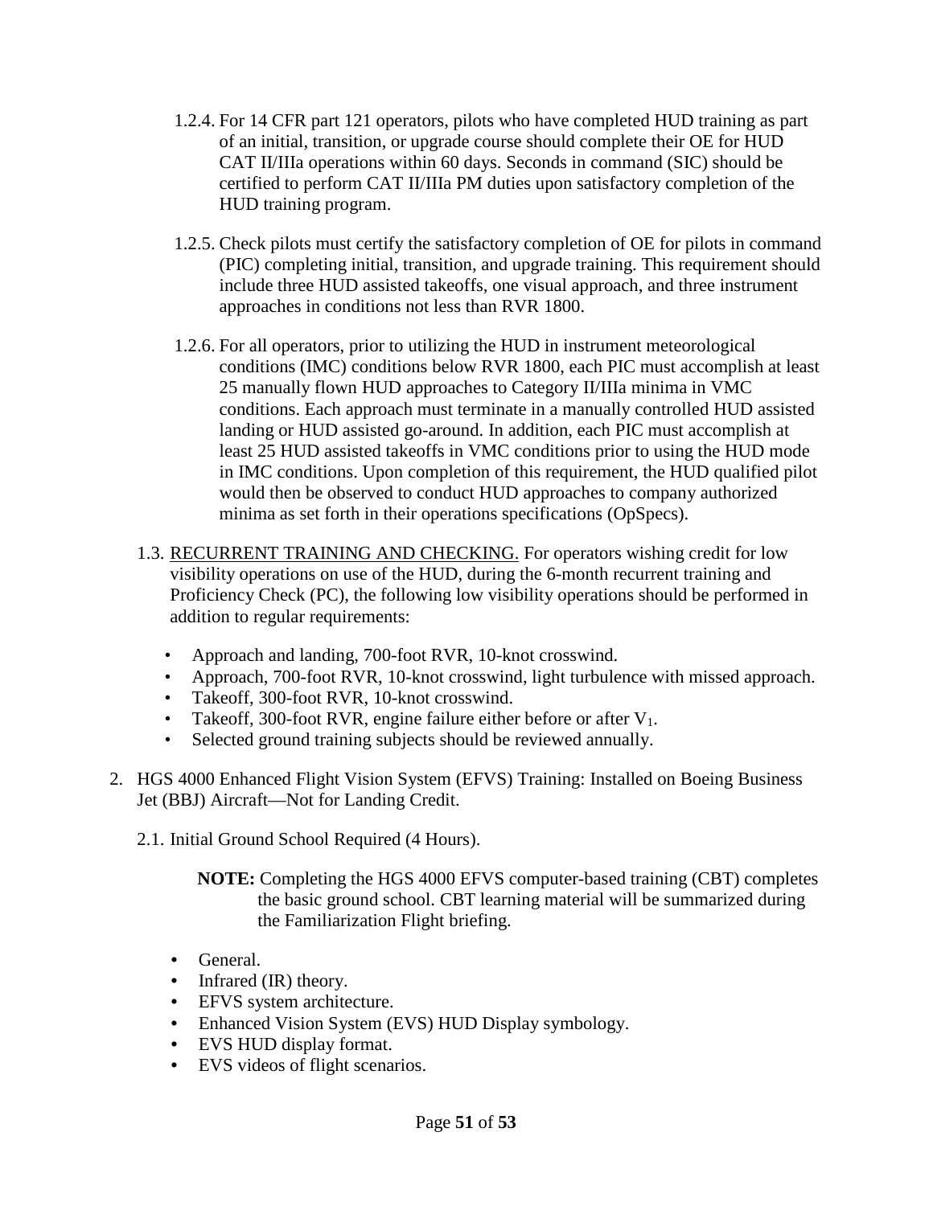1.2.4. For 14 CFR part 121 operators, pilots who have completed HUD training as part of an initial, transition, or upgrade course should complete their OE for HUD CAT II/IIIa operations within 60 days. Seconds in command (SIC) should be certified to perform CAT II/IIIa PM duties upon satisfactory completion of the HUD training program.

1.2.5. Check pilots must certify the satisfactory completion of OE for pilots in command (PIC) completing initial, transition, and upgrade training. This requirement should include three HUD assisted takeoffs, one visual approach, and three instrument approaches in conditions not less than RVR 1800.

1.2.6. For all operators, prior to utilizing the HUD in instrument meteorological conditions (IMC) conditions below RVR 1800, each PIC must accomplish at least 25 manually flown HUD approaches to Category II/IIIa minima in VMC conditions. Each approach must terminate in a manually controlled HUD assisted landing or HUD assisted go-around. In addition, each PIC must accomplish at least 25 HUD assisted takeoffs in VMC conditions prior to using the HUD mode in IMC conditions. Upon completion of this requirement, the HUD qualified pilot would then be observed to conduct HUD approaches to company authorized minima as set forth in their operations specifications (OpSpecs).

1.3. RECURRENT TRAINING AND CHECKING. For operators wishing credit for low visibility operations on use of the HUD, during the 6-month recurrent training and Proficiency Check (PC), the following low visibility operations should be performed in addition to regular requirements:

- Approach and landing, 700-foot RVR, 10-knot crosswind.
- Approach, 700-foot RVR, 10-knot crosswind, light turbulence with missed approach.
- Takeoff, 300-foot RVR, 10-knot crosswind.
- Takeoff, 300-foot RVR, engine failure either before or after $V_1$.
- Selected ground training subjects should be reviewed annually.

2. HGS 4000 Enhanced Flight Vision System (EFVS) Training: Installed on Boeing Business Jet (BBJ) Aircraft—Not for Landing Credit.

2.1. Initial Ground School Required (4 Hours).

**NOTE:** Completing the HGS 4000 EFVS computer-based training (CBT) completes the basic ground school. CBT learning material will be summarized during the Familiarization Flight briefing.

- General.
- Infrared (IR) theory.
- EFVS system architecture.
- Enhanced Vision System (EVS) HUD Display symbology.
- EVS HUD display format.
- EVS videos of flight scenarios.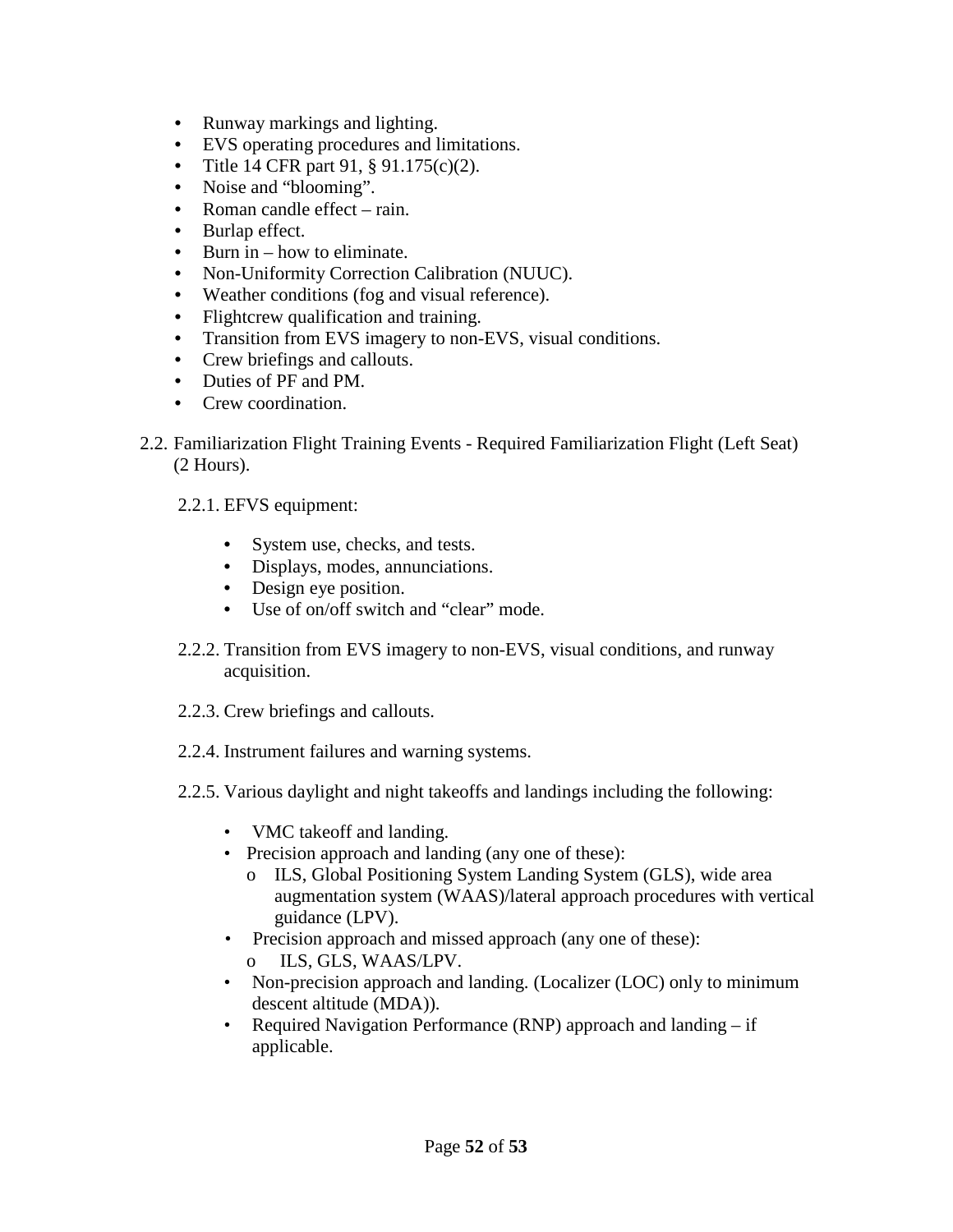- Runway markings and lighting.
- EVS operating procedures and limitations.
- Title 14 CFR part 91, § 91.175(c)(2).
- Noise and "blooming".
- Roman candle effect – rain.
- Burlap effect.
- Burn in – how to eliminate.
- Non-Uniformity Correction Calibration (NUUC).
- Weather conditions (fog and visual reference).
- Flightcrew qualification and training.
- Transition from EVS imagery to non-EVS, visual conditions.
- Crew briefings and callouts.
- Duties of PF and PM.
- Crew coordination.

2.2. Familiarization Flight Training Events - Required Familiarization Flight (Left Seat) (2 Hours).

2.2.1. EFVS equipment:

- System use, checks, and tests.
- Displays, modes, annunciations.
- Design eye position.
- Use of on/off switch and "clear" mode.

2.2.2. Transition from EVS imagery to non-EVS, visual conditions, and runway acquisition.

2.2.3. Crew briefings and callouts.

2.2.4. Instrument failures and warning systems.

2.2.5. Various daylight and night takeoffs and landings including the following:

- VMC takeoff and landing.
- Precision approach and landing (any one of these):
  - ILS, Global Positioning System Landing System (GLS), wide area augmentation system (WAAS)/lateral approach procedures with vertical guidance (LPV).
- Precision approach and missed approach (any one of these):
  - ILS, GLS, WAAS/LPV.
- Non-precision approach and landing. (Localizer (LOC) only to minimum descent altitude (MDA)).
- Required Navigation Performance (RNP) approach and landing – if applicable.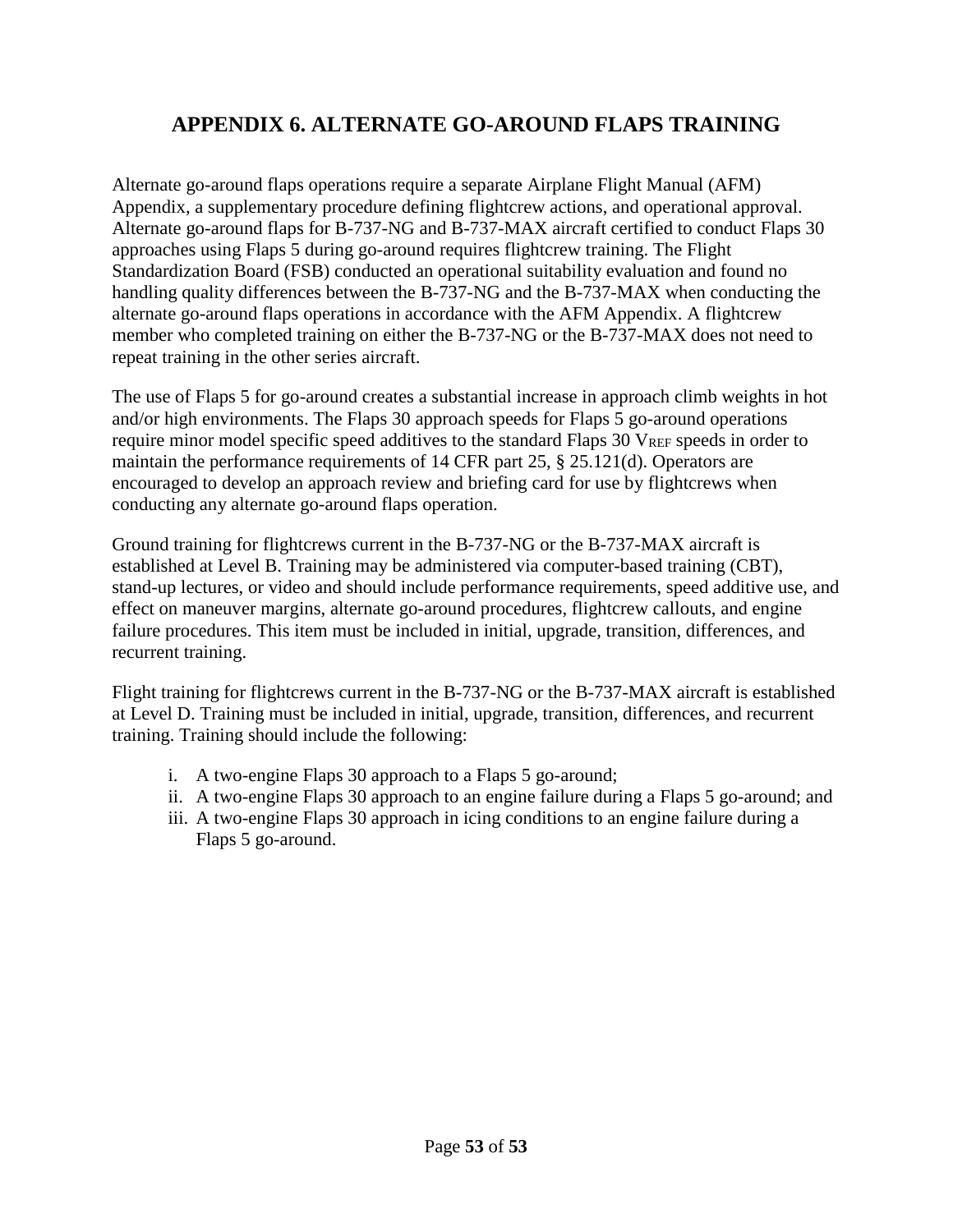# APPENDIX 6. ALTERNATE GO-AROUND FLAPS TRAINING

Alternate go-around flaps operations require a separate Airplane Flight Manual (AFM) Appendix, a supplementary procedure defining flightcrew actions, and operational approval. Alternate go-around flaps for B-737-NG and B-737-MAX aircraft certified to conduct Flaps 30 approaches using Flaps 5 during go-around requires flightcrew training. The Flight Standardization Board (FSB) conducted an operational suitability evaluation and found no handling quality differences between the B-737-NG and the B-737-MAX when conducting the alternate go-around flaps operations in accordance with the AFM Appendix. A flightcrew member who completed training on either the B-737-NG or the B-737-MAX does not need to repeat training in the other series aircraft.

The use of Flaps 5 for go-around creates a substantial increase in approach climb weights in hot and/or high environments. The Flaps 30 approach speeds for Flaps 5 go-around operations require minor model specific speed additives to the standard Flaps 30 $V_{REF}$ speeds in order to maintain the performance requirements of 14 CFR part 25, § 25.121(d). Operators are encouraged to develop an approach review and briefing card for use by flightcrews when conducting any alternate go-around flaps operation.

Ground training for flightcrews current in the B-737-NG or the B-737-MAX aircraft is established at Level B. Training may be administered via computer-based training (CBT), stand-up lectures, or video and should include performance requirements, speed additive use, and effect on maneuver margins, alternate go-around procedures, flightcrew callouts, and engine failure procedures. This item must be included in initial, upgrade, transition, differences, and recurrent training.

Flight training for flightcrews current in the B-737-NG or the B-737-MAX aircraft is established at Level D. Training must be included in initial, upgrade, transition, differences, and recurrent training. Training should include the following:

i. A two-engine Flaps 30 approach to a Flaps 5 go-around;
ii. A two-engine Flaps 30 approach to an engine failure during a Flaps 5 go-around; and
iii. A two-engine Flaps 30 approach in icing conditions to an engine failure during a Flaps 5 go-around.